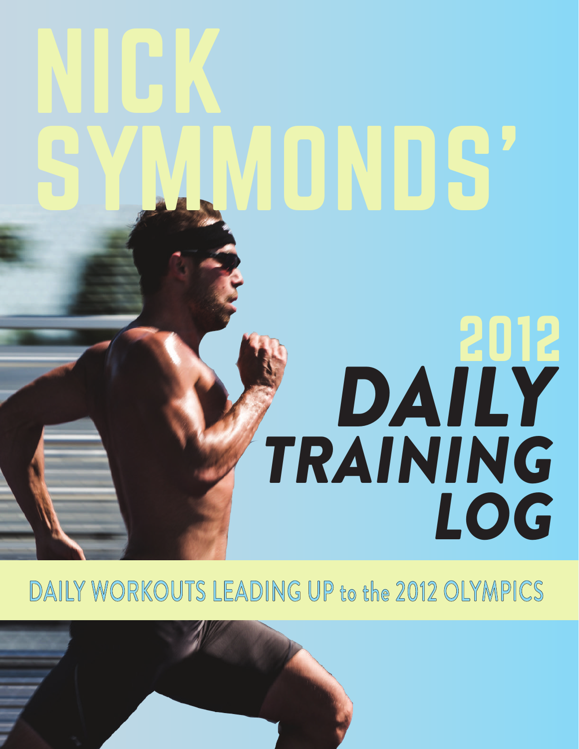# NICK SYMMONDS'

## 2012 DAILY TRAINING LOG

DAILY WORKOUTS LEADING UP to the 2012 OLYMPICS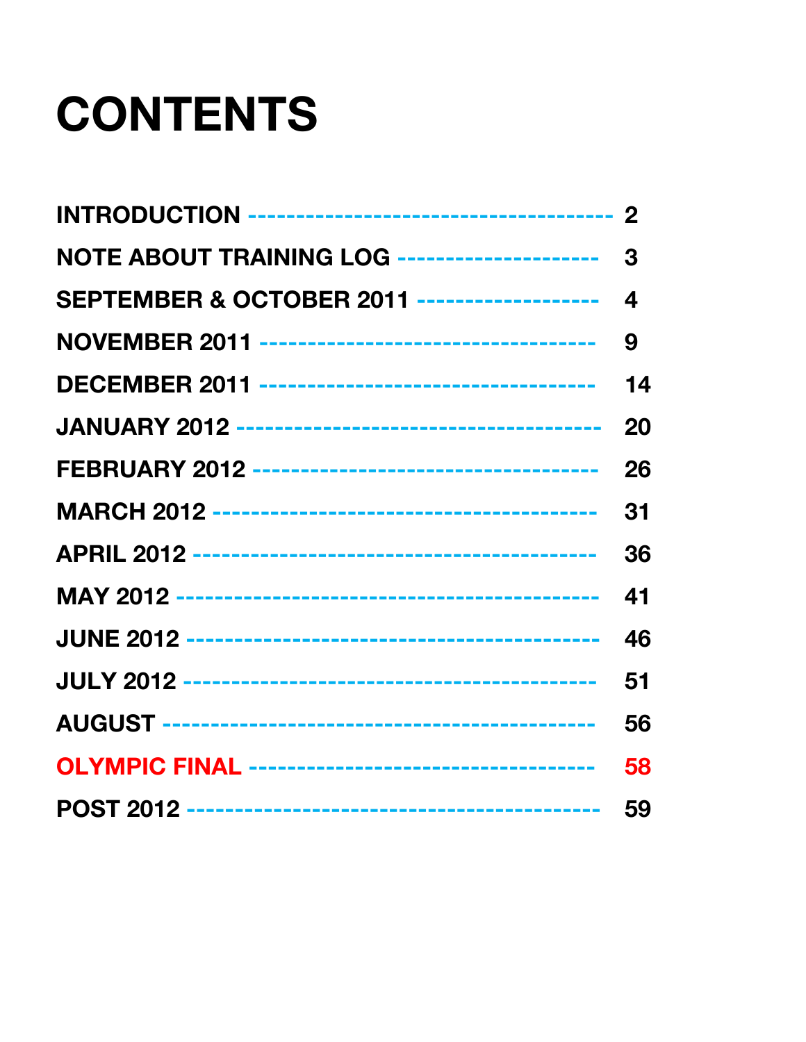# CONTENTS

| Section | Page |
| --- | --- |
| INTRODUCTION | 2 |
| NOTE ABOUT TRAINING LOG | 3 |
| SEPTEMBER & OCTOBER 2011 | 4 |
| NOVEMBER 2011 | 9 |
| DECEMBER 2011 | 14 |
| JANUARY 2012 | 20 |
| FEBRUARY 2012 | 26 |
| MARCH 2012 | 31 |
| APRIL 2012 | 36 |
| MAY 2012 | 41 |
| JUNE 2012 | 46 |
| JULY 2012 | 51 |
| AUGUST | 56 |
| OLYMPIC FINAL | 58 |
| POST 2012 | 59 |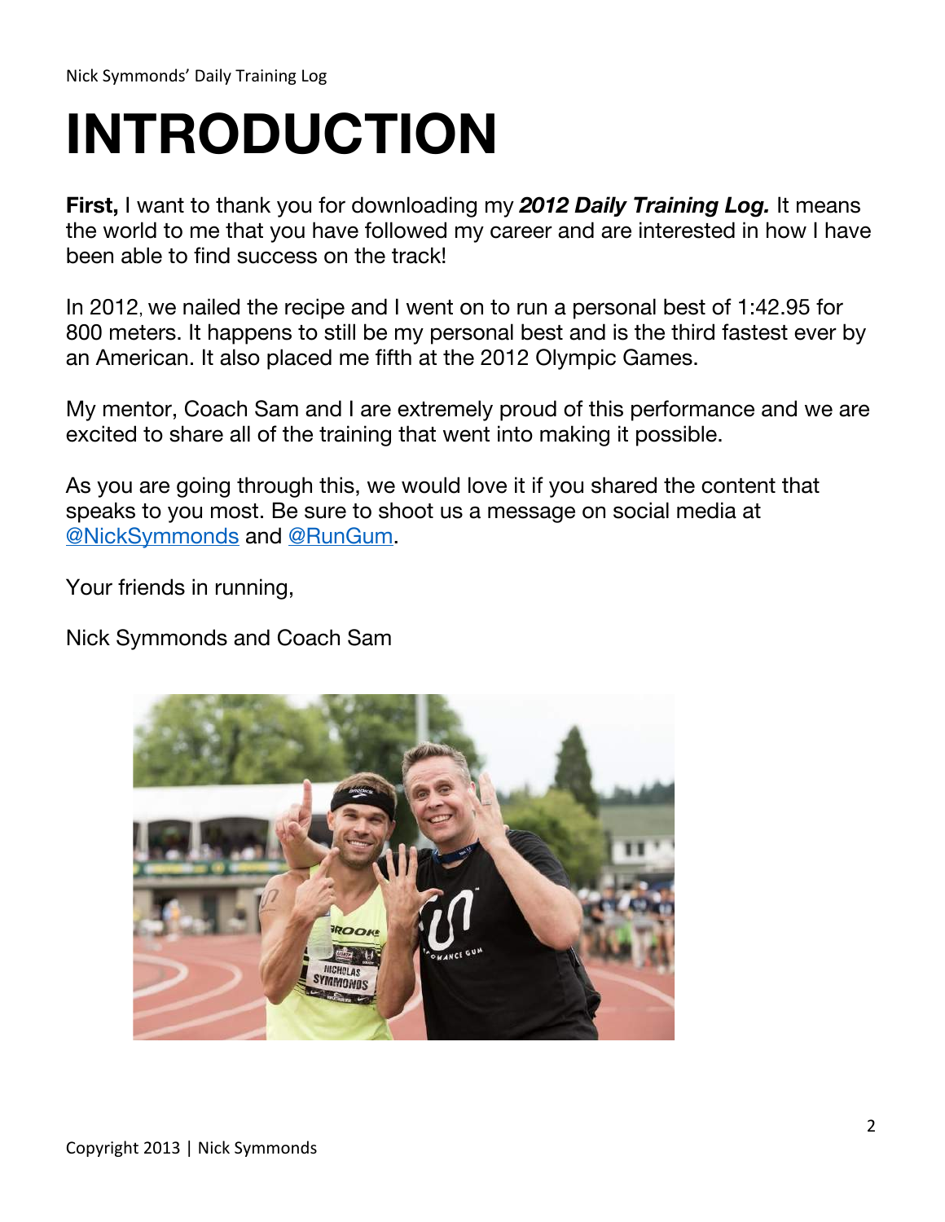# INTRODUCTION

**First,** I want to thank you for downloading my ***2012 Daily Training Log.*** It means the world to me that you have followed my career and are interested in how I have been able to find success on the track!

In 2012, we nailed the recipe and I went on to run a personal best of 1:42.95 for 800 meters. It happens to still be my personal best and is the third fastest ever by an American. It also placed me fifth at the 2012 Olympic Games.

My mentor, Coach Sam and I are extremely proud of this performance and we are excited to share all of the training that went into making it possible.

As you are going through this, we would love it if you shared the content that speaks to you most. Be sure to shoot us a message on social media at @NickSymmonds and @RunGum.

Your friends in running,

Nick Symmonds and Coach Sam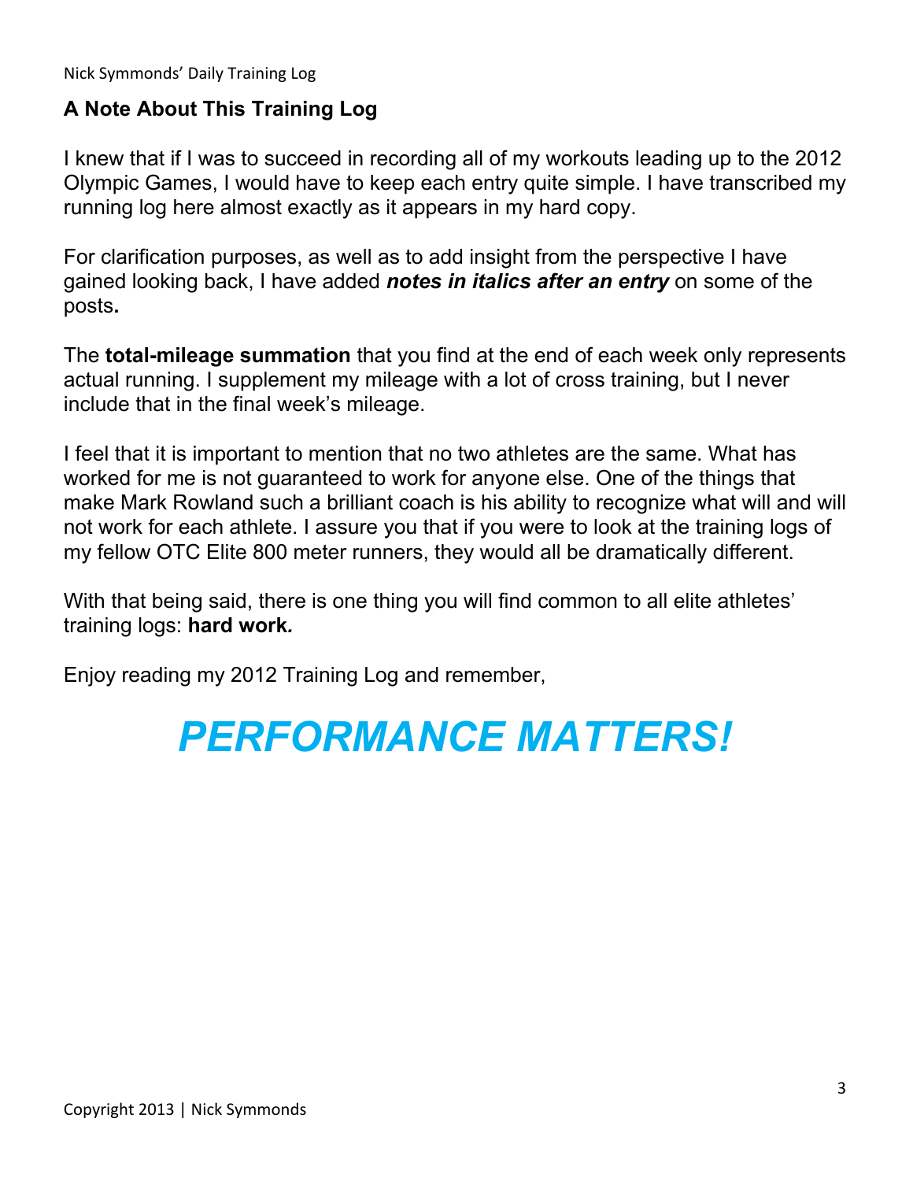## A Note About This Training Log

I knew that if I was to succeed in recording all of my workouts leading up to the 2012 Olympic Games, I would have to keep each entry quite simple. I have transcribed my running log here almost exactly as it appears in my hard copy.

For clarification purposes, as well as to add insight from the perspective I have gained looking back, I have added ***notes in italics after an entry*** on some of the posts**.**

The **total-mileage summation** that you find at the end of each week only represents actual running. I supplement my mileage with a lot of cross training, but I never include that in the final week's mileage.

I feel that it is important to mention that no two athletes are the same. What has worked for me is not guaranteed to work for anyone else. One of the things that make Mark Rowland such a brilliant coach is his ability to recognize what will and will not work for each athlete. I assure you that if you were to look at the training logs of my fellow OTC Elite 800 meter runners, they would all be dramatically different.

With that being said, there is one thing you will find common to all elite athletes' training logs: **hard work*.***

Enjoy reading my 2012 Training Log and remember,

***PERFORMANCE MATTERS!***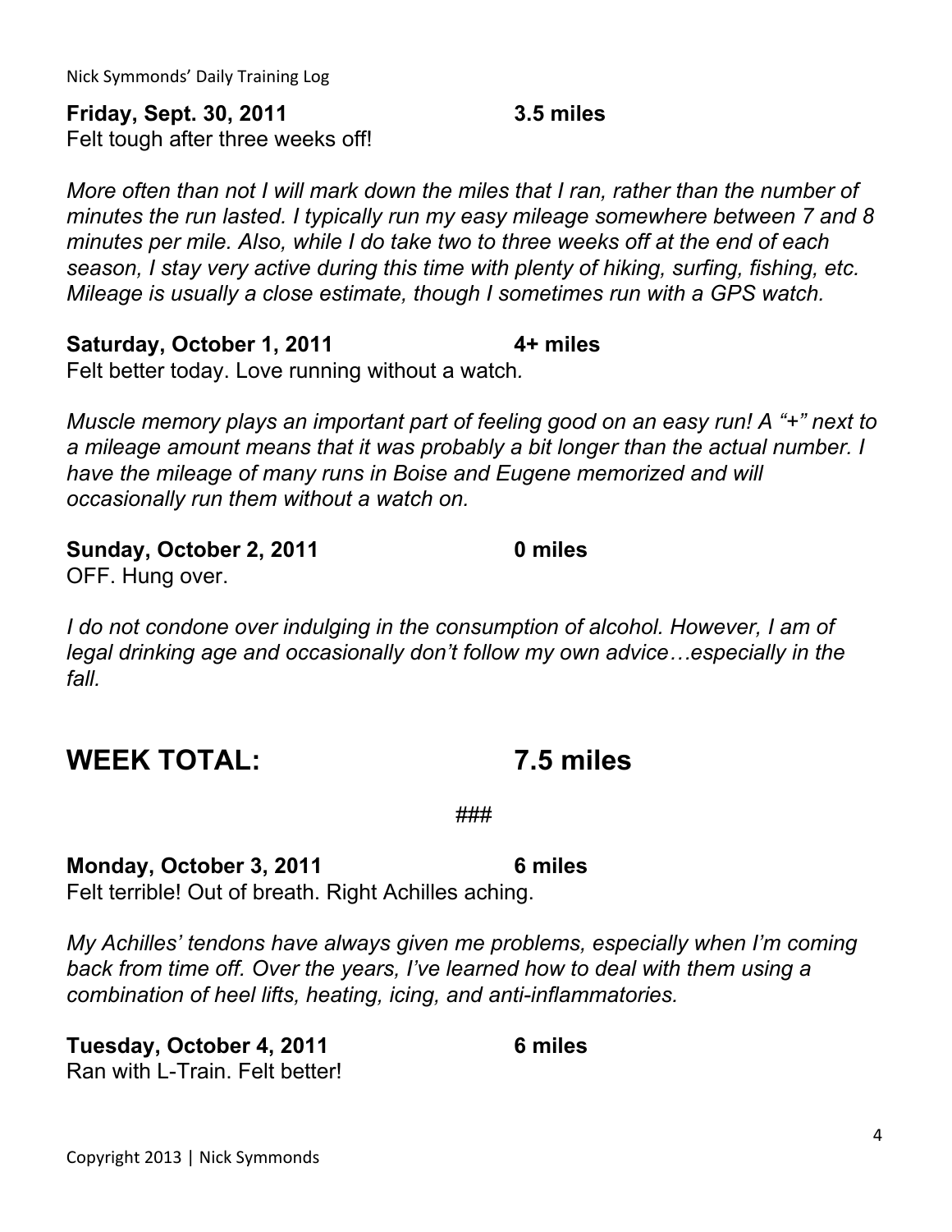**Friday, Sept. 30, 2011 3.5 miles**
Felt tough after three weeks off!

*More often than not I will mark down the miles that I ran, rather than the number of minutes the run lasted. I typically run my easy mileage somewhere between 7 and 8 minutes per mile. Also, while I do take two to three weeks off at the end of each season, I stay very active during this time with plenty of hiking, surfing, fishing, etc. Mileage is usually a close estimate, though I sometimes run with a GPS watch.*

**Saturday, October 1, 2011 4+ miles**
Felt better today. Love running without a watch.

*Muscle memory plays an important part of feeling good on an easy run! A "+" next to a mileage amount means that it was probably a bit longer than the actual number. I have the mileage of many runs in Boise and Eugene memorized and will occasionally run them without a watch on.*

**Sunday, October 2, 2011 0 miles**
OFF. Hung over.

*I do not condone over indulging in the consumption of alcohol. However, I am of legal drinking age and occasionally don't follow my own advice…especially in the fall.*

## WEEK TOTAL: 7.5 miles

###

**Monday, October 3, 2011 6 miles**
Felt terrible! Out of breath. Right Achilles aching.

*My Achilles' tendons have always given me problems, especially when I'm coming back from time off. Over the years, I've learned how to deal with them using a combination of heel lifts, heating, icing, and anti-inflammatories.*

**Tuesday, October 4, 2011 6 miles**
Ran with L-Train. Felt better!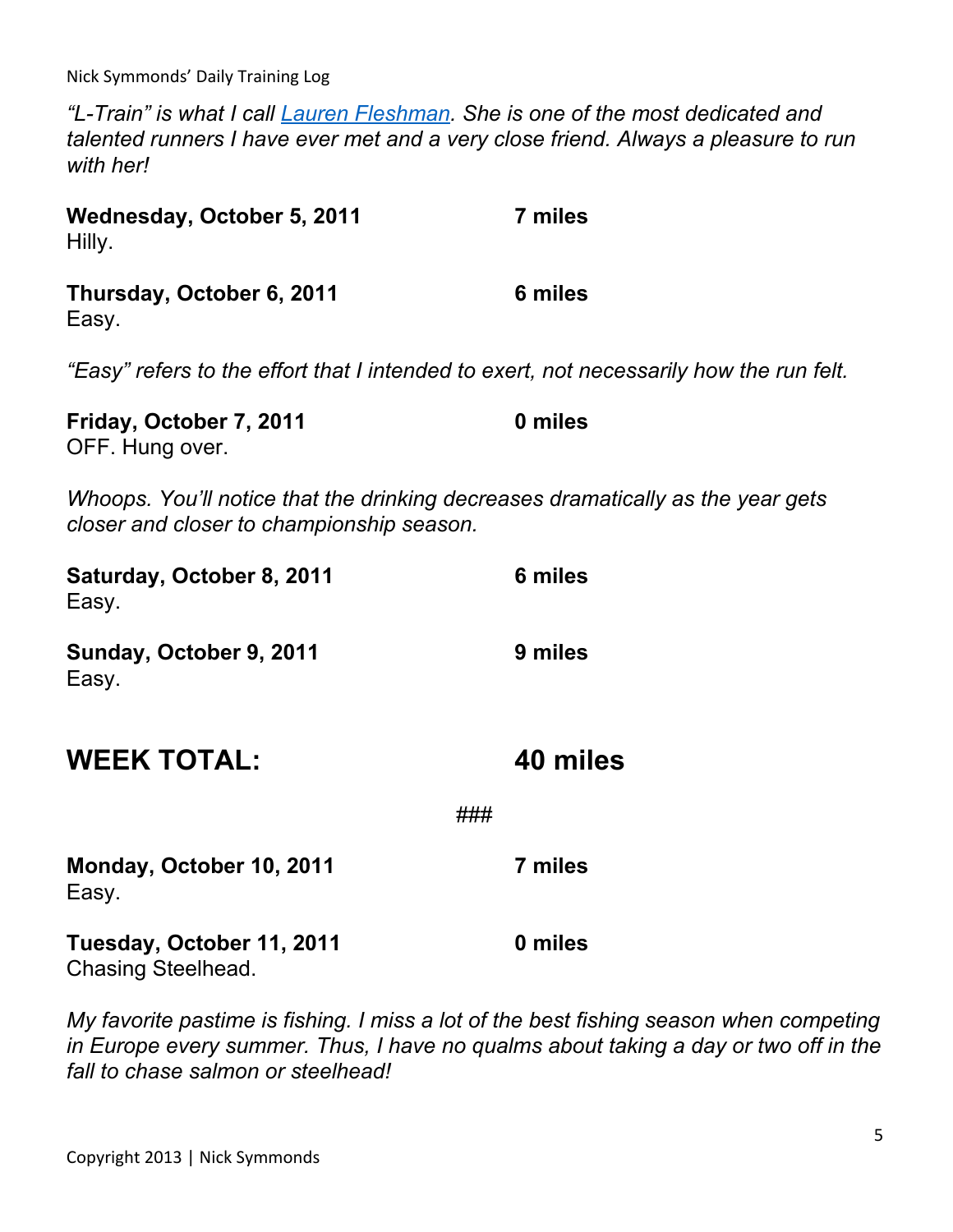*"L-Train" is what I call [Lauren Fleshman](). She is one of the most dedicated and talented runners I have ever met and a very close friend. Always a pleasure to run with her!*

**Wednesday, October 5, 2011** **7 miles**
Hilly.

**Thursday, October 6, 2011** **6 miles**
Easy.

*"Easy" refers to the effort that I intended to exert, not necessarily how the run felt.*

**Friday, October 7, 2011** **0 miles**
OFF. Hung over.

*Whoops. You'll notice that the drinking decreases dramatically as the year gets closer and closer to championship season.*

**Saturday, October 8, 2011** **6 miles**
Easy.

**Sunday, October 9, 2011** **9 miles**
Easy.

## WEEK TOTAL: 40 miles

###

**Monday, October 10, 2011** **7 miles**
Easy.

**Tuesday, October 11, 2011** **0 miles**
Chasing Steelhead.

*My favorite pastime is fishing. I miss a lot of the best fishing season when competing in Europe every summer. Thus, I have no qualms about taking a day or two off in the fall to chase salmon or steelhead!*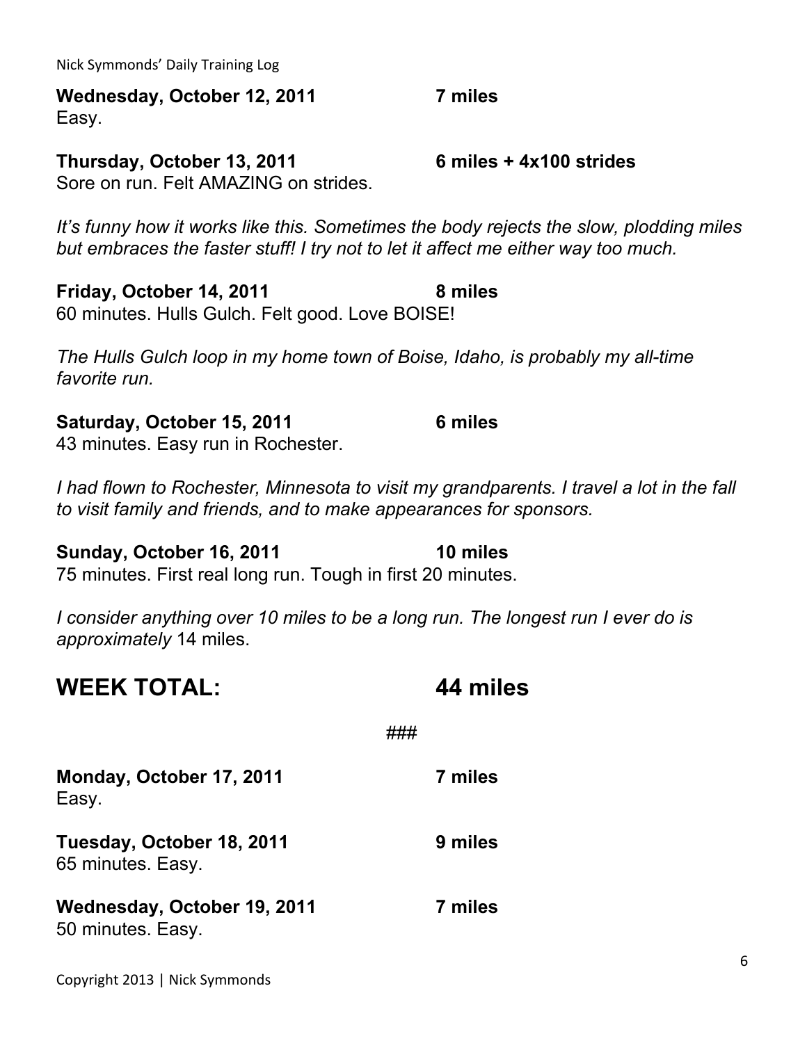**Wednesday, October 12, 2011 7 miles**
Easy.

**Thursday, October 13, 2011 6 miles + 4x100 strides**
Sore on run. Felt AMAZING on strides.

*It's funny how it works like this. Sometimes the body rejects the slow, plodding miles but embraces the faster stuff! I try not to let it affect me either way too much.*

**Friday, October 14, 2011 8 miles**
60 minutes. Hulls Gulch. Felt good. Love BOISE!

*The Hulls Gulch loop in my home town of Boise, Idaho, is probably my all-time favorite run.*

**Saturday, October 15, 2011 6 miles**
43 minutes. Easy run in Rochester.

*I had flown to Rochester, Minnesota to visit my grandparents. I travel a lot in the fall to visit family and friends, and to make appearances for sponsors.*

**Sunday, October 16, 2011 10 miles**
75 minutes. First real long run. Tough in first 20 minutes.

*I consider anything over 10 miles to be a long run. The longest run I ever do is approximately* 14 miles.

## WEEK TOTAL: 44 miles

###

**Monday, October 17, 2011 7 miles**
Easy.

**Tuesday, October 18, 2011 9 miles**
65 minutes. Easy.

**Wednesday, October 19, 2011 7 miles**
50 minutes. Easy.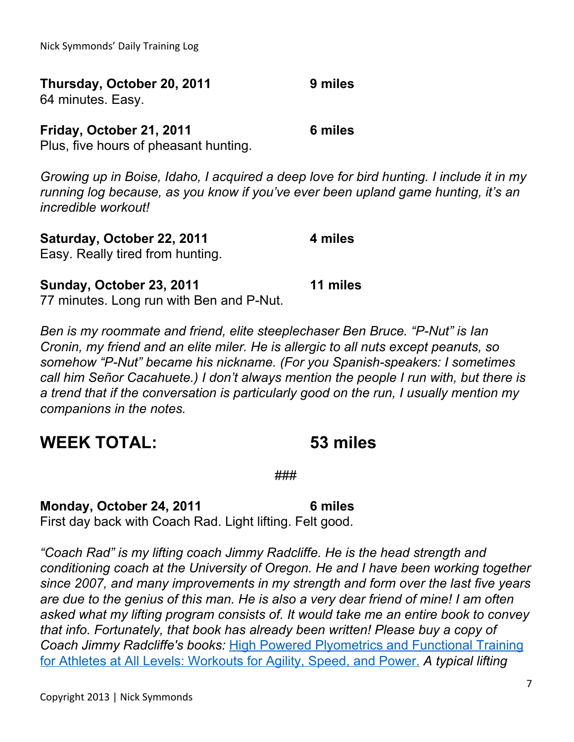**Thursday, October 20, 2011** **9 miles**
64 minutes. Easy.

**Friday, October 21, 2011** **6 miles**
Plus, five hours of pheasant hunting.

*Growing up in Boise, Idaho, I acquired a deep love for bird hunting. I include it in my running log because, as you know if you've ever been upland game hunting, it's an incredible workout!*

**Saturday, October 22, 2011** **4 miles**
Easy. Really tired from hunting.

**Sunday, October 23, 2011** **11 miles**
77 minutes. Long run with Ben and P-Nut.

*Ben is my roommate and friend, elite steeplechaser Ben Bruce. "P-Nut" is Ian Cronin, my friend and an elite miler. He is allergic to all nuts except peanuts, so somehow "P-Nut" became his nickname. (For you Spanish-speakers: I sometimes call him Señor Cacahuete.) I don't always mention the people I run with, but there is a trend that if the conversation is particularly good on the run, I usually mention my companions in the notes.*

## WEEK TOTAL: 53 miles

###

**Monday, October 24, 2011** **6 miles**
First day back with Coach Rad. Light lifting. Felt good.

*"Coach Rad" is my lifting coach Jimmy Radcliffe. He is the head strength and conditioning coach at the University of Oregon. He and I have been working together since 2007, and many improvements in my strength and form over the last five years are due to the genius of this man. He is also a very dear friend of mine! I am often asked what my lifting program consists of. It would take me an entire book to convey that info. Fortunately, that book has already been written! Please buy a copy of Coach Jimmy Radcliffe's books:* [High Powered Plyometrics and Functional Training for Athletes at All Levels: Workouts for Agility, Speed, and Power.]() *A typical lifting*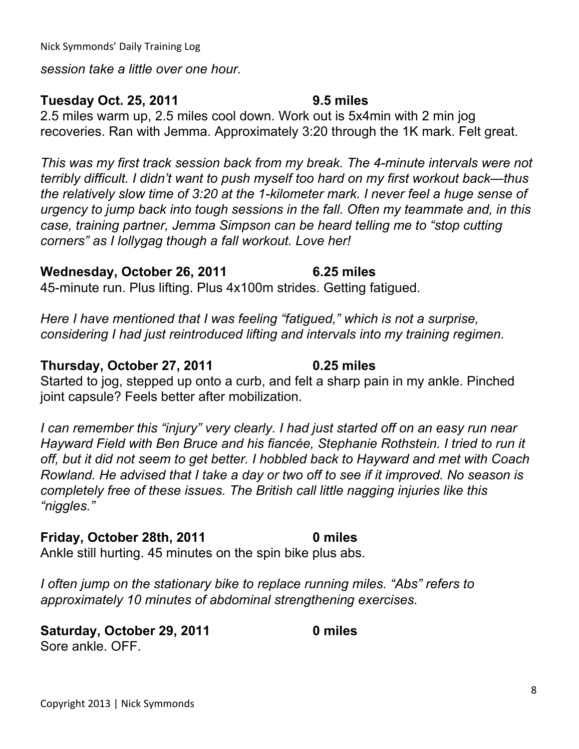*session take a little over one hour.*

**Tuesday Oct. 25, 2011 9.5 miles**

2.5 miles warm up, 2.5 miles cool down. Work out is 5x4min with 2 min jog recoveries. Ran with Jemma. Approximately 3:20 through the 1K mark. Felt great.

*This was my first track session back from my break. The 4-minute intervals were not terribly difficult. I didn't want to push myself too hard on my first workout back—thus the relatively slow time of 3:20 at the 1-kilometer mark. I never feel a huge sense of urgency to jump back into tough sessions in the fall. Often my teammate and, in this case, training partner, Jemma Simpson can be heard telling me to "stop cutting corners" as I lollygag though a fall workout. Love her!*

**Wednesday, October 26, 2011 6.25 miles**

45-minute run. Plus lifting. Plus 4x100m strides. Getting fatigued.

*Here I have mentioned that I was feeling "fatigued," which is not a surprise, considering I had just reintroduced lifting and intervals into my training regimen.*

**Thursday, October 27, 2011 0.25 miles**

Started to jog, stepped up onto a curb, and felt a sharp pain in my ankle. Pinched joint capsule? Feels better after mobilization.

*I can remember this "injury" very clearly. I had just started off on an easy run near Hayward Field with Ben Bruce and his fiancée, Stephanie Rothstein. I tried to run it off, but it did not seem to get better. I hobbled back to Hayward and met with Coach Rowland. He advised that I take a day or two off to see if it improved. No season is completely free of these issues. The British call little nagging injuries like this "niggles."*

**Friday, October 28th, 2011 0 miles**

Ankle still hurting. 45 minutes on the spin bike plus abs.

*I often jump on the stationary bike to replace running miles. "Abs" refers to approximately 10 minutes of abdominal strengthening exercises.*

**Saturday, October 29, 2011 0 miles**

Sore ankle. OFF.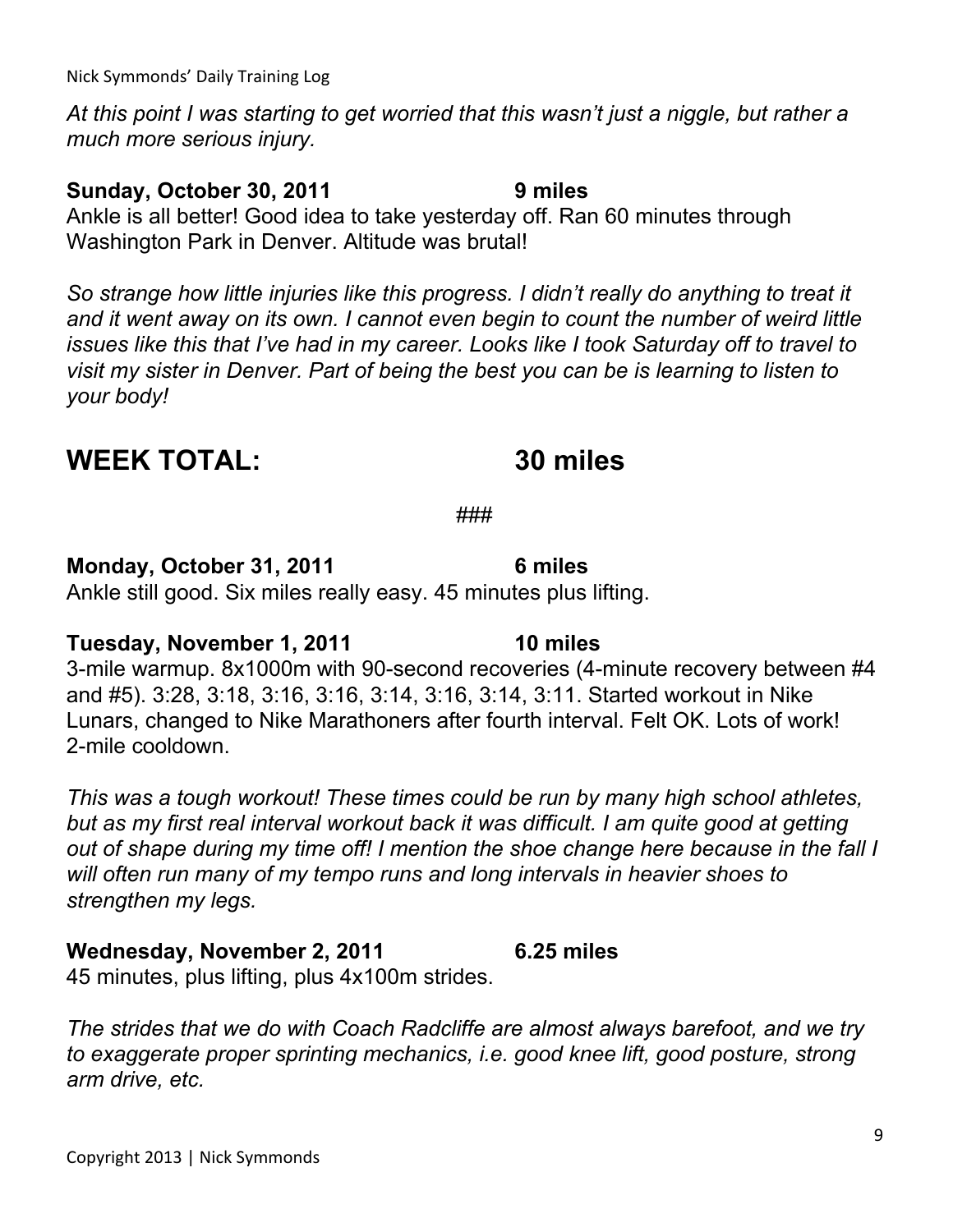*At this point I was starting to get worried that this wasn't just a niggle, but rather a much more serious injury.*

**Sunday, October 30, 2011 9 miles**

Ankle is all better! Good idea to take yesterday off. Ran 60 minutes through Washington Park in Denver. Altitude was brutal!

*So strange how little injuries like this progress. I didn't really do anything to treat it and it went away on its own. I cannot even begin to count the number of weird little issues like this that I've had in my career. Looks like I took Saturday off to travel to visit my sister in Denver. Part of being the best you can be is learning to listen to your body!*

## WEEK TOTAL: 30 miles

###

**Monday, October 31, 2011 6 miles**

Ankle still good. Six miles really easy. 45 minutes plus lifting.

**Tuesday, November 1, 2011 10 miles**

3-mile warmup. 8x1000m with 90-second recoveries (4-minute recovery between #4 and #5). 3:28, 3:18, 3:16, 3:16, 3:14, 3:16, 3:14, 3:11. Started workout in Nike Lunars, changed to Nike Marathoners after fourth interval. Felt OK. Lots of work! 2-mile cooldown.

*This was a tough workout! These times could be run by many high school athletes, but as my first real interval workout back it was difficult. I am quite good at getting out of shape during my time off! I mention the shoe change here because in the fall I will often run many of my tempo runs and long intervals in heavier shoes to strengthen my legs.*

**Wednesday, November 2, 2011 6.25 miles**

45 minutes, plus lifting, plus 4x100m strides.

*The strides that we do with Coach Radcliffe are almost always barefoot, and we try to exaggerate proper sprinting mechanics, i.e. good knee lift, good posture, strong arm drive, etc.*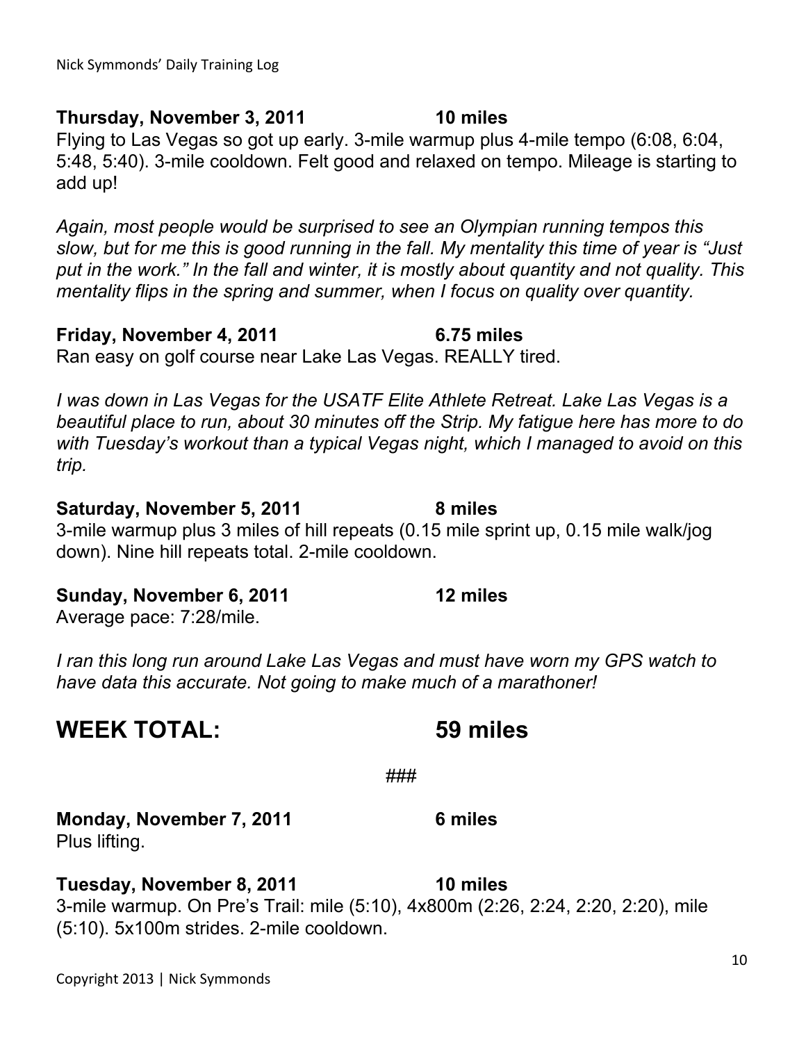**Thursday, November 3, 2011** **10 miles**

Flying to Las Vegas so got up early. 3-mile warmup plus 4-mile tempo (6:08, 6:04, 5:48, 5:40). 3-mile cooldown. Felt good and relaxed on tempo. Mileage is starting to add up!

*Again, most people would be surprised to see an Olympian running tempos this slow, but for me this is good running in the fall. My mentality this time of year is "Just put in the work." In the fall and winter, it is mostly about quantity and not quality. This mentality flips in the spring and summer, when I focus on quality over quantity.*

**Friday, November 4, 2011** **6.75 miles**

Ran easy on golf course near Lake Las Vegas. REALLY tired.

*I was down in Las Vegas for the USATF Elite Athlete Retreat. Lake Las Vegas is a beautiful place to run, about 30 minutes off the Strip. My fatigue here has more to do with Tuesday's workout than a typical Vegas night, which I managed to avoid on this trip.*

**Saturday, November 5, 2011** **8 miles**

3-mile warmup plus 3 miles of hill repeats (0.15 mile sprint up, 0.15 mile walk/jog down). Nine hill repeats total. 2-mile cooldown.

**Sunday, November 6, 2011** **12 miles**

Average pace: 7:28/mile.

*I ran this long run around Lake Las Vegas and must have worn my GPS watch to have data this accurate. Not going to make much of a marathoner!*

## WEEK TOTAL: 59 miles

###

**Monday, November 7, 2011** **6 miles**

Plus lifting.

**Tuesday, November 8, 2011** **10 miles**

3-mile warmup. On Pre's Trail: mile (5:10), 4x800m (2:26, 2:24, 2:20, 2:20), mile (5:10). 5x100m strides. 2-mile cooldown.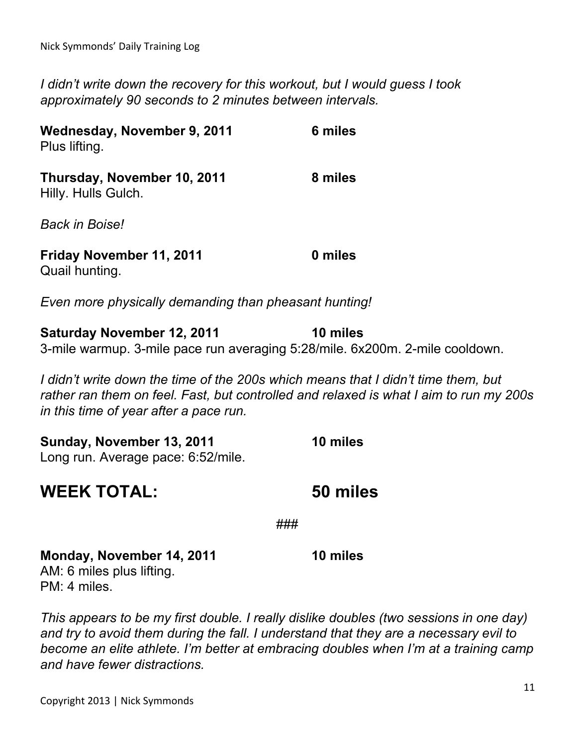*I didn't write down the recovery for this workout, but I would guess I took approximately 90 seconds to 2 minutes between intervals.*

**Wednesday, November 9, 2011** **6 miles**
Plus lifting.

**Thursday, November 10, 2011** **8 miles**
Hilly. Hulls Gulch.

*Back in Boise!*

**Friday November 11, 2011** **0 miles**
Quail hunting.

*Even more physically demanding than pheasant hunting!*

**Saturday November 12, 2011** **10 miles**
3-mile warmup. 3-mile pace run averaging 5:28/mile. 6x200m. 2-mile cooldown.

*I didn't write down the time of the 200s which means that I didn't time them, but rather ran them on feel. Fast, but controlled and relaxed is what I aim to run my 200s in this time of year after a pace run.*

**Sunday, November 13, 2011** **10 miles**
Long run. Average pace: 6:52/mile.

## WEEK TOTAL: 50 miles

###

**Monday, November 14, 2011** **10 miles**
AM: 6 miles plus lifting.
PM: 4 miles.

*This appears to be my first double. I really dislike doubles (two sessions in one day) and try to avoid them during the fall. I understand that they are a necessary evil to become an elite athlete. I'm better at embracing doubles when I'm at a training camp and have fewer distractions.*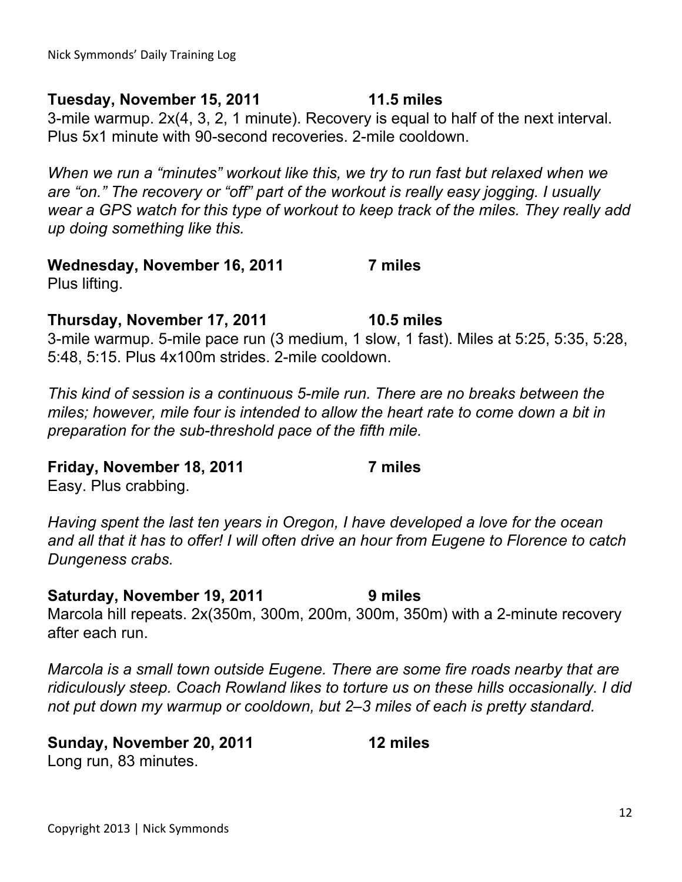**Tuesday, November 15, 2011 11.5 miles**

3-mile warmup. 2x(4, 3, 2, 1 minute). Recovery is equal to half of the next interval. Plus 5x1 minute with 90-second recoveries. 2-mile cooldown.

*When we run a "minutes" workout like this, we try to run fast but relaxed when we are "on." The recovery or "off" part of the workout is really easy jogging. I usually wear a GPS watch for this type of workout to keep track of the miles. They really add up doing something like this.*

**Wednesday, November 16, 2011 7 miles**

Plus lifting.

**Thursday, November 17, 2011 10.5 miles**

3-mile warmup. 5-mile pace run (3 medium, 1 slow, 1 fast). Miles at 5:25, 5:35, 5:28, 5:48, 5:15. Plus 4x100m strides. 2-mile cooldown.

*This kind of session is a continuous 5-mile run. There are no breaks between the miles; however, mile four is intended to allow the heart rate to come down a bit in preparation for the sub-threshold pace of the fifth mile.*

**Friday, November 18, 2011 7 miles**

Easy. Plus crabbing.

*Having spent the last ten years in Oregon, I have developed a love for the ocean and all that it has to offer! I will often drive an hour from Eugene to Florence to catch Dungeness crabs.*

**Saturday, November 19, 2011 9 miles**

Marcola hill repeats. 2x(350m, 300m, 200m, 300m, 350m) with a 2-minute recovery after each run.

*Marcola is a small town outside Eugene. There are some fire roads nearby that are ridiculously steep. Coach Rowland likes to torture us on these hills occasionally. I did not put down my warmup or cooldown, but 2–3 miles of each is pretty standard.*

**Sunday, November 20, 2011 12 miles**

Long run, 83 minutes.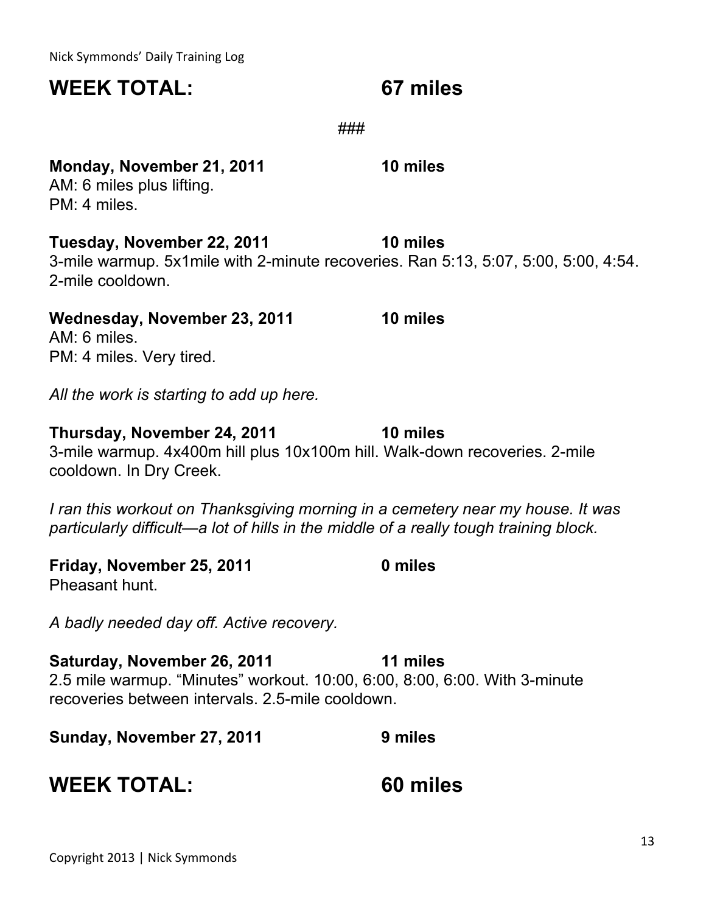**WEEK TOTAL: 67 miles**

###

**Monday, November 21, 2011 10 miles**
AM: 6 miles plus lifting.
PM: 4 miles.

**Tuesday, November 22, 2011 10 miles**
3-mile warmup. 5x1mile with 2-minute recoveries. Ran 5:13, 5:07, 5:00, 5:00, 4:54. 2-mile cooldown.

**Wednesday, November 23, 2011 10 miles**
AM: 6 miles.
PM: 4 miles. Very tired.

*All the work is starting to add up here.*

**Thursday, November 24, 2011 10 miles**
3-mile warmup. 4x400m hill plus 10x100m hill. Walk-down recoveries. 2-mile cooldown. In Dry Creek.

*I ran this workout on Thanksgiving morning in a cemetery near my house. It was particularly difficult—a lot of hills in the middle of a really tough training block.*

**Friday, November 25, 2011 0 miles**
Pheasant hunt.

*A badly needed day off. Active recovery.*

**Saturday, November 26, 2011 11 miles**
2.5 mile warmup. "Minutes" workout. 10:00, 6:00, 8:00, 6:00. With 3-minute recoveries between intervals. 2.5-mile cooldown.

**Sunday, November 27, 2011 9 miles**

**WEEK TOTAL: 60 miles**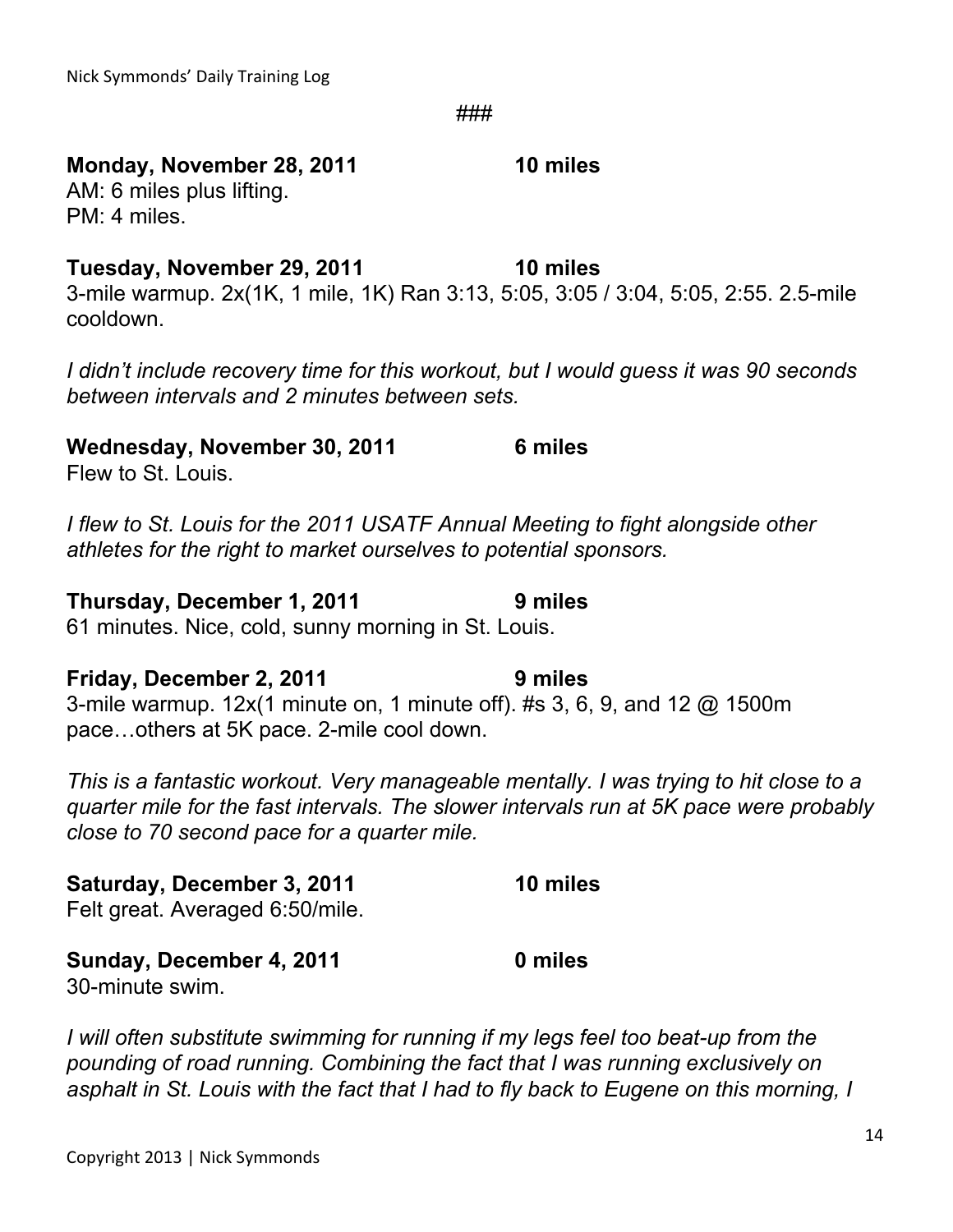###

**Monday, November 28, 2011 10 miles**
AM: 6 miles plus lifting.
PM: 4 miles.

**Tuesday, November 29, 2011 10 miles**
3-mile warmup. 2x(1K, 1 mile, 1K) Ran 3:13, 5:05, 3:05 / 3:04, 5:05, 2:55. 2.5-mile cooldown.

*I didn't include recovery time for this workout, but I would guess it was 90 seconds between intervals and 2 minutes between sets.*

**Wednesday, November 30, 2011 6 miles**
Flew to St. Louis.

*I flew to St. Louis for the 2011 USATF Annual Meeting to fight alongside other athletes for the right to market ourselves to potential sponsors.*

**Thursday, December 1, 2011 9 miles**
61 minutes. Nice, cold, sunny morning in St. Louis.

**Friday, December 2, 2011 9 miles**
3-mile warmup. 12x(1 minute on, 1 minute off). #s 3, 6, 9, and 12 @ 1500m pace…others at 5K pace. 2-mile cool down.

*This is a fantastic workout. Very manageable mentally. I was trying to hit close to a quarter mile for the fast intervals. The slower intervals run at 5K pace were probably close to 70 second pace for a quarter mile.*

**Saturday, December 3, 2011 10 miles**
Felt great. Averaged 6:50/mile.

**Sunday, December 4, 2011 0 miles**
30-minute swim.

*I will often substitute swimming for running if my legs feel too beat-up from the pounding of road running. Combining the fact that I was running exclusively on asphalt in St. Louis with the fact that I had to fly back to Eugene on this morning, I*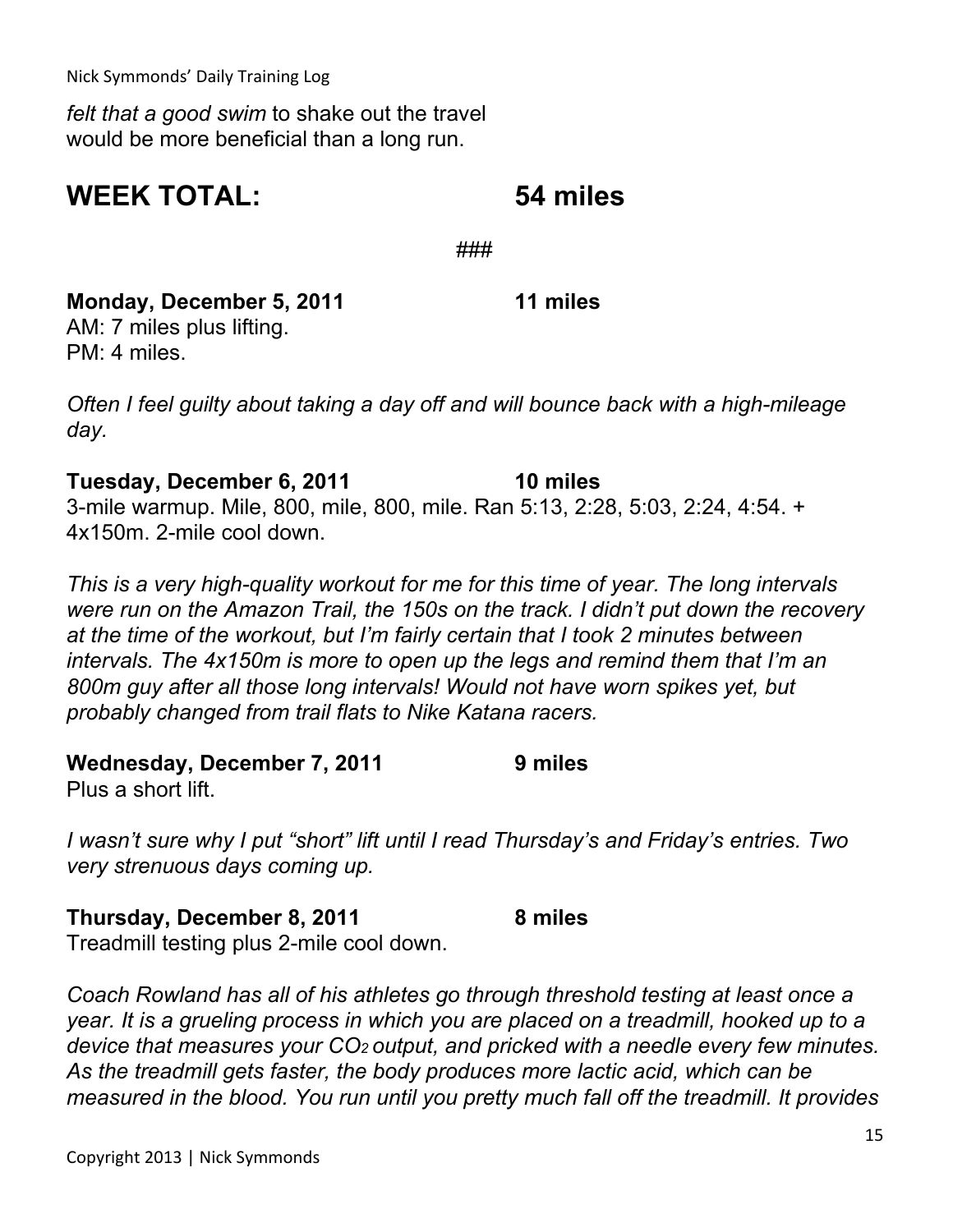*felt that a good swim* to shake out the travel would be more beneficial than a long run.

## WEEK TOTAL: 54 miles

###

**Monday, December 5, 2011 11 miles**
AM: 7 miles plus lifting.
PM: 4 miles.

*Often I feel guilty about taking a day off and will bounce back with a high-mileage day.*

**Tuesday, December 6, 2011 10 miles**
3-mile warmup. Mile, 800, mile, 800, mile. Ran 5:13, 2:28, 5:03, 2:24, 4:54. + 4x150m. 2-mile cool down.

*This is a very high-quality workout for me for this time of year. The long intervals were run on the Amazon Trail, the 150s on the track. I didn't put down the recovery at the time of the workout, but I'm fairly certain that I took 2 minutes between intervals. The 4x150m is more to open up the legs and remind them that I'm an 800m guy after all those long intervals! Would not have worn spikes yet, but probably changed from trail flats to Nike Katana racers.*

**Wednesday, December 7, 2011 9 miles**
Plus a short lift.

*I wasn't sure why I put "short" lift until I read Thursday's and Friday's entries. Two very strenuous days coming up.*

**Thursday, December 8, 2011 8 miles**
Treadmill testing plus 2-mile cool down.

*Coach Rowland has all of his athletes go through threshold testing at least once a year. It is a grueling process in which you are placed on a treadmill, hooked up to a device that measures your $CO_2$ output, and pricked with a needle every few minutes. As the treadmill gets faster, the body produces more lactic acid, which can be measured in the blood. You run until you pretty much fall off the treadmill. It provides*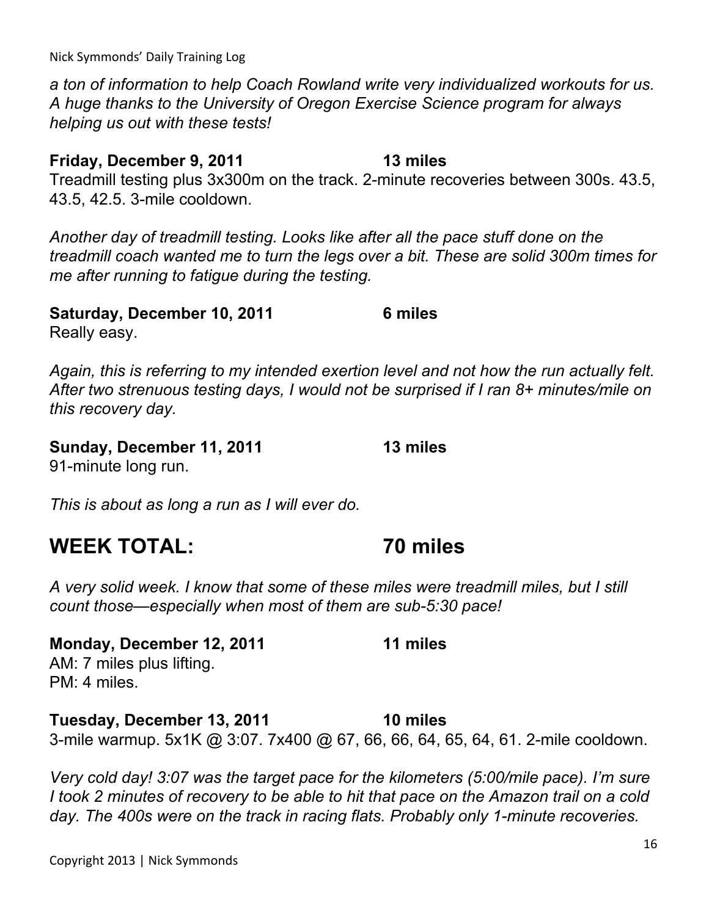*a ton of information to help Coach Rowland write very individualized workouts for us. A huge thanks to the University of Oregon Exercise Science program for always helping us out with these tests!*

**Friday, December 9, 2011 13 miles**
Treadmill testing plus 3x300m on the track. 2-minute recoveries between 300s. 43.5, 43.5, 42.5. 3-mile cooldown.

*Another day of treadmill testing. Looks like after all the pace stuff done on the treadmill coach wanted me to turn the legs over a bit. These are solid 300m times for me after running to fatigue during the testing.*

**Saturday, December 10, 2011 6 miles**
Really easy.

*Again, this is referring to my intended exertion level and not how the run actually felt. After two strenuous testing days, I would not be surprised if I ran 8+ minutes/mile on this recovery day.*

**Sunday, December 11, 2011 13 miles**
91-minute long run.

*This is about as long a run as I will ever do.*

## WEEK TOTAL: 70 miles

*A very solid week. I know that some of these miles were treadmill miles, but I still count those—especially when most of them are sub-5:30 pace!*

**Monday, December 12, 2011 11 miles**
AM: 7 miles plus lifting.
PM: 4 miles.

**Tuesday, December 13, 2011 10 miles**
3-mile warmup. 5x1K @ 3:07. 7x400 @ 67, 66, 66, 64, 65, 64, 61. 2-mile cooldown.

*Very cold day! 3:07 was the target pace for the kilometers (5:00/mile pace). I'm sure I took 2 minutes of recovery to be able to hit that pace on the Amazon trail on a cold day. The 400s were on the track in racing flats. Probably only 1-minute recoveries.*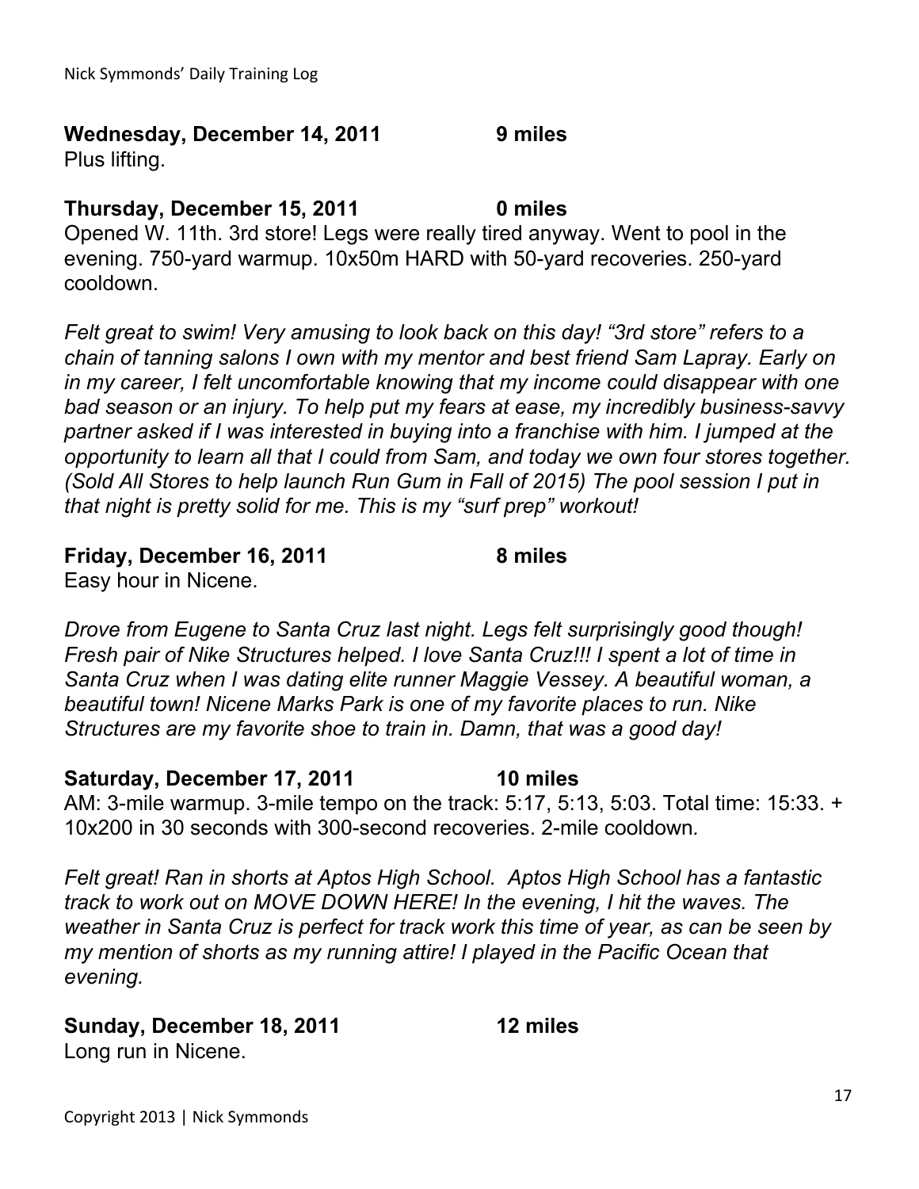**Wednesday, December 14, 2011 9 miles**
Plus lifting.

**Thursday, December 15, 2011 0 miles**
Opened W. 11th. 3rd store! Legs were really tired anyway. Went to pool in the evening. 750-yard warmup. 10x50m HARD with 50-yard recoveries. 250-yard cooldown.

*Felt great to swim! Very amusing to look back on this day! "3rd store" refers to a chain of tanning salons I own with my mentor and best friend Sam Lapray. Early on in my career, I felt uncomfortable knowing that my income could disappear with one bad season or an injury. To help put my fears at ease, my incredibly business-savvy partner asked if I was interested in buying into a franchise with him. I jumped at the opportunity to learn all that I could from Sam, and today we own four stores together. (Sold All Stores to help launch Run Gum in Fall of 2015) The pool session I put in that night is pretty solid for me. This is my "surf prep" workout!*

**Friday, December 16, 2011 8 miles**
Easy hour in Nicene.

*Drove from Eugene to Santa Cruz last night. Legs felt surprisingly good though! Fresh pair of Nike Structures helped. I love Santa Cruz!!! I spent a lot of time in Santa Cruz when I was dating elite runner Maggie Vessey. A beautiful woman, a beautiful town! Nicene Marks Park is one of my favorite places to run. Nike Structures are my favorite shoe to train in. Damn, that was a good day!*

**Saturday, December 17, 2011 10 miles**
AM: 3-mile warmup. 3-mile tempo on the track: 5:17, 5:13, 5:03. Total time: 15:33. + 10x200 in 30 seconds with 300-second recoveries. 2-mile cooldown.

*Felt great! Ran in shorts at Aptos High School. Aptos High School has a fantastic track to work out on MOVE DOWN HERE! In the evening, I hit the waves. The weather in Santa Cruz is perfect for track work this time of year, as can be seen by my mention of shorts as my running attire! I played in the Pacific Ocean that evening.*

**Sunday, December 18, 2011 12 miles**
Long run in Nicene.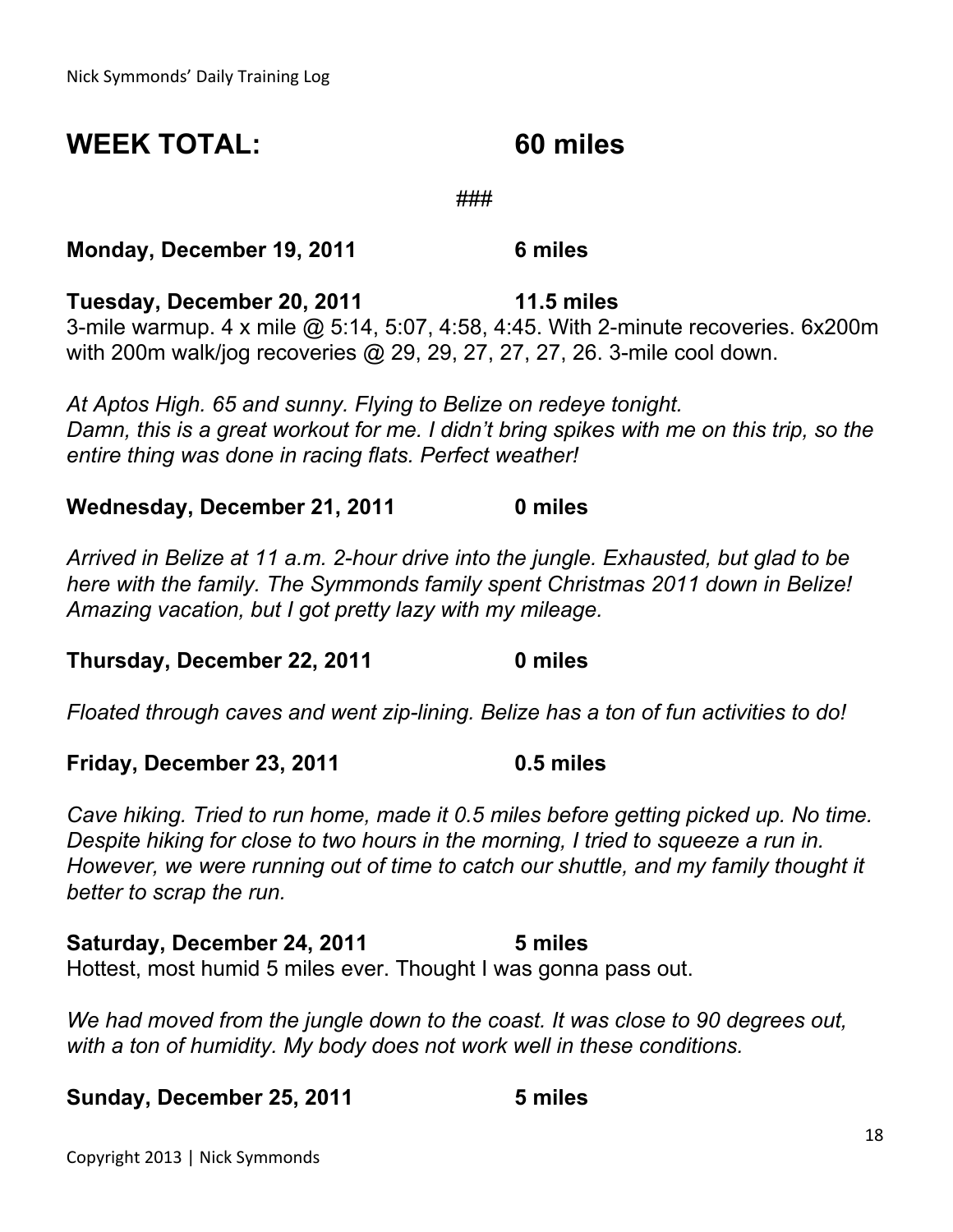## WEEK TOTAL: 60 miles

###

**Monday, December 19, 2011 6 miles**

**Tuesday, December 20, 2011 11.5 miles**
3-mile warmup. 4 x mile @ 5:14, 5:07, 4:58, 4:45. With 2-minute recoveries. 6x200m with 200m walk/jog recoveries @ 29, 29, 27, 27, 27, 26. 3-mile cool down.

*At Aptos High. 65 and sunny. Flying to Belize on redeye tonight.*
*Damn, this is a great workout for me. I didn't bring spikes with me on this trip, so the entire thing was done in racing flats. Perfect weather!*

**Wednesday, December 21, 2011 0 miles**

*Arrived in Belize at 11 a.m. 2-hour drive into the jungle. Exhausted, but glad to be here with the family. The Symmonds family spent Christmas 2011 down in Belize! Amazing vacation, but I got pretty lazy with my mileage.*

**Thursday, December 22, 2011 0 miles**

*Floated through caves and went zip-lining. Belize has a ton of fun activities to do!*

**Friday, December 23, 2011 0.5 miles**

*Cave hiking. Tried to run home, made it 0.5 miles before getting picked up. No time. Despite hiking for close to two hours in the morning, I tried to squeeze a run in. However, we were running out of time to catch our shuttle, and my family thought it better to scrap the run.*

**Saturday, December 24, 2011 5 miles**
Hottest, most humid 5 miles ever. Thought I was gonna pass out.

*We had moved from the jungle down to the coast. It was close to 90 degrees out, with a ton of humidity. My body does not work well in these conditions.*

**Sunday, December 25, 2011 5 miles**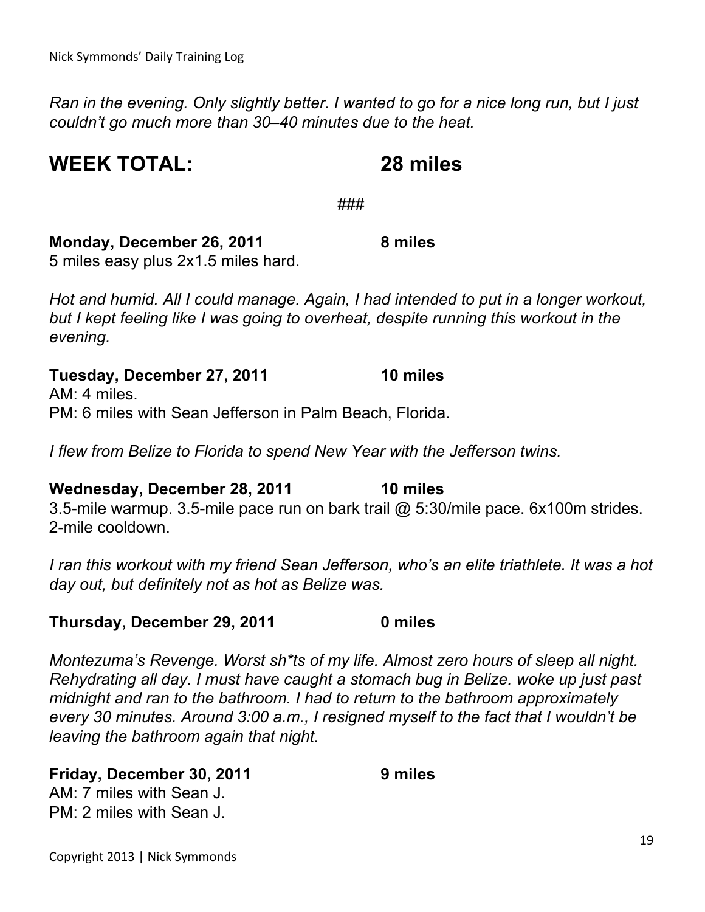*Ran in the evening. Only slightly better. I wanted to go for a nice long run, but I just couldn't go much more than 30–40 minutes due to the heat.*

## WEEK TOTAL: 28 miles

###

**Monday, December 26, 2011 8 miles**
5 miles easy plus 2x1.5 miles hard.

*Hot and humid. All I could manage. Again, I had intended to put in a longer workout, but I kept feeling like I was going to overheat, despite running this workout in the evening.*

**Tuesday, December 27, 2011 10 miles**
AM: 4 miles.
PM: 6 miles with Sean Jefferson in Palm Beach, Florida.

*I flew from Belize to Florida to spend New Year with the Jefferson twins.*

**Wednesday, December 28, 2011 10 miles**
3.5-mile warmup. 3.5-mile pace run on bark trail @ 5:30/mile pace. 6x100m strides. 2-mile cooldown.

*I ran this workout with my friend Sean Jefferson, who's an elite triathlete. It was a hot day out, but definitely not as hot as Belize was.*

**Thursday, December 29, 2011 0 miles**

*Montezuma's Revenge. Worst sh*ts of my life. Almost zero hours of sleep all night. Rehydrating all day. I must have caught a stomach bug in Belize. woke up just past midnight and ran to the bathroom. I had to return to the bathroom approximately every 30 minutes. Around 3:00 a.m., I resigned myself to the fact that I wouldn't be leaving the bathroom again that night.*

**Friday, December 30, 2011 9 miles**
AM: 7 miles with Sean J.
PM: 2 miles with Sean J.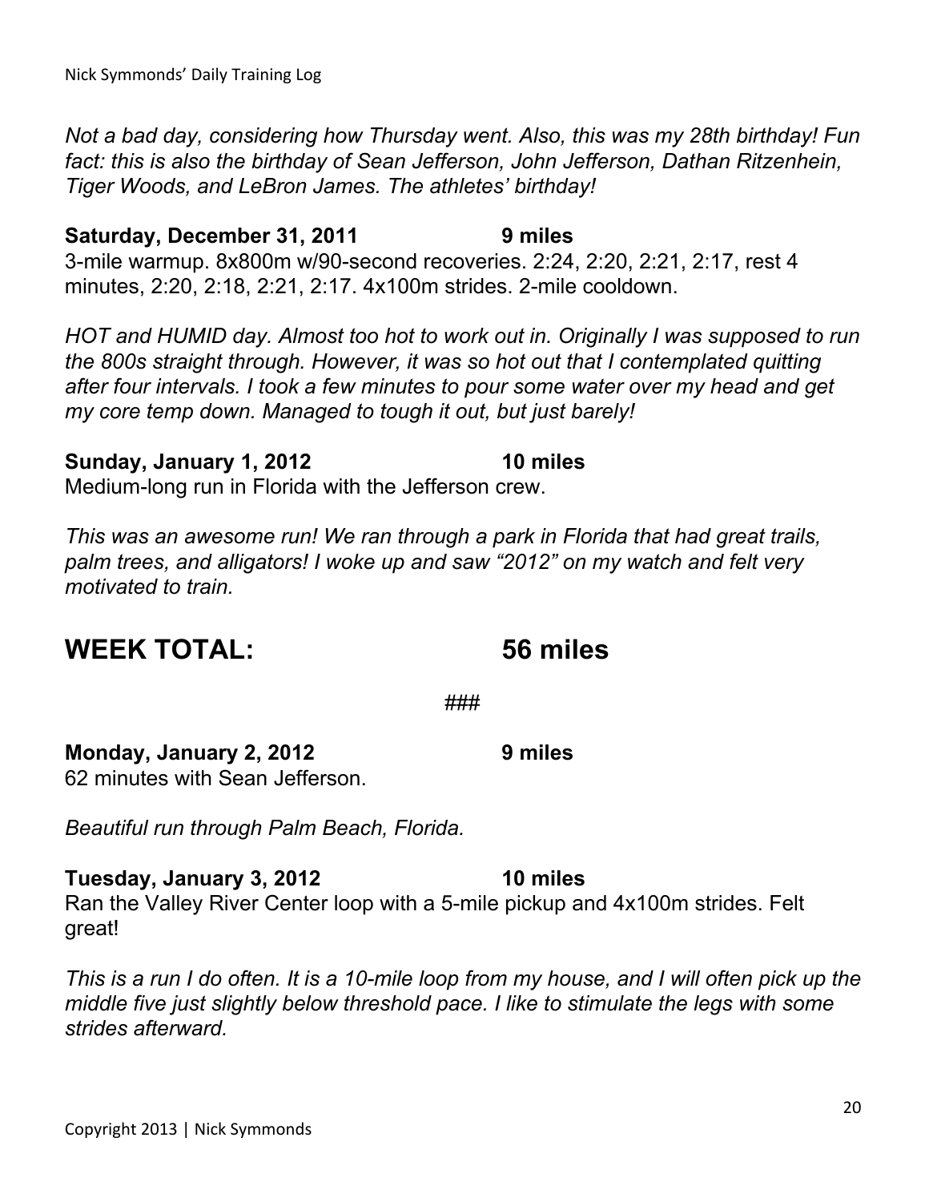*Not a bad day, considering how Thursday went. Also, this was my 28th birthday! Fun fact: this is also the birthday of Sean Jefferson, John Jefferson, Dathan Ritzenhein, Tiger Woods, and LeBron James. The athletes' birthday!*

**Saturday, December 31, 2011 — 9 miles**

3-mile warmup. 8x800m w/90-second recoveries. 2:24, 2:20, 2:21, 2:17, rest 4 minutes, 2:20, 2:18, 2:21, 2:17. 4x100m strides. 2-mile cooldown.

*HOT and HUMID day. Almost too hot to work out in. Originally I was supposed to run the 800s straight through. However, it was so hot out that I contemplated quitting after four intervals. I took a few minutes to pour some water over my head and get my core temp down. Managed to tough it out, but just barely!*

**Sunday, January 1, 2012 — 10 miles**

Medium-long run in Florida with the Jefferson crew.

*This was an awesome run! We ran through a park in Florida that had great trails, palm trees, and alligators! I woke up and saw "2012" on my watch and felt very motivated to train.*

## WEEK TOTAL: 56 miles

###

**Monday, January 2, 2012 — 9 miles**

62 minutes with Sean Jefferson.

*Beautiful run through Palm Beach, Florida.*

**Tuesday, January 3, 2012 — 10 miles**

Ran the Valley River Center loop with a 5-mile pickup and 4x100m strides. Felt great!

*This is a run I do often. It is a 10-mile loop from my house, and I will often pick up the middle five just slightly below threshold pace. I like to stimulate the legs with some strides afterward.*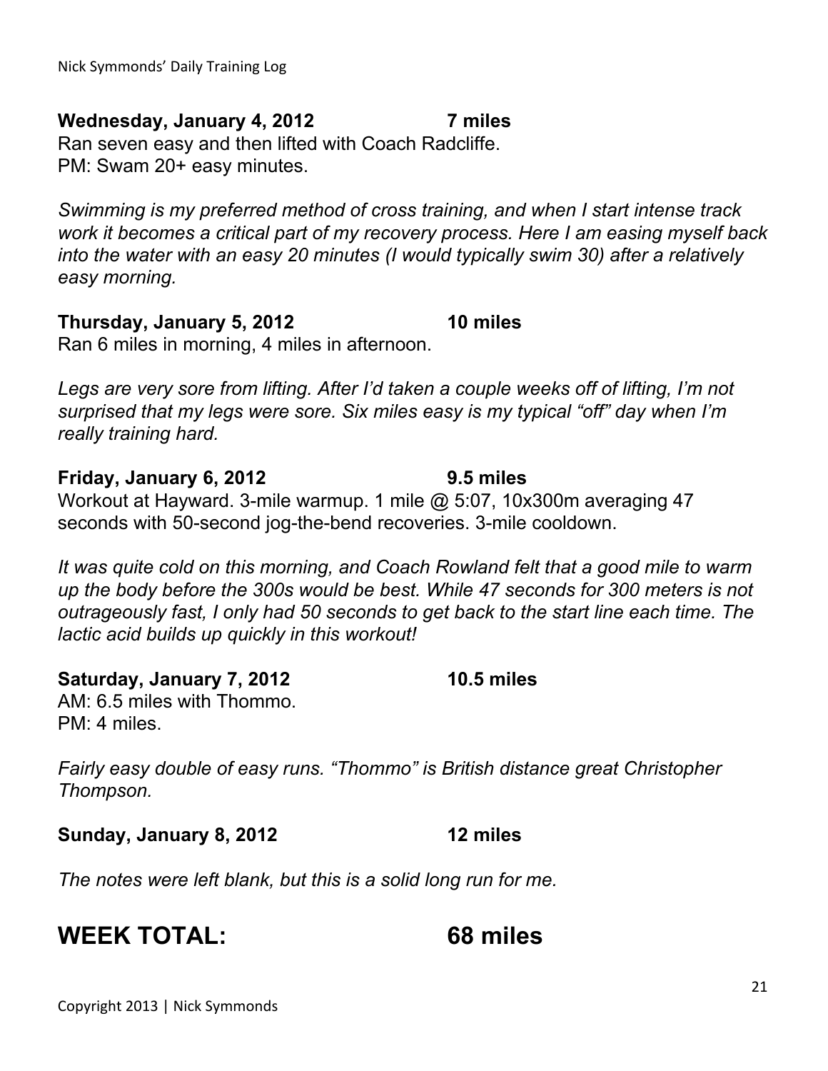**Wednesday, January 4, 2012 7 miles**

Ran seven easy and then lifted with Coach Radcliffe.
PM: Swam 20+ easy minutes.

*Swimming is my preferred method of cross training, and when I start intense track work it becomes a critical part of my recovery process. Here I am easing myself back into the water with an easy 20 minutes (I would typically swim 30) after a relatively easy morning.*

**Thursday, January 5, 2012 10 miles**

Ran 6 miles in morning, 4 miles in afternoon.

*Legs are very sore from lifting. After I'd taken a couple weeks off of lifting, I'm not surprised that my legs were sore. Six miles easy is my typical "off" day when I'm really training hard.*

**Friday, January 6, 2012 9.5 miles**

Workout at Hayward. 3-mile warmup. 1 mile @ 5:07, 10x300m averaging 47 seconds with 50-second jog-the-bend recoveries. 3-mile cooldown.

*It was quite cold on this morning, and Coach Rowland felt that a good mile to warm up the body before the 300s would be best. While 47 seconds for 300 meters is not outrageously fast, I only had 50 seconds to get back to the start line each time. The lactic acid builds up quickly in this workout!*

**Saturday, January 7, 2012 10.5 miles**

AM: 6.5 miles with Thommo.
PM: 4 miles.

*Fairly easy double of easy runs. "Thommo" is British distance great Christopher Thompson.*

**Sunday, January 8, 2012 12 miles**

*The notes were left blank, but this is a solid long run for me.*

# WEEK TOTAL: 68 miles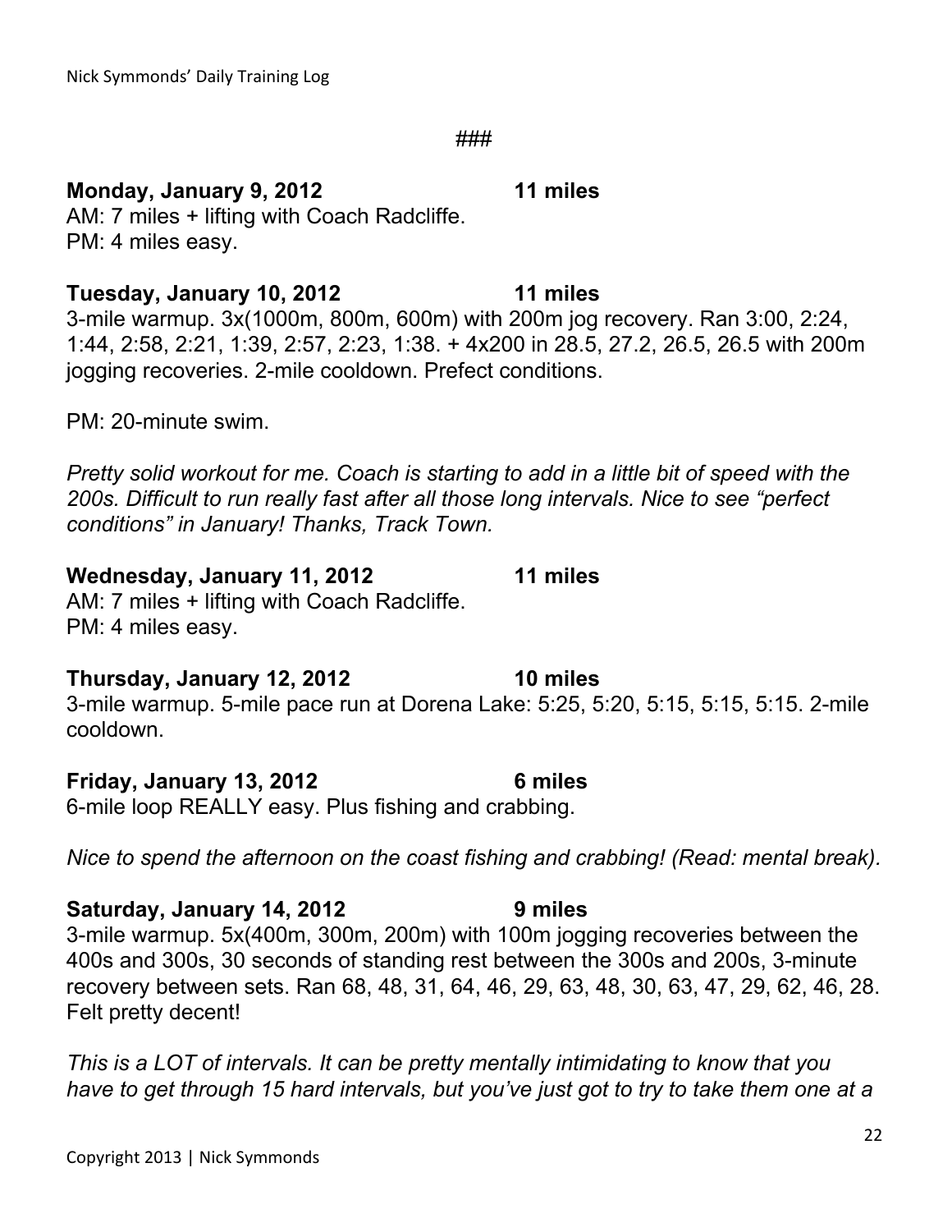###

**Monday, January 9, 2012 11 miles**
AM: 7 miles + lifting with Coach Radcliffe.
PM: 4 miles easy.

**Tuesday, January 10, 2012 11 miles**
3-mile warmup. 3x(1000m, 800m, 600m) with 200m jog recovery. Ran 3:00, 2:24, 1:44, 2:58, 2:21, 1:39, 2:57, 2:23, 1:38. + 4x200 in 28.5, 27.2, 26.5, 26.5 with 200m jogging recoveries. 2-mile cooldown. Prefect conditions.

PM: 20-minute swim.

*Pretty solid workout for me. Coach is starting to add in a little bit of speed with the 200s. Difficult to run really fast after all those long intervals. Nice to see "perfect conditions" in January! Thanks, Track Town.*

**Wednesday, January 11, 2012 11 miles**
AM: 7 miles + lifting with Coach Radcliffe.
PM: 4 miles easy.

**Thursday, January 12, 2012 10 miles**
3-mile warmup. 5-mile pace run at Dorena Lake: 5:25, 5:20, 5:15, 5:15, 5:15. 2-mile cooldown.

**Friday, January 13, 2012 6 miles**
6-mile loop REALLY easy. Plus fishing and crabbing.

*Nice to spend the afternoon on the coast fishing and crabbing! (Read: mental break).*

**Saturday, January 14, 2012 9 miles**
3-mile warmup. 5x(400m, 300m, 200m) with 100m jogging recoveries between the 400s and 300s, 30 seconds of standing rest between the 300s and 200s, 3-minute recovery between sets. Ran 68, 48, 31, 64, 46, 29, 63, 48, 30, 63, 47, 29, 62, 46, 28. Felt pretty decent!

*This is a LOT of intervals. It can be pretty mentally intimidating to know that you have to get through 15 hard intervals, but you've just got to try to take them one at a*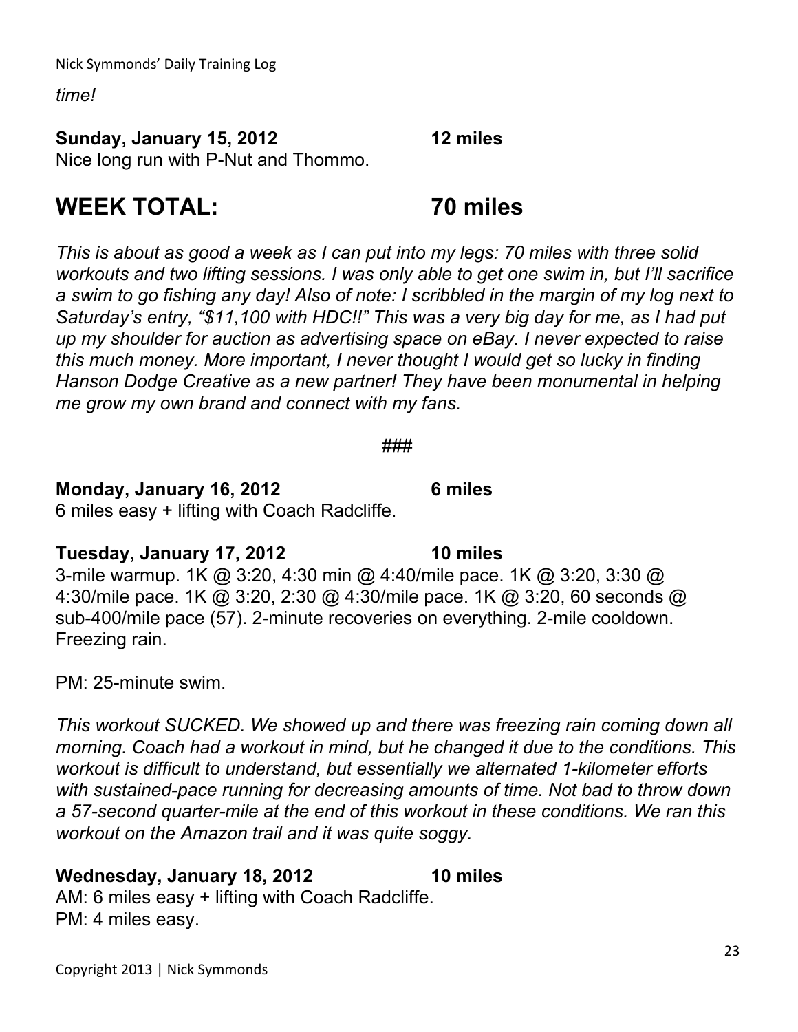*time!*

**Sunday, January 15, 2012 12 miles**
Nice long run with P-Nut and Thommo.

## WEEK TOTAL: 70 miles

*This is about as good a week as I can put into my legs: 70 miles with three solid workouts and two lifting sessions. I was only able to get one swim in, but I'll sacrifice a swim to go fishing any day! Also of note: I scribbled in the margin of my log next to Saturday's entry, "$11,100 with HDC!!" This was a very big day for me, as I had put up my shoulder for auction as advertising space on eBay. I never expected to raise this much money. More important, I never thought I would get so lucky in finding Hanson Dodge Creative as a new partner! They have been monumental in helping me grow my own brand and connect with my fans.*

###

**Monday, January 16, 2012 6 miles**
6 miles easy + lifting with Coach Radcliffe.

**Tuesday, January 17, 2012 10 miles**
3-mile warmup. 1K @ 3:20, 4:30 min @ 4:40/mile pace. 1K @ 3:20, 3:30 @ 4:30/mile pace. 1K @ 3:20, 2:30 @ 4:30/mile pace. 1K @ 3:20, 60 seconds @ sub-400/mile pace (57). 2-minute recoveries on everything. 2-mile cooldown. Freezing rain.

PM: 25-minute swim.

*This workout SUCKED. We showed up and there was freezing rain coming down all morning. Coach had a workout in mind, but he changed it due to the conditions. This workout is difficult to understand, but essentially we alternated 1-kilometer efforts with sustained-pace running for decreasing amounts of time. Not bad to throw down a 57-second quarter-mile at the end of this workout in these conditions. We ran this workout on the Amazon trail and it was quite soggy.*

**Wednesday, January 18, 2012 10 miles**
AM: 6 miles easy + lifting with Coach Radcliffe.
PM: 4 miles easy.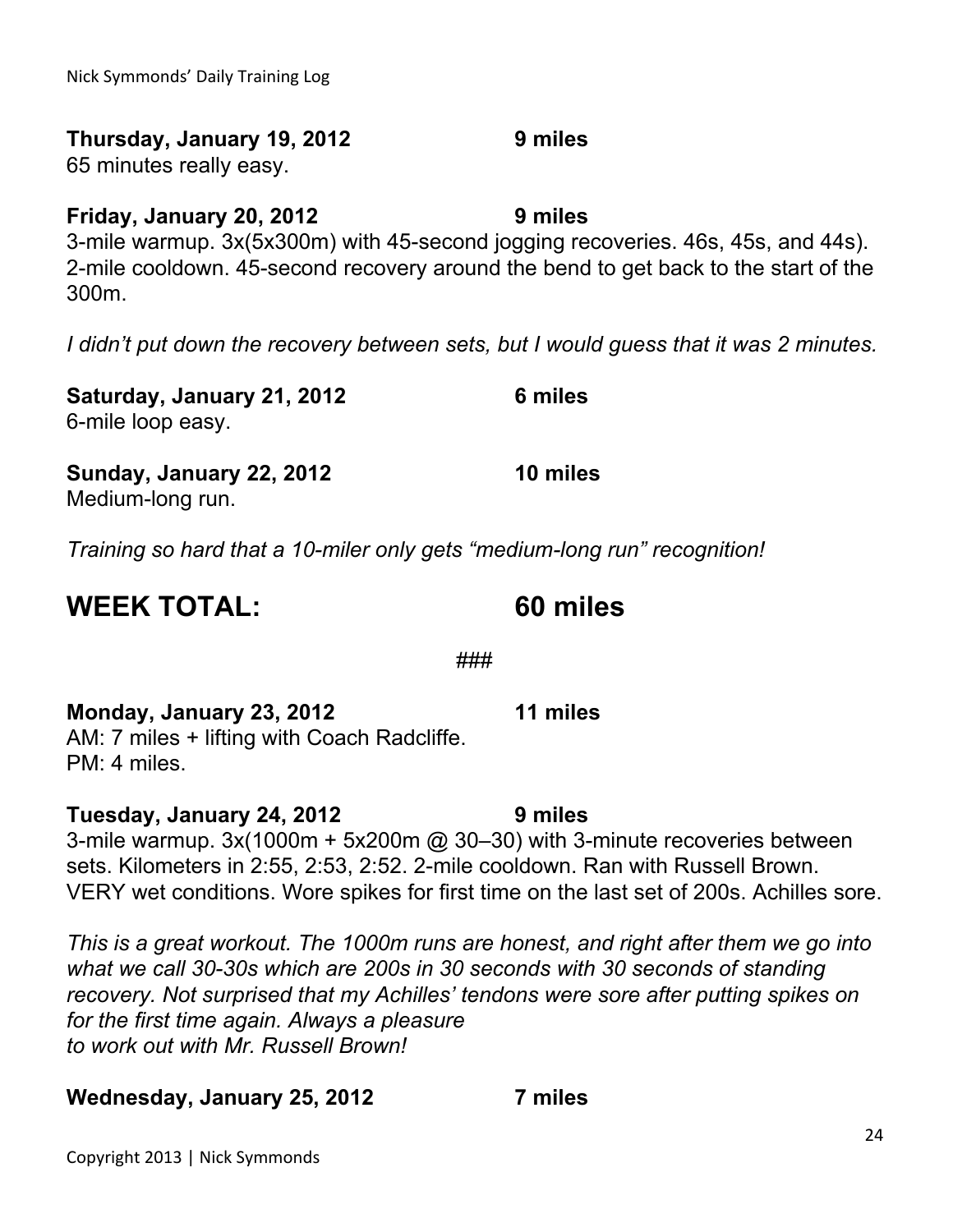**Thursday, January 19, 2012 9 miles**
65 minutes really easy.

**Friday, January 20, 2012 9 miles**
3-mile warmup. 3x(5x300m) with 45-second jogging recoveries. 46s, 45s, and 44s). 2-mile cooldown. 45-second recovery around the bend to get back to the start of the 300m.

*I didn't put down the recovery between sets, but I would guess that it was 2 minutes.*

**Saturday, January 21, 2012 6 miles**
6-mile loop easy.

**Sunday, January 22, 2012 10 miles**
Medium-long run.

*Training so hard that a 10-miler only gets "medium-long run" recognition!*

## WEEK TOTAL: 60 miles

###

**Monday, January 23, 2012 11 miles**
AM: 7 miles + lifting with Coach Radcliffe.
PM: 4 miles.

**Tuesday, January 24, 2012 9 miles**
3-mile warmup. 3x(1000m + 5x200m @ 30–30) with 3-minute recoveries between sets. Kilometers in 2:55, 2:53, 2:52. 2-mile cooldown. Ran with Russell Brown. VERY wet conditions. Wore spikes for first time on the last set of 200s. Achilles sore.

*This is a great workout. The 1000m runs are honest, and right after them we go into what we call 30-30s which are 200s in 30 seconds with 30 seconds of standing recovery. Not surprised that my Achilles' tendons were sore after putting spikes on for the first time again. Always a pleasure to work out with Mr. Russell Brown!*

**Wednesday, January 25, 2012 7 miles**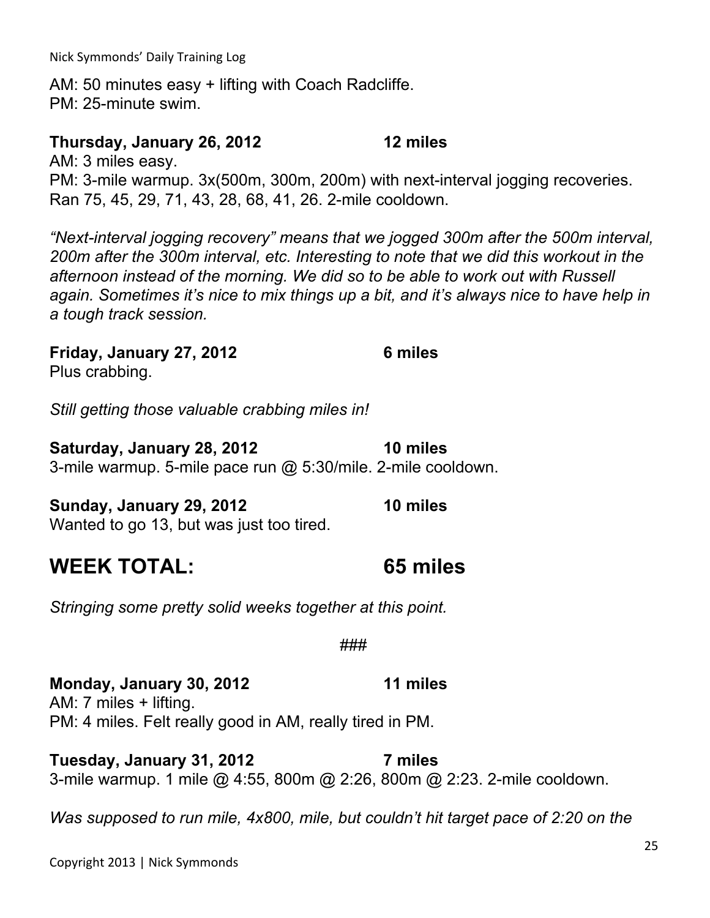AM: 50 minutes easy + lifting with Coach Radcliffe.
PM: 25-minute swim.

**Thursday, January 26, 2012 12 miles**
AM: 3 miles easy.
PM: 3-mile warmup. 3x(500m, 300m, 200m) with next-interval jogging recoveries. Ran 75, 45, 29, 71, 43, 28, 68, 41, 26. 2-mile cooldown.

*"Next-interval jogging recovery" means that we jogged 300m after the 500m interval, 200m after the 300m interval, etc. Interesting to note that we did this workout in the afternoon instead of the morning. We did so to be able to work out with Russell again. Sometimes it's nice to mix things up a bit, and it's always nice to have help in a tough track session.*

**Friday, January 27, 2012 6 miles**
Plus crabbing.

*Still getting those valuable crabbing miles in!*

**Saturday, January 28, 2012 10 miles**
3-mile warmup. 5-mile pace run @ 5:30/mile. 2-mile cooldown.

**Sunday, January 29, 2012 10 miles**
Wanted to go 13, but was just too tired.

## WEEK TOTAL: 65 miles

*Stringing some pretty solid weeks together at this point.*

###

**Monday, January 30, 2012 11 miles**
AM: 7 miles + lifting.
PM: 4 miles. Felt really good in AM, really tired in PM.

**Tuesday, January 31, 2012 7 miles**
3-mile warmup. 1 mile @ 4:55, 800m @ 2:26, 800m @ 2:23. 2-mile cooldown.

*Was supposed to run mile, 4x800, mile, but couldn't hit target pace of 2:20 on the*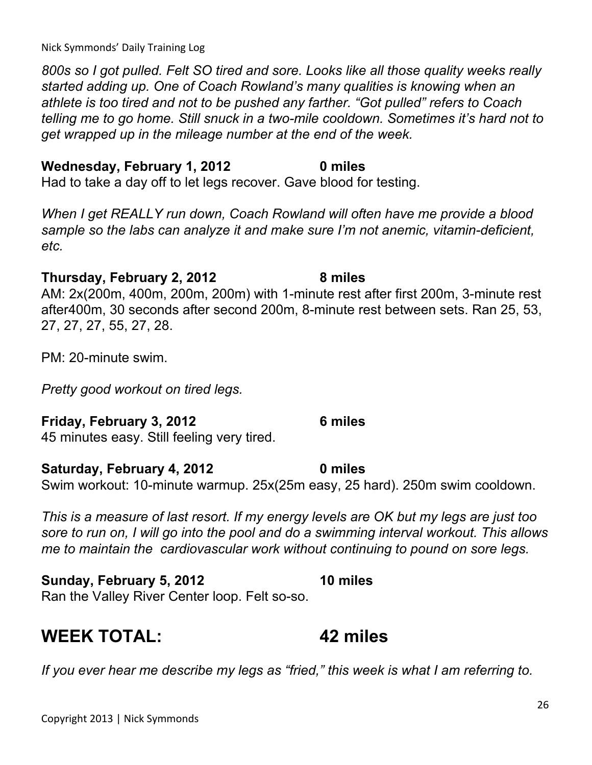*800s so I got pulled. Felt SO tired and sore. Looks like all those quality weeks really started adding up. One of Coach Rowland's many qualities is knowing when an athlete is too tired and not to be pushed any farther. "Got pulled" refers to Coach telling me to go home. Still snuck in a two-mile cooldown. Sometimes it's hard not to get wrapped up in the mileage number at the end of the week.*

**Wednesday, February 1, 2012 0 miles**
Had to take a day off to let legs recover. Gave blood for testing.

*When I get REALLY run down, Coach Rowland will often have me provide a blood sample so the labs can analyze it and make sure I'm not anemic, vitamin-deficient, etc.*

**Thursday, February 2, 2012 8 miles**
AM: 2x(200m, 400m, 200m, 200m) with 1-minute rest after first 200m, 3-minute rest after400m, 30 seconds after second 200m, 8-minute rest between sets. Ran 25, 53, 27, 27, 27, 55, 27, 28.

PM: 20-minute swim.

*Pretty good workout on tired legs.*

**Friday, February 3, 2012 6 miles**
45 minutes easy. Still feeling very tired.

**Saturday, February 4, 2012 0 miles**
Swim workout: 10-minute warmup. 25x(25m easy, 25 hard). 250m swim cooldown.

*This is a measure of last resort. If my energy levels are OK but my legs are just too sore to run on, I will go into the pool and do a swimming interval workout. This allows me to maintain the cardiovascular work without continuing to pound on sore legs.*

**Sunday, February 5, 2012 10 miles**
Ran the Valley River Center loop. Felt so-so.

## WEEK TOTAL: 42 miles

*If you ever hear me describe my legs as "fried," this week is what I am referring to.*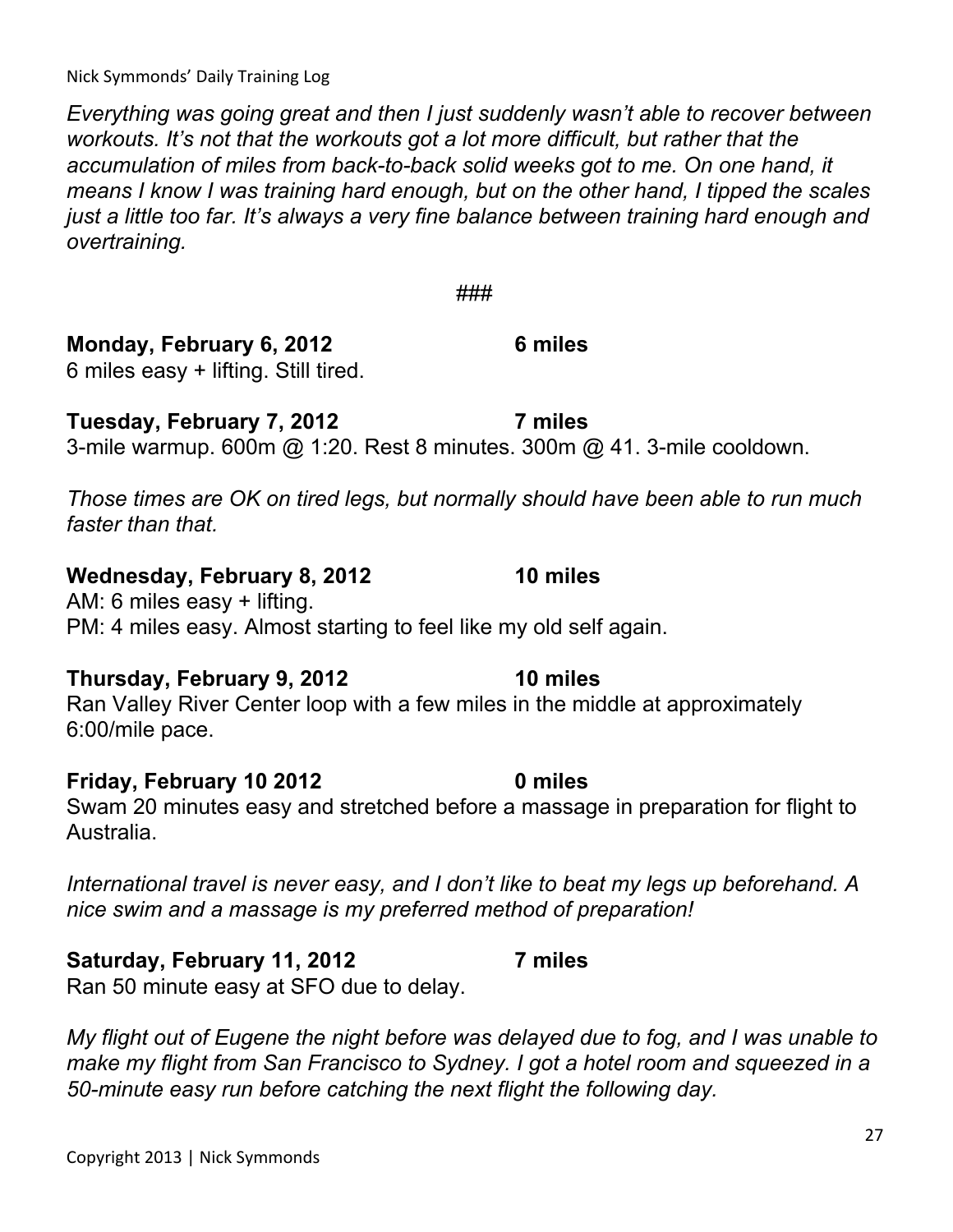*Everything was going great and then I just suddenly wasn't able to recover between workouts. It's not that the workouts got a lot more difficult, but rather that the accumulation of miles from back-to-back solid weeks got to me. On one hand, it means I know I was training hard enough, but on the other hand, I tipped the scales just a little too far. It's always a very fine balance between training hard enough and overtraining.*

###

**Monday, February 6, 2012 — 6 miles**
6 miles easy + lifting. Still tired.

**Tuesday, February 7, 2012 — 7 miles**
3-mile warmup. 600m @ 1:20. Rest 8 minutes. 300m @ 41. 3-mile cooldown.

*Those times are OK on tired legs, but normally should have been able to run much faster than that.*

**Wednesday, February 8, 2012 — 10 miles**
AM: 6 miles easy + lifting.
PM: 4 miles easy. Almost starting to feel like my old self again.

**Thursday, February 9, 2012 — 10 miles**
Ran Valley River Center loop with a few miles in the middle at approximately 6:00/mile pace.

**Friday, February 10 2012 — 0 miles**
Swam 20 minutes easy and stretched before a massage in preparation for flight to Australia.

*International travel is never easy, and I don't like to beat my legs up beforehand. A nice swim and a massage is my preferred method of preparation!*

**Saturday, February 11, 2012 — 7 miles**
Ran 50 minute easy at SFO due to delay.

*My flight out of Eugene the night before was delayed due to fog, and I was unable to make my flight from San Francisco to Sydney. I got a hotel room and squeezed in a 50-minute easy run before catching the next flight the following day.*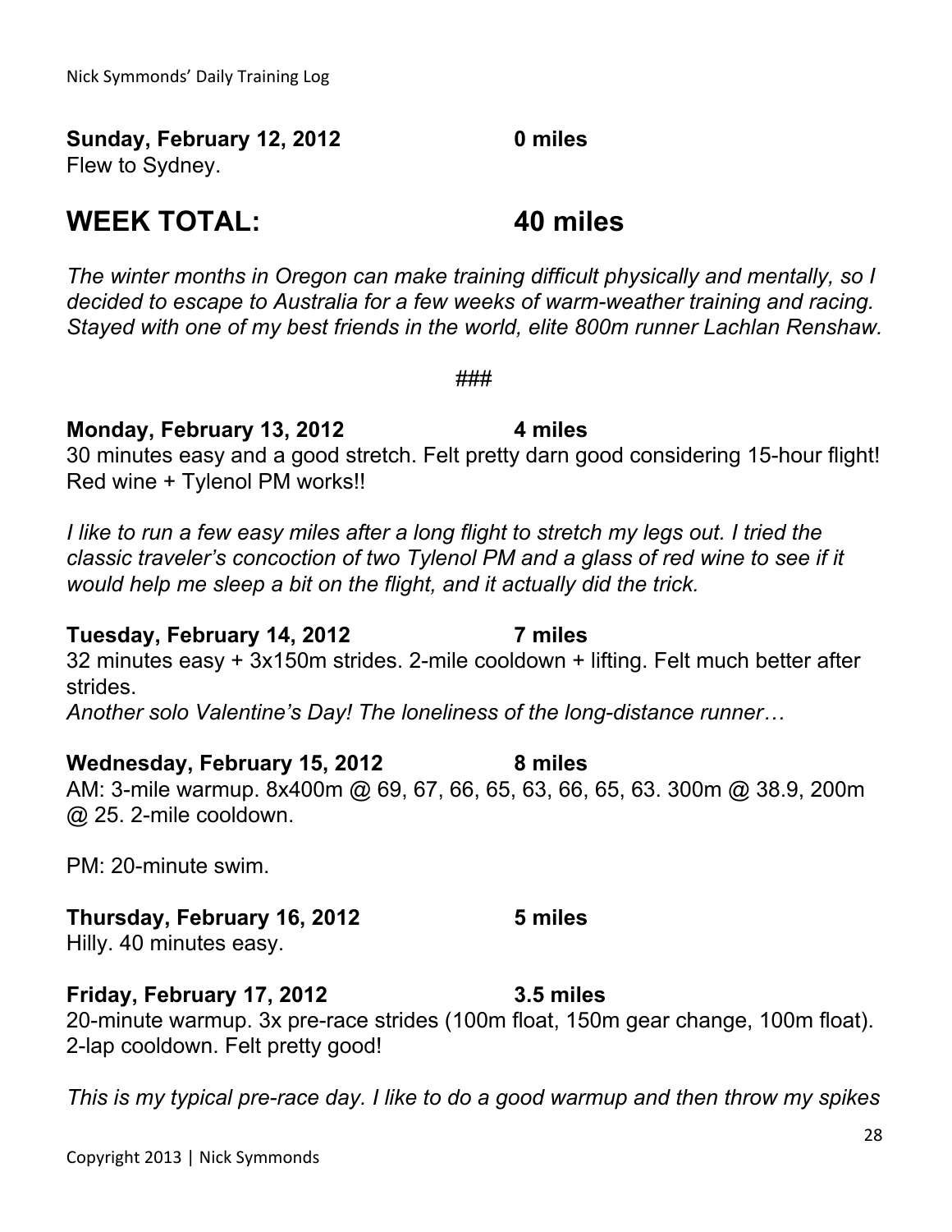**Sunday, February 12, 2012 0 miles**
Flew to Sydney.

## WEEK TOTAL: 40 miles

*The winter months in Oregon can make training difficult physically and mentally, so I decided to escape to Australia for a few weeks of warm-weather training and racing. Stayed with one of my best friends in the world, elite 800m runner Lachlan Renshaw.*

###

**Monday, February 13, 2012 4 miles**
30 minutes easy and a good stretch. Felt pretty darn good considering 15-hour flight! Red wine + Tylenol PM works!!

*I like to run a few easy miles after a long flight to stretch my legs out. I tried the classic traveler's concoction of two Tylenol PM and a glass of red wine to see if it would help me sleep a bit on the flight, and it actually did the trick.*

**Tuesday, February 14, 2012 7 miles**
32 minutes easy + 3x150m strides. 2-mile cooldown + lifting. Felt much better after strides.
*Another solo Valentine's Day! The loneliness of the long-distance runner…*

**Wednesday, February 15, 2012 8 miles**
AM: 3-mile warmup. 8x400m @ 69, 67, 66, 65, 63, 66, 65, 63. 300m @ 38.9, 200m @ 25. 2-mile cooldown.

PM: 20-minute swim.

**Thursday, February 16, 2012 5 miles**
Hilly. 40 minutes easy.

**Friday, February 17, 2012 3.5 miles**
20-minute warmup. 3x pre-race strides (100m float, 150m gear change, 100m float). 2-lap cooldown. Felt pretty good!

*This is my typical pre-race day. I like to do a good warmup and then throw my spikes*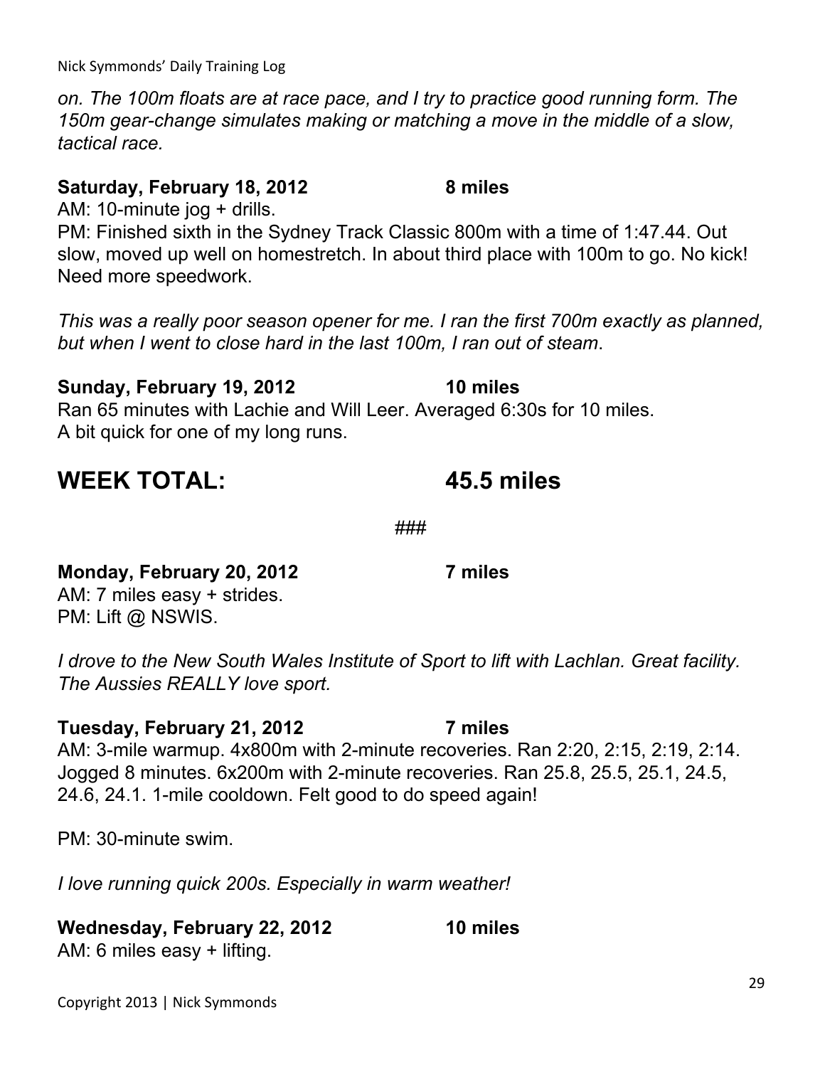*on. The 100m floats are at race pace, and I try to practice good running form. The 150m gear-change simulates making or matching a move in the middle of a slow, tactical race.*

**Saturday, February 18, 2012 8 miles**
AM: 10-minute jog + drills.
PM: Finished sixth in the Sydney Track Classic 800m with a time of 1:47.44. Out slow, moved up well on homestretch. In about third place with 100m to go. No kick! Need more speedwork.

*This was a really poor season opener for me. I ran the first 700m exactly as planned, but when I went to close hard in the last 100m, I ran out of steam*.

**Sunday, February 19, 2012 10 miles**
Ran 65 minutes with Lachie and Will Leer. Averaged 6:30s for 10 miles.
A bit quick for one of my long runs.

## WEEK TOTAL: 45.5 miles

###

**Monday, February 20, 2012 7 miles**
AM: 7 miles easy + strides.
PM: Lift @ NSWIS.

*I drove to the New South Wales Institute of Sport to lift with Lachlan. Great facility. The Aussies REALLY love sport.*

**Tuesday, February 21, 2012 7 miles**
AM: 3-mile warmup. 4x800m with 2-minute recoveries. Ran 2:20, 2:15, 2:19, 2:14. Jogged 8 minutes. 6x200m with 2-minute recoveries. Ran 25.8, 25.5, 25.1, 24.5, 24.6, 24.1. 1-mile cooldown. Felt good to do speed again!

PM: 30-minute swim.

*I love running quick 200s. Especially in warm weather!*

**Wednesday, February 22, 2012 10 miles**
AM: 6 miles easy + lifting.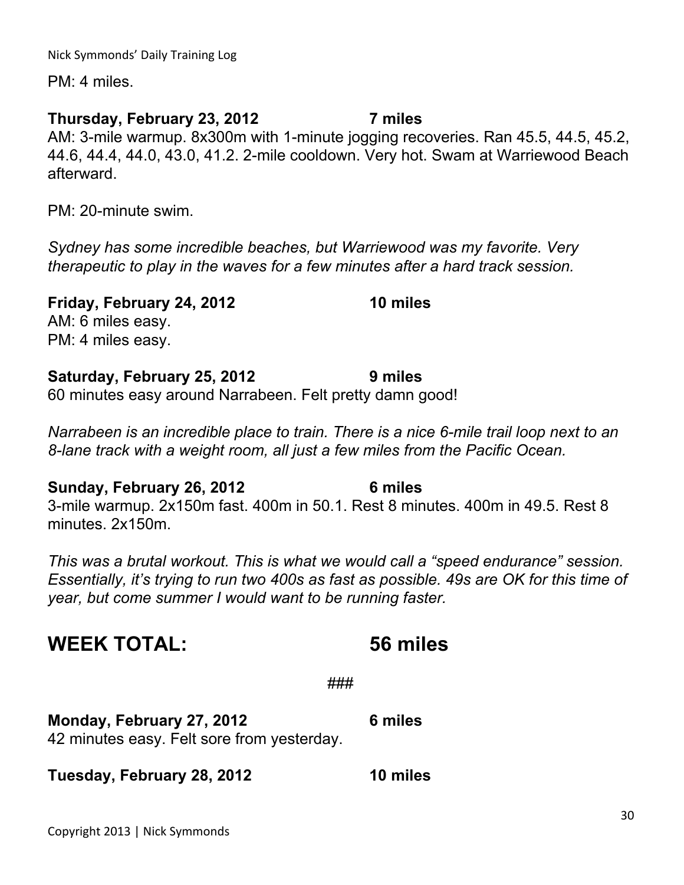PM: 4 miles.

**Thursday, February 23, 2012 7 miles**

AM: 3-mile warmup. 8x300m with 1-minute jogging recoveries. Ran 45.5, 44.5, 45.2, 44.6, 44.4, 44.0, 43.0, 41.2. 2-mile cooldown. Very hot. Swam at Warriewood Beach afterward.

PM: 20-minute swim.

*Sydney has some incredible beaches, but Warriewood was my favorite. Very therapeutic to play in the waves for a few minutes after a hard track session.*

**Friday, February 24, 2012 10 miles**

AM: 6 miles easy.
PM: 4 miles easy.

**Saturday, February 25, 2012 9 miles**

60 minutes easy around Narrabeen. Felt pretty damn good!

*Narrabeen is an incredible place to train. There is a nice 6-mile trail loop next to an 8-lane track with a weight room, all just a few miles from the Pacific Ocean.*

**Sunday, February 26, 2012 6 miles**

3-mile warmup. 2x150m fast. 400m in 50.1. Rest 8 minutes. 400m in 49.5. Rest 8 minutes. 2x150m.

*This was a brutal workout. This is what we would call a “speed endurance” session. Essentially, it’s trying to run two 400s as fast as possible. 49s are OK for this time of year, but come summer I would want to be running faster.*

## WEEK TOTAL: 56 miles

###

**Monday, February 27, 2012 6 miles**

42 minutes easy. Felt sore from yesterday.

**Tuesday, February 28, 2012 10 miles**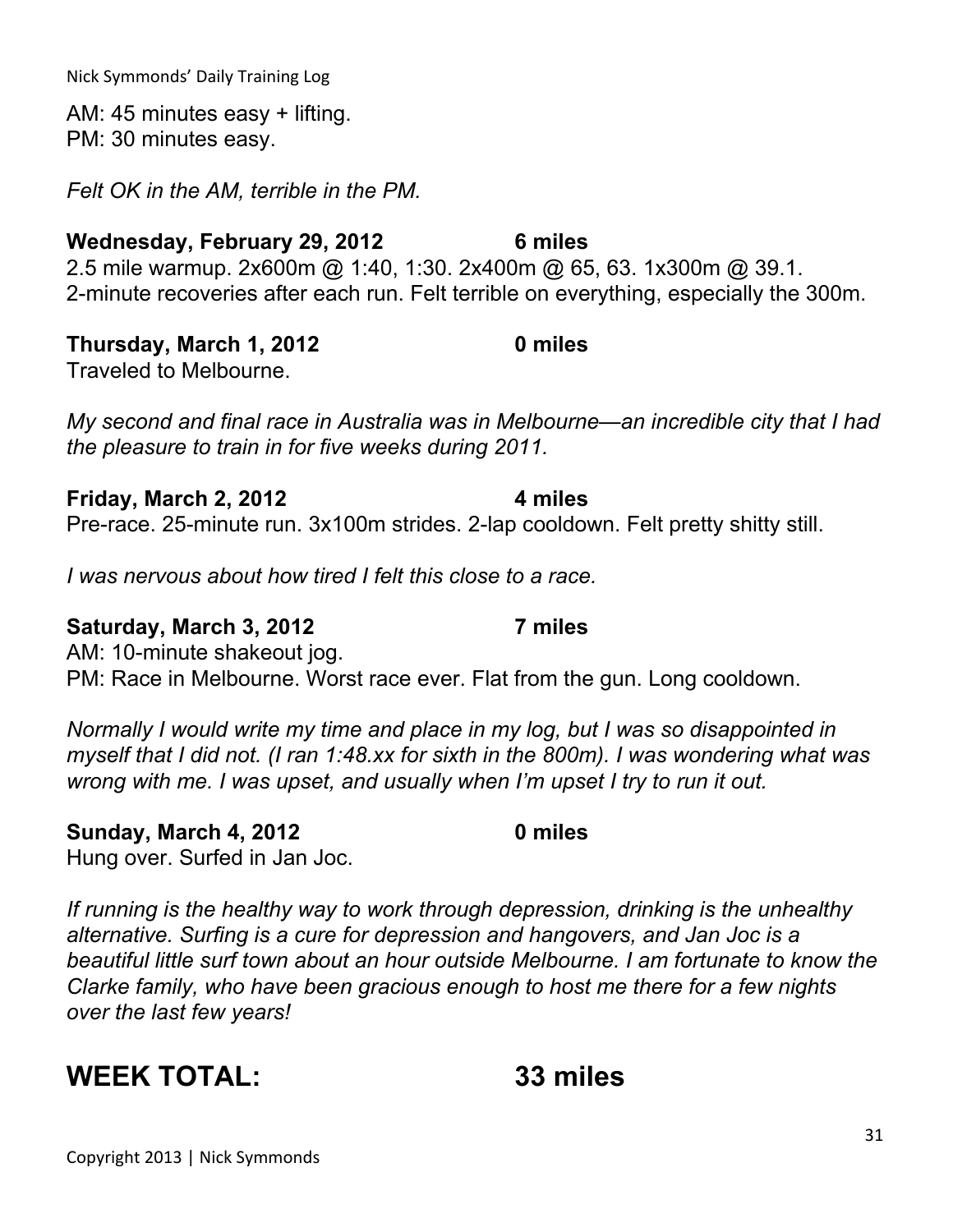AM: 45 minutes easy + lifting.
PM: 30 minutes easy.

*Felt OK in the AM, terrible in the PM.*

**Wednesday, February 29, 2012 6 miles**
2.5 mile warmup. 2x600m @ 1:40, 1:30. 2x400m @ 65, 63. 1x300m @ 39.1.
2-minute recoveries after each run. Felt terrible on everything, especially the 300m.

**Thursday, March 1, 2012 0 miles**
Traveled to Melbourne.

*My second and final race in Australia was in Melbourne—an incredible city that I had the pleasure to train in for five weeks during 2011.*

**Friday, March 2, 2012 4 miles**
Pre-race. 25-minute run. 3x100m strides. 2-lap cooldown. Felt pretty shitty still.

*I was nervous about how tired I felt this close to a race.*

**Saturday, March 3, 2012 7 miles**
AM: 10-minute shakeout jog.
PM: Race in Melbourne. Worst race ever. Flat from the gun. Long cooldown.

*Normally I would write my time and place in my log, but I was so disappointed in myself that I did not. (I ran 1:48.xx for sixth in the 800m). I was wondering what was wrong with me. I was upset, and usually when I'm upset I try to run it out.*

**Sunday, March 4, 2012 0 miles**
Hung over. Surfed in Jan Joc.

*If running is the healthy way to work through depression, drinking is the unhealthy alternative. Surfing is a cure for depression and hangovers, and Jan Joc is a beautiful little surf town about an hour outside Melbourne. I am fortunate to know the Clarke family, who have been gracious enough to host me there for a few nights over the last few years!*

## WEEK TOTAL: 33 miles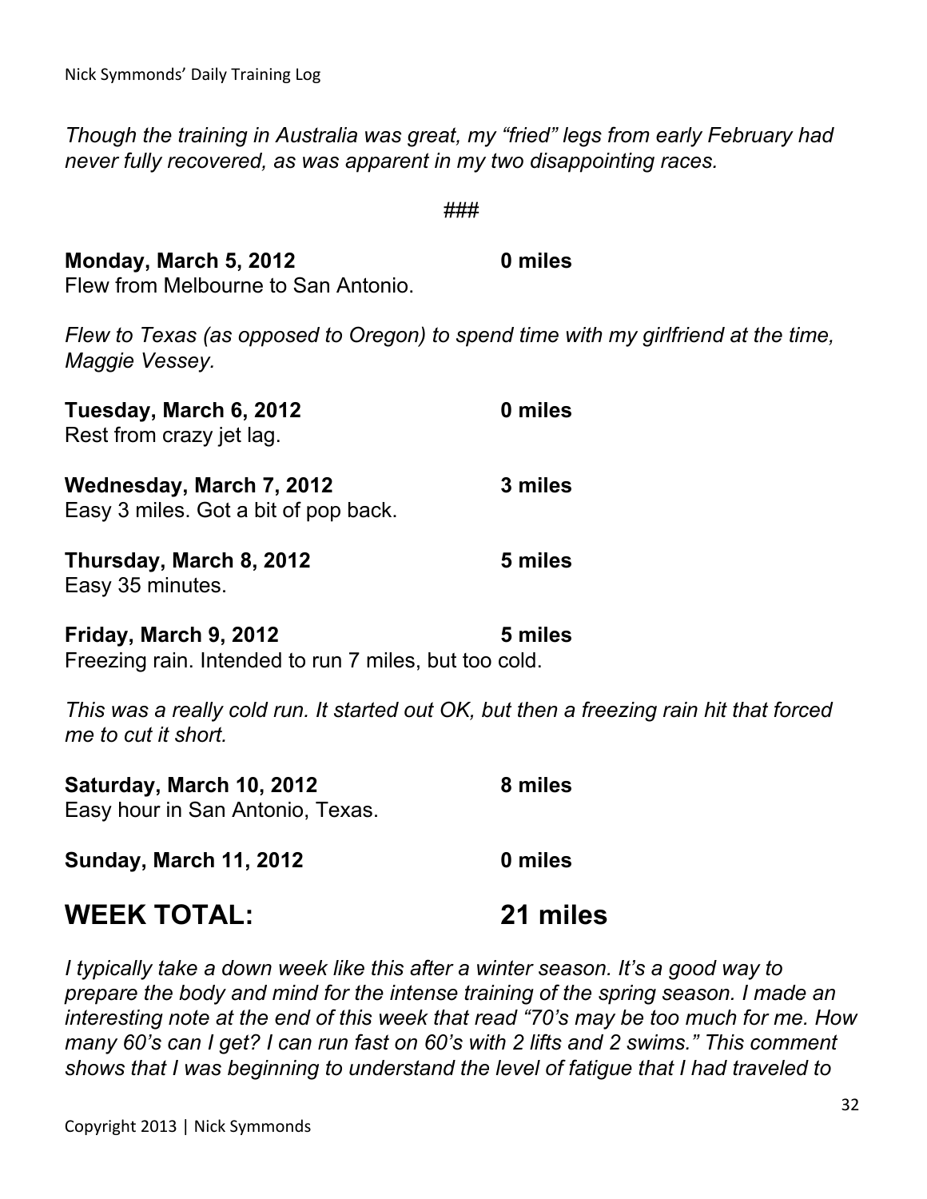*Though the training in Australia was great, my "fried" legs from early February had never fully recovered, as was apparent in my two disappointing races.*

###

**Monday, March 5, 2012** **0 miles**
Flew from Melbourne to San Antonio.

*Flew to Texas (as opposed to Oregon) to spend time with my girlfriend at the time, Maggie Vessey.*

**Tuesday, March 6, 2012** **0 miles**
Rest from crazy jet lag.

**Wednesday, March 7, 2012** **3 miles**
Easy 3 miles. Got a bit of pop back.

**Thursday, March 8, 2012** **5 miles**
Easy 35 minutes.

**Friday, March 9, 2012** **5 miles**
Freezing rain. Intended to run 7 miles, but too cold.

*This was a really cold run. It started out OK, but then a freezing rain hit that forced me to cut it short.*

**Saturday, March 10, 2012** **8 miles**
Easy hour in San Antonio, Texas.

**Sunday, March 11, 2012** **0 miles**

## WEEK TOTAL: 21 miles

*I typically take a down week like this after a winter season. It's a good way to prepare the body and mind for the intense training of the spring season. I made an interesting note at the end of this week that read "70's may be too much for me. How many 60's can I get? I can run fast on 60's with 2 lifts and 2 swims." This comment shows that I was beginning to understand the level of fatigue that I had traveled to*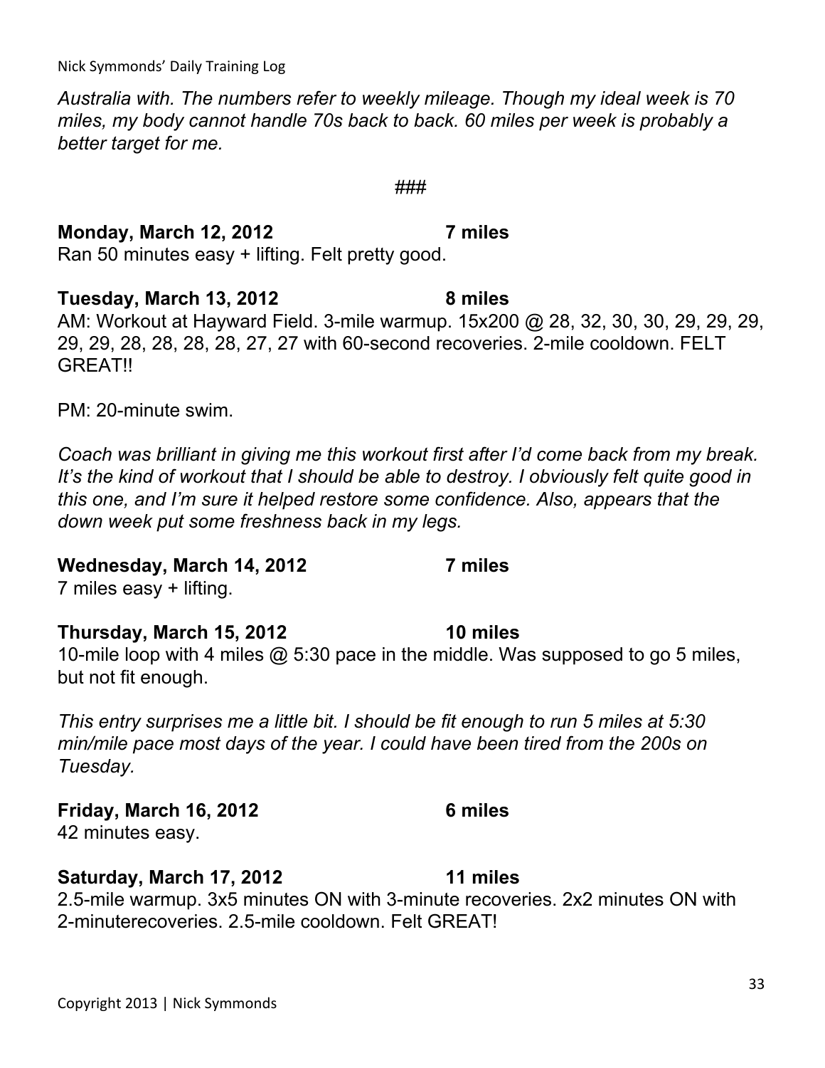*Australia with. The numbers refer to weekly mileage. Though my ideal week is 70 miles, my body cannot handle 70s back to back. 60 miles per week is probably a better target for me.*

###

**Monday, March 12, 2012 7 miles**
Ran 50 minutes easy + lifting. Felt pretty good.

**Tuesday, March 13, 2012 8 miles**
AM: Workout at Hayward Field. 3-mile warmup. 15x200 @ 28, 32, 30, 30, 29, 29, 29, 29, 29, 28, 28, 28, 28, 27, 27 with 60-second recoveries. 2-mile cooldown. FELT GREAT!!

PM: 20-minute swim.

*Coach was brilliant in giving me this workout first after I'd come back from my break. It's the kind of workout that I should be able to destroy. I obviously felt quite good in this one, and I'm sure it helped restore some confidence. Also, appears that the down week put some freshness back in my legs.*

**Wednesday, March 14, 2012 7 miles**
7 miles easy + lifting.

**Thursday, March 15, 2012 10 miles**
10-mile loop with 4 miles @ 5:30 pace in the middle. Was supposed to go 5 miles, but not fit enough.

*This entry surprises me a little bit. I should be fit enough to run 5 miles at 5:30 min/mile pace most days of the year. I could have been tired from the 200s on Tuesday.*

**Friday, March 16, 2012 6 miles**
42 minutes easy.

**Saturday, March 17, 2012 11 miles**
2.5-mile warmup. 3x5 minutes ON with 3-minute recoveries. 2x2 minutes ON with 2-minuterecoveries. 2.5-mile cooldown. Felt GREAT!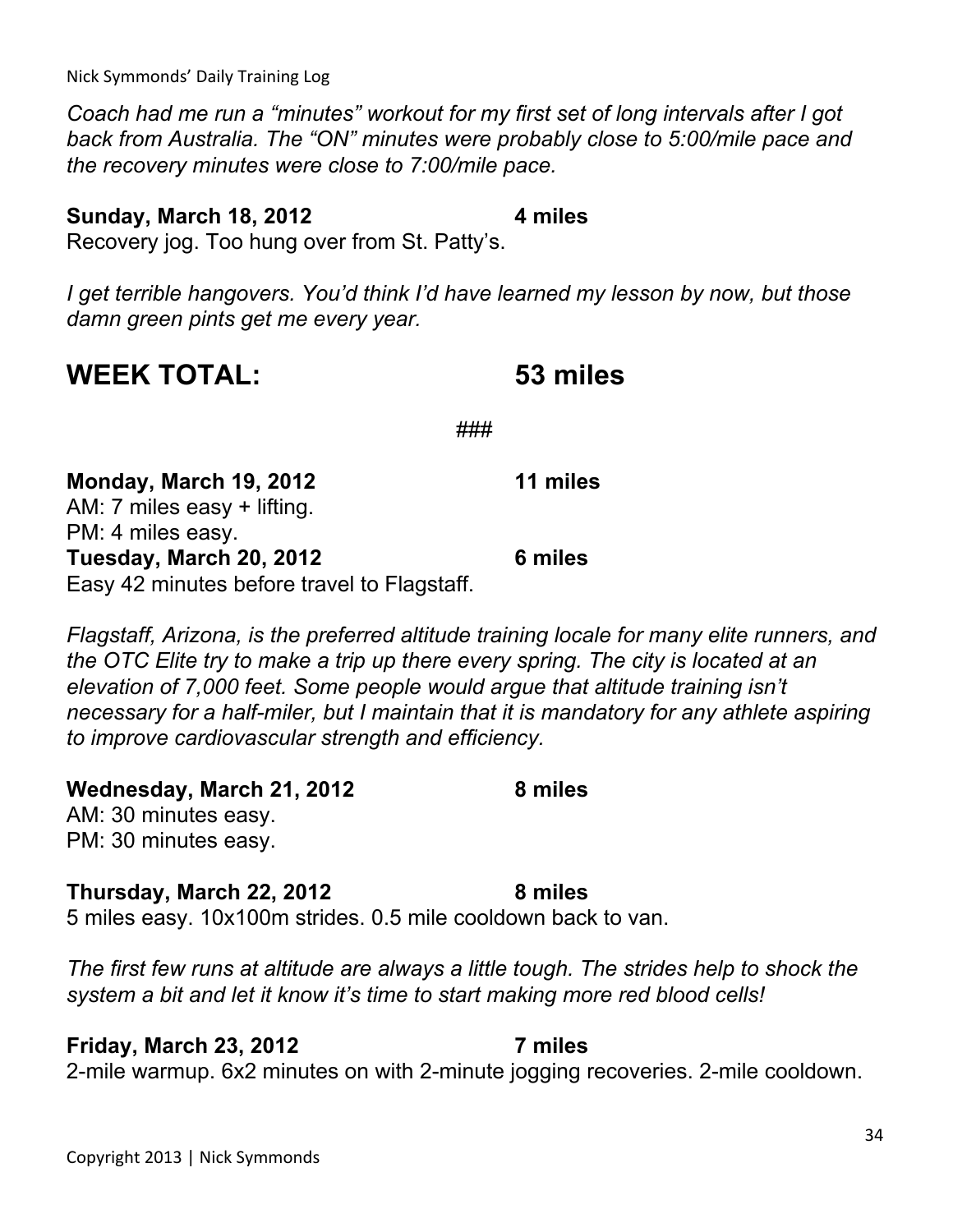*Coach had me run a "minutes" workout for my first set of long intervals after I got back from Australia. The "ON" minutes were probably close to 5:00/mile pace and the recovery minutes were close to 7:00/mile pace.*

**Sunday, March 18, 2012 4 miles**
Recovery jog. Too hung over from St. Patty's.

*I get terrible hangovers. You'd think I'd have learned my lesson by now, but those damn green pints get me every year.*

## WEEK TOTAL: 53 miles

###

**Monday, March 19, 2012 11 miles**
AM: 7 miles easy + lifting.
PM: 4 miles easy.
**Tuesday, March 20, 2012 6 miles**
Easy 42 minutes before travel to Flagstaff.

*Flagstaff, Arizona, is the preferred altitude training locale for many elite runners, and the OTC Elite try to make a trip up there every spring. The city is located at an elevation of 7,000 feet. Some people would argue that altitude training isn't necessary for a half-miler, but I maintain that it is mandatory for any athlete aspiring to improve cardiovascular strength and efficiency.*

**Wednesday, March 21, 2012 8 miles**
AM: 30 minutes easy.
PM: 30 minutes easy.

**Thursday, March 22, 2012 8 miles**
5 miles easy. 10x100m strides. 0.5 mile cooldown back to van.

*The first few runs at altitude are always a little tough. The strides help to shock the system a bit and let it know it's time to start making more red blood cells!*

**Friday, March 23, 2012 7 miles**
2-mile warmup. 6x2 minutes on with 2-minute jogging recoveries. 2-mile cooldown.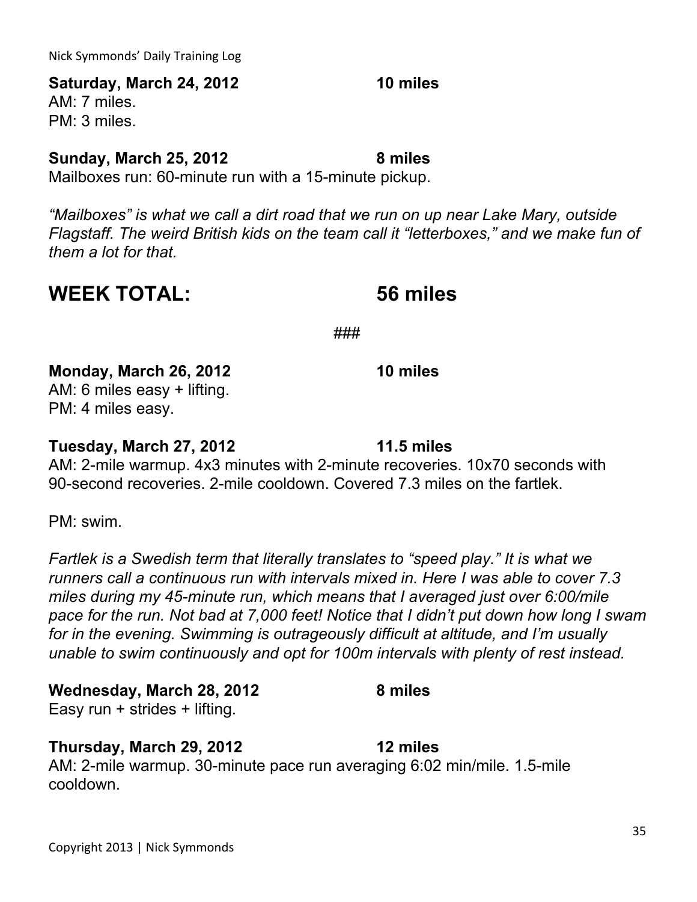**Saturday, March 24, 2012 — 10 miles**
AM: 7 miles.
PM: 3 miles.

**Sunday, March 25, 2012 — 8 miles**
Mailboxes run: 60-minute run with a 15-minute pickup.

*"Mailboxes" is what we call a dirt road that we run on up near Lake Mary, outside Flagstaff. The weird British kids on the team call it "letterboxes," and we make fun of them a lot for that.*

## WEEK TOTAL: 56 miles

###

**Monday, March 26, 2012 — 10 miles**
AM: 6 miles easy + lifting.
PM: 4 miles easy.

**Tuesday, March 27, 2012 — 11.5 miles**
AM: 2-mile warmup. 4x3 minutes with 2-minute recoveries. 10x70 seconds with 90-second recoveries. 2-mile cooldown. Covered 7.3 miles on the fartlek.

PM: swim.

*Fartlek is a Swedish term that literally translates to "speed play." It is what we runners call a continuous run with intervals mixed in. Here I was able to cover 7.3 miles during my 45-minute run, which means that I averaged just over 6:00/mile pace for the run. Not bad at 7,000 feet! Notice that I didn't put down how long I swam for in the evening. Swimming is outrageously difficult at altitude, and I'm usually unable to swim continuously and opt for 100m intervals with plenty of rest instead.*

**Wednesday, March 28, 2012 — 8 miles**
Easy run + strides + lifting.

**Thursday, March 29, 2012 — 12 miles**
AM: 2-mile warmup. 30-minute pace run averaging 6:02 min/mile. 1.5-mile cooldown.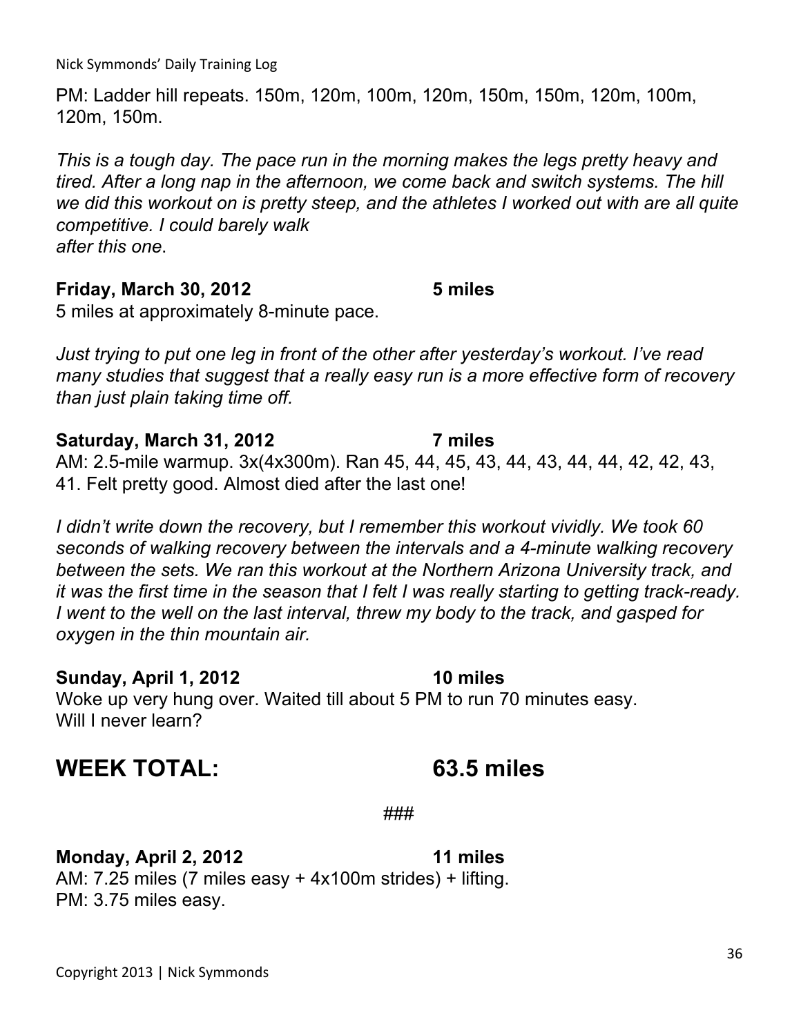PM: Ladder hill repeats. 150m, 120m, 100m, 120m, 150m, 150m, 120m, 100m, 120m, 150m.

*This is a tough day. The pace run in the morning makes the legs pretty heavy and tired. After a long nap in the afternoon, we come back and switch systems. The hill we did this workout on is pretty steep, and the athletes I worked out with are all quite competitive. I could barely walk after this one*.

**Friday, March 30, 2012 — 5 miles**

5 miles at approximately 8-minute pace.

*Just trying to put one leg in front of the other after yesterday's workout. I've read many studies that suggest that a really easy run is a more effective form of recovery than just plain taking time off.*

**Saturday, March 31, 2012 — 7 miles**

AM: 2.5-mile warmup. 3x(4x300m). Ran 45, 44, 45, 43, 44, 43, 44, 44, 42, 42, 43, 41. Felt pretty good. Almost died after the last one!

*I didn't write down the recovery, but I remember this workout vividly. We took 60 seconds of walking recovery between the intervals and a 4-minute walking recovery between the sets. We ran this workout at the Northern Arizona University track, and it was the first time in the season that I felt I was really starting to getting track-ready. I went to the well on the last interval, threw my body to the track, and gasped for oxygen in the thin mountain air.*

**Sunday, April 1, 2012 — 10 miles**

Woke up very hung over. Waited till about 5 PM to run 70 minutes easy. Will I never learn?

## WEEK TOTAL: 63.5 miles

###

**Monday, April 2, 2012 — 11 miles**

AM: 7.25 miles (7 miles easy + 4x100m strides) + lifting.
PM: 3.75 miles easy.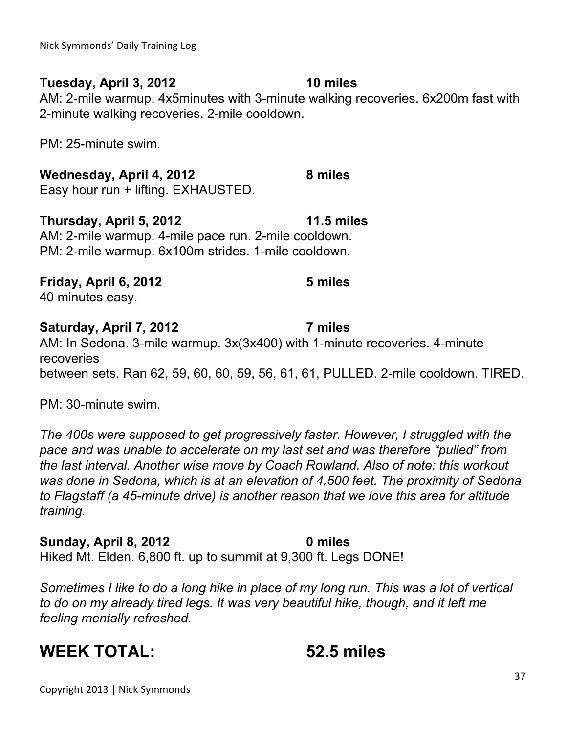**Tuesday, April 3, 2012 — 10 miles**

AM: 2-mile warmup. 4x5minutes with 3-minute walking recoveries. 6x200m fast with 2-minute walking recoveries. 2-mile cooldown.

PM: 25-minute swim.

**Wednesday, April 4, 2012 — 8 miles**

Easy hour run + lifting. EXHAUSTED.

**Thursday, April 5, 2012 — 11.5 miles**

AM: 2-mile warmup. 4-mile pace run. 2-mile cooldown.
PM: 2-mile warmup. 6x100m strides. 1-mile cooldown.

**Friday, April 6, 2012 — 5 miles**

40 minutes easy.

**Saturday, April 7, 2012 — 7 miles**

AM: In Sedona. 3-mile warmup. 3x(3x400) with 1-minute recoveries. 4-minute recoveries
between sets. Ran 62, 59, 60, 60, 59, 56, 61, 61, PULLED. 2-mile cooldown. TIRED.

PM: 30-minute swim.

*The 400s were supposed to get progressively faster. However, I struggled with the pace and was unable to accelerate on my last set and was therefore "pulled" from the last interval. Another wise move by Coach Rowland. Also of note: this workout was done in Sedona, which is at an elevation of 4,500 feet. The proximity of Sedona to Flagstaff (a 45-minute drive) is another reason that we love this area for altitude training.*

**Sunday, April 8, 2012 — 0 miles**

Hiked Mt. Elden. 6,800 ft. up to summit at 9,300 ft. Legs DONE!

*Sometimes I like to do a long hike in place of my long run. This was a lot of vertical to do on my already tired legs. It was very beautiful hike, though, and it left me feeling mentally refreshed.*

## WEEK TOTAL: 52.5 miles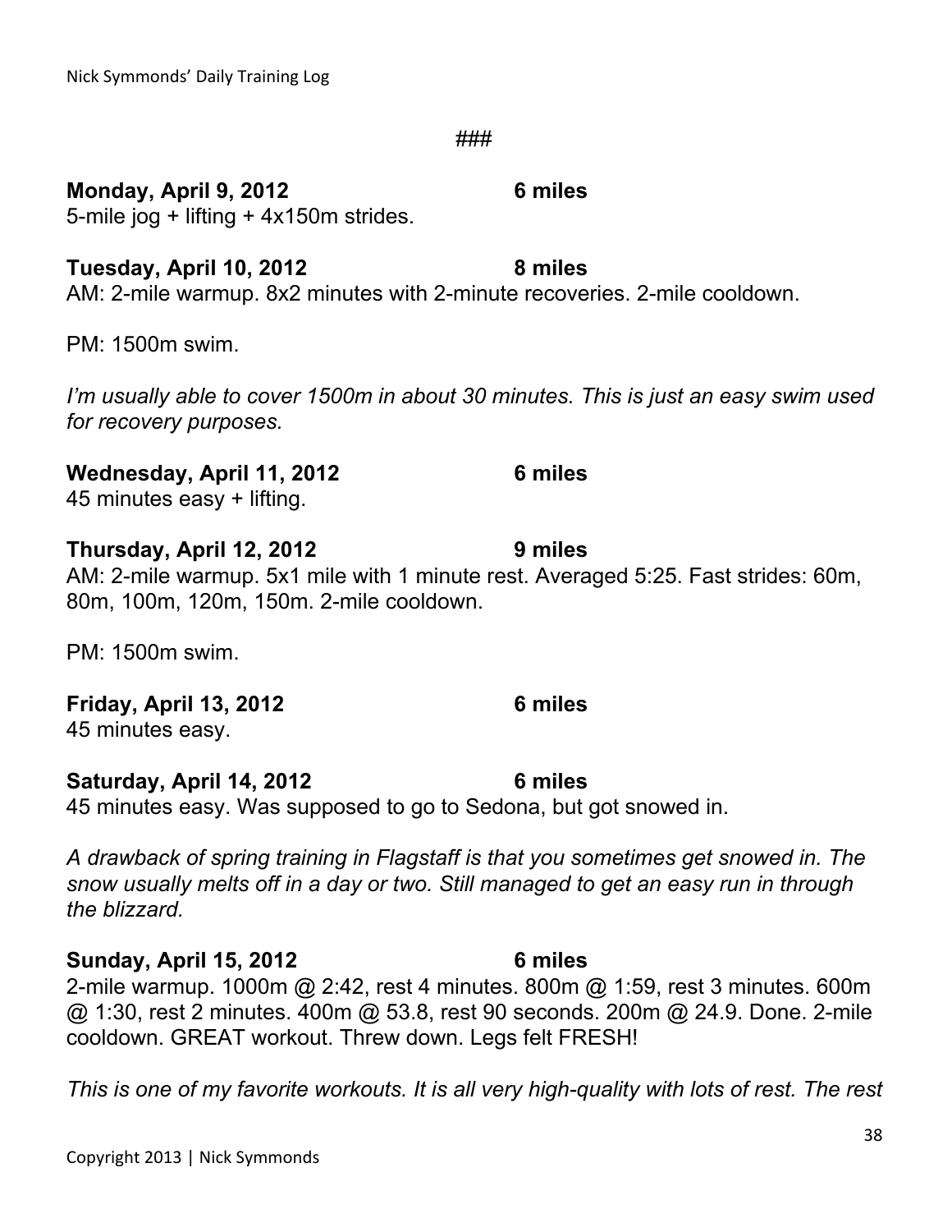###

**Monday, April 9, 2012 6 miles**
5-mile jog + lifting + 4x150m strides.

**Tuesday, April 10, 2012 8 miles**
AM: 2-mile warmup. 8x2 minutes with 2-minute recoveries. 2-mile cooldown.

PM: 1500m swim.

*I'm usually able to cover 1500m in about 30 minutes. This is just an easy swim used for recovery purposes.*

**Wednesday, April 11, 2012 6 miles**
45 minutes easy + lifting.

**Thursday, April 12, 2012 9 miles**
AM: 2-mile warmup. 5x1 mile with 1 minute rest. Averaged 5:25. Fast strides: 60m, 80m, 100m, 120m, 150m. 2-mile cooldown.

PM: 1500m swim.

**Friday, April 13, 2012 6 miles**
45 minutes easy.

**Saturday, April 14, 2012 6 miles**
45 minutes easy. Was supposed to go to Sedona, but got snowed in.

*A drawback of spring training in Flagstaff is that you sometimes get snowed in. The snow usually melts off in a day or two. Still managed to get an easy run in through the blizzard.*

**Sunday, April 15, 2012 6 miles**
2-mile warmup. 1000m @ 2:42, rest 4 minutes. 800m @ 1:59, rest 3 minutes. 600m @ 1:30, rest 2 minutes. 400m @ 53.8, rest 90 seconds. 200m @ 24.9. Done. 2-mile cooldown. GREAT workout. Threw down. Legs felt FRESH!

*This is one of my favorite workouts. It is all very high-quality with lots of rest. The rest*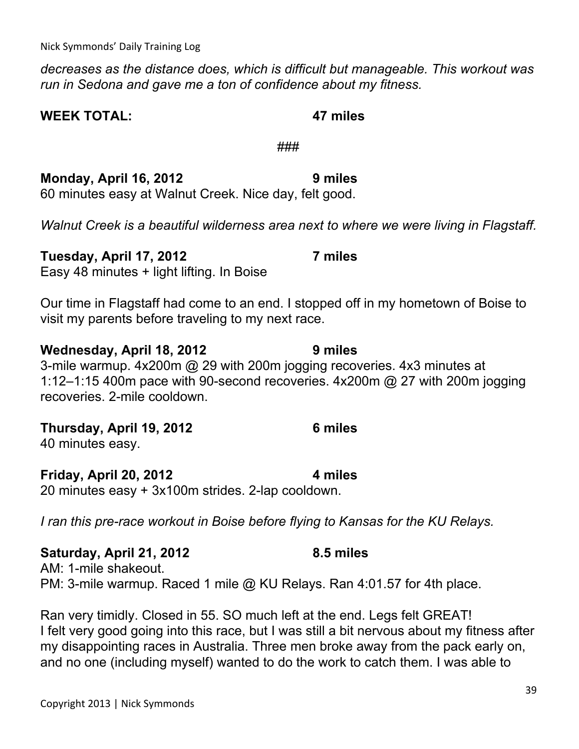*decreases as the distance does, which is difficult but manageable. This workout was run in Sedona and gave me a ton of confidence about my fitness.*

**WEEK TOTAL: 47 miles**

###

**Monday, April 16, 2012 9 miles**
60 minutes easy at Walnut Creek. Nice day, felt good.

*Walnut Creek is a beautiful wilderness area next to where we were living in Flagstaff.*

**Tuesday, April 17, 2012 7 miles**
Easy 48 minutes + light lifting. In Boise

Our time in Flagstaff had come to an end. I stopped off in my hometown of Boise to visit my parents before traveling to my next race.

**Wednesday, April 18, 2012 9 miles**
3-mile warmup. 4x200m @ 29 with 200m jogging recoveries. 4x3 minutes at 1:12–1:15 400m pace with 90-second recoveries. 4x200m @ 27 with 200m jogging recoveries. 2-mile cooldown.

**Thursday, April 19, 2012 6 miles**
40 minutes easy.

**Friday, April 20, 2012 4 miles**
20 minutes easy + 3x100m strides. 2-lap cooldown.

*I ran this pre-race workout in Boise before flying to Kansas for the KU Relays.*

**Saturday, April 21, 2012 8.5 miles**
AM: 1-mile shakeout.
PM: 3-mile warmup. Raced 1 mile @ KU Relays. Ran 4:01.57 for 4th place.

Ran very timidly. Closed in 55. SO much left at the end. Legs felt GREAT!
I felt very good going into this race, but I was still a bit nervous about my fitness after my disappointing races in Australia. Three men broke away from the pack early on, and no one (including myself) wanted to do the work to catch them. I was able to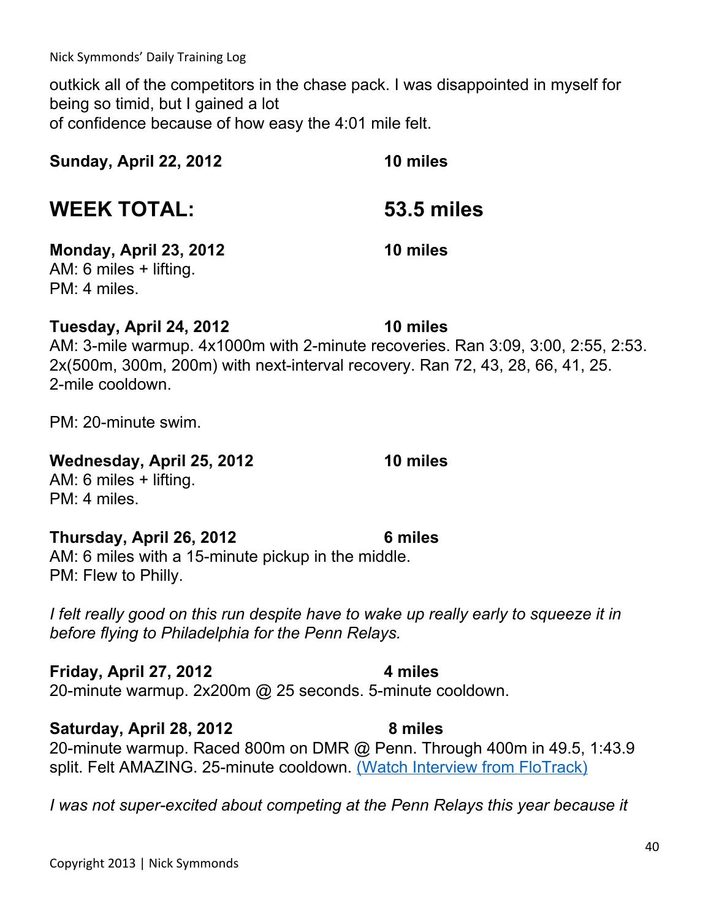outkick all of the competitors in the chase pack. I was disappointed in myself for being so timid, but I gained a lot
of confidence because of how easy the 4:01 mile felt.

**Sunday, April 22, 2012** **10 miles**

## WEEK TOTAL: 53.5 miles

**Monday, April 23, 2012** **10 miles**
AM: 6 miles + lifting.
PM: 4 miles.

**Tuesday, April 24, 2012** **10 miles**
AM: 3-mile warmup. 4x1000m with 2-minute recoveries. Ran 3:09, 3:00, 2:55, 2:53. 2x(500m, 300m, 200m) with next-interval recovery. Ran 72, 43, 28, 66, 41, 25. 2-mile cooldown.

PM: 20-minute swim.

**Wednesday, April 25, 2012** **10 miles**
AM: 6 miles + lifting.
PM: 4 miles.

**Thursday, April 26, 2012** **6 miles**
AM: 6 miles with a 15-minute pickup in the middle.
PM: Flew to Philly.

*I felt really good on this run despite have to wake up really early to squeeze it in before flying to Philadelphia for the Penn Relays.*

**Friday, April 27, 2012** **4 miles**
20-minute warmup. 2x200m @ 25 seconds. 5-minute cooldown.

**Saturday, April 28, 2012** **8 miles**
20-minute warmup. Raced 800m on DMR @ Penn. Through 400m in 49.5, 1:43.9 split. Felt AMAZING. 25-minute cooldown. (Watch Interview from FloTrack)

*I was not super-excited about competing at the Penn Relays this year because it*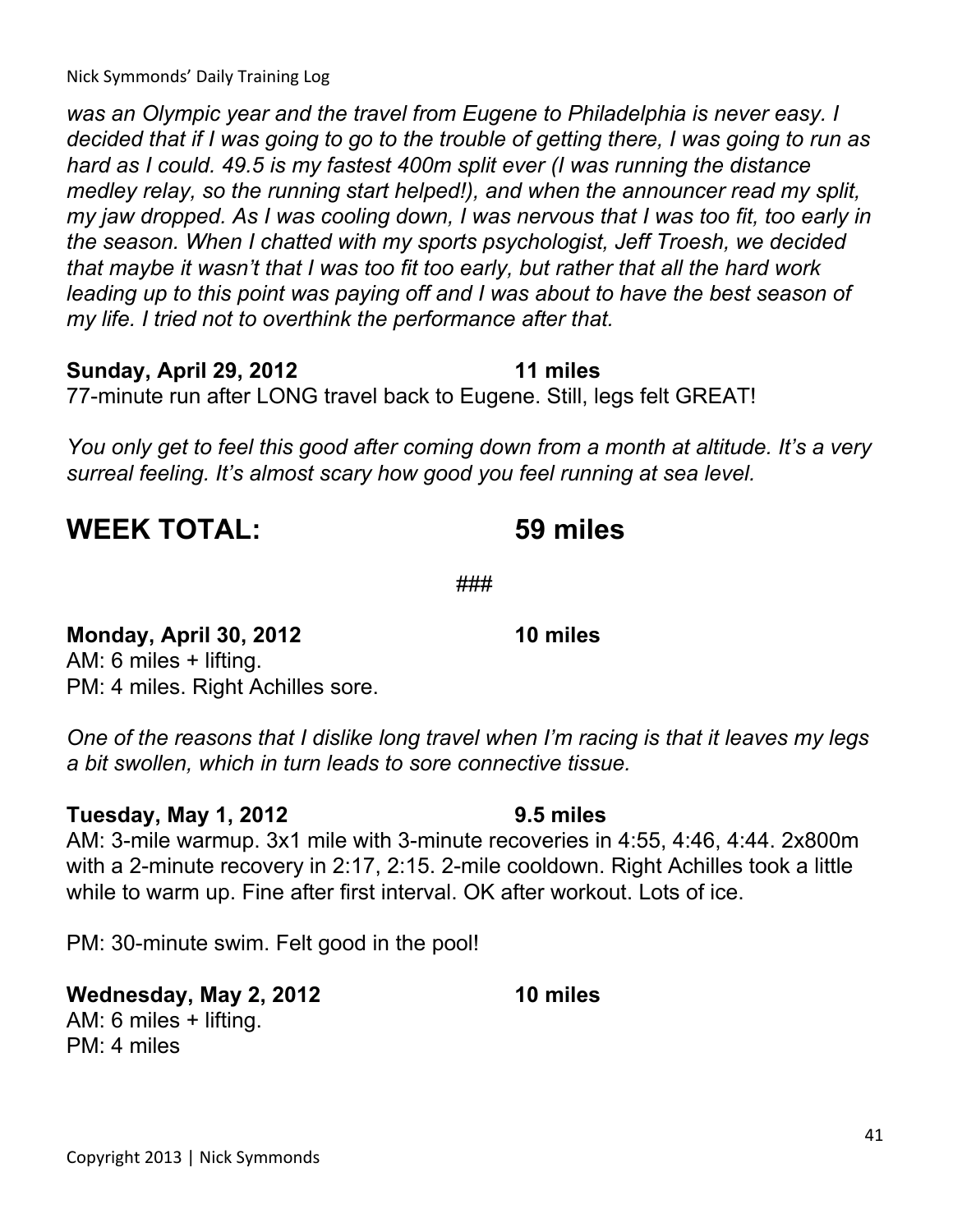*was an Olympic year and the travel from Eugene to Philadelphia is never easy. I decided that if I was going to go to the trouble of getting there, I was going to run as hard as I could. 49.5 is my fastest 400m split ever (I was running the distance medley relay, so the running start helped!), and when the announcer read my split, my jaw dropped. As I was cooling down, I was nervous that I was too fit, too early in the season. When I chatted with my sports psychologist, Jeff Troesh, we decided that maybe it wasn't that I was too fit too early, but rather that all the hard work leading up to this point was paying off and I was about to have the best season of my life. I tried not to overthink the performance after that.*

**Sunday, April 29, 2012 — 11 miles**

77-minute run after LONG travel back to Eugene. Still, legs felt GREAT!

*You only get to feel this good after coming down from a month at altitude. It's a very surreal feeling. It's almost scary how good you feel running at sea level.*

## WEEK TOTAL: 59 miles

###

**Monday, April 30, 2012 — 10 miles**

AM: 6 miles + lifting.
PM: 4 miles. Right Achilles sore.

*One of the reasons that I dislike long travel when I'm racing is that it leaves my legs a bit swollen, which in turn leads to sore connective tissue.*

**Tuesday, May 1, 2012 — 9.5 miles**

AM: 3-mile warmup. 3x1 mile with 3-minute recoveries in 4:55, 4:46, 4:44. 2x800m with a 2-minute recovery in 2:17, 2:15. 2-mile cooldown. Right Achilles took a little while to warm up. Fine after first interval. OK after workout. Lots of ice.

PM: 30-minute swim. Felt good in the pool!

**Wednesday, May 2, 2012 — 10 miles**

AM: 6 miles + lifting.
PM: 4 miles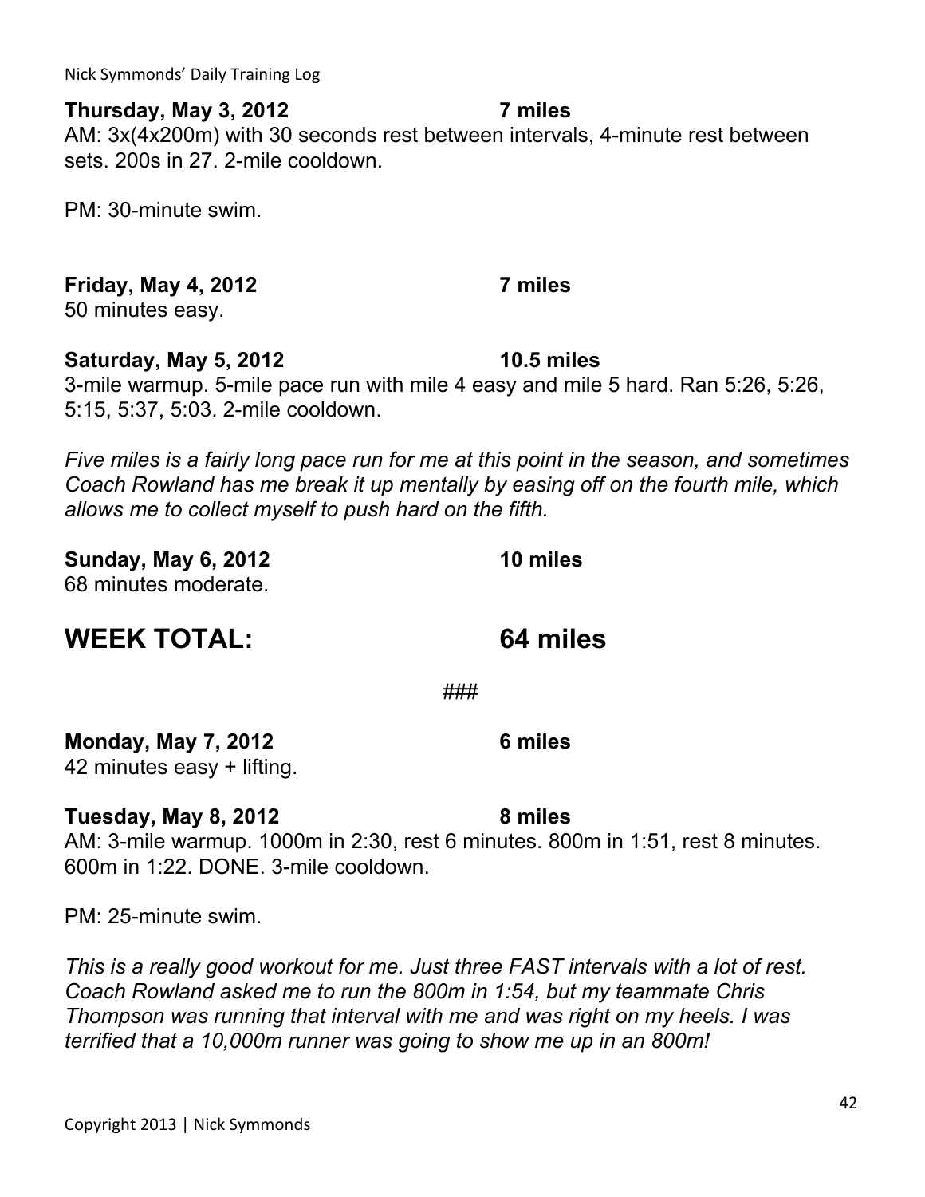**Thursday, May 3, 2012 7 miles**
AM: 3x(4x200m) with 30 seconds rest between intervals, 4-minute rest between sets. 200s in 27. 2-mile cooldown.

PM: 30-minute swim.

**Friday, May 4, 2012 7 miles**
50 minutes easy.

**Saturday, May 5, 2012 10.5 miles**
3-mile warmup. 5-mile pace run with mile 4 easy and mile 5 hard. Ran 5:26, 5:26, 5:15, 5:37, 5:03. 2-mile cooldown.

*Five miles is a fairly long pace run for me at this point in the season, and sometimes Coach Rowland has me break it up mentally by easing off on the fourth mile, which allows me to collect myself to push hard on the fifth.*

**Sunday, May 6, 2012 10 miles**
68 minutes moderate.

## WEEK TOTAL: 64 miles

###

**Monday, May 7, 2012 6 miles**
42 minutes easy + lifting.

**Tuesday, May 8, 2012 8 miles**
AM: 3-mile warmup. 1000m in 2:30, rest 6 minutes. 800m in 1:51, rest 8 minutes. 600m in 1:22. DONE. 3-mile cooldown.

PM: 25-minute swim.

*This is a really good workout for me. Just three FAST intervals with a lot of rest. Coach Rowland asked me to run the 800m in 1:54, but my teammate Chris Thompson was running that interval with me and was right on my heels. I was terrified that a 10,000m runner was going to show me up in an 800m!*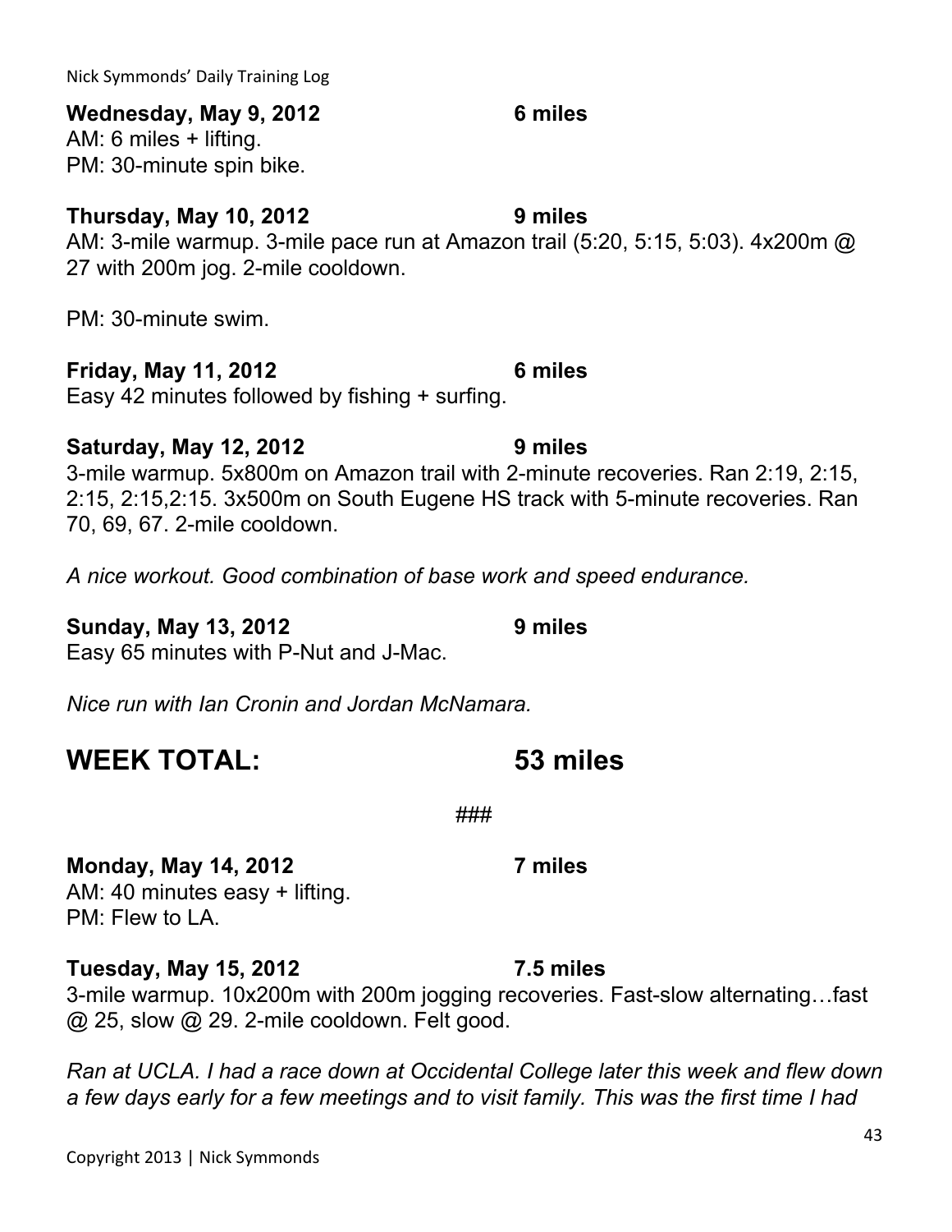**Wednesday, May 9, 2012** **6 miles**
AM: 6 miles + lifting.
PM: 30-minute spin bike.

**Thursday, May 10, 2012** **9 miles**
AM: 3-mile warmup. 3-mile pace run at Amazon trail (5:20, 5:15, 5:03). 4x200m @ 27 with 200m jog. 2-mile cooldown.

PM: 30-minute swim.

**Friday, May 11, 2012** **6 miles**
Easy 42 minutes followed by fishing + surfing.

**Saturday, May 12, 2012** **9 miles**
3-mile warmup. 5x800m on Amazon trail with 2-minute recoveries. Ran 2:19, 2:15, 2:15, 2:15,2:15. 3x500m on South Eugene HS track with 5-minute recoveries. Ran 70, 69, 67. 2-mile cooldown.

*A nice workout. Good combination of base work and speed endurance.*

**Sunday, May 13, 2012** **9 miles**
Easy 65 minutes with P-Nut and J-Mac.

*Nice run with Ian Cronin and Jordan McNamara.*

## WEEK TOTAL: 53 miles

###

**Monday, May 14, 2012** **7 miles**
AM: 40 minutes easy + lifting.
PM: Flew to LA.

**Tuesday, May 15, 2012** **7.5 miles**
3-mile warmup. 10x200m with 200m jogging recoveries. Fast-slow alternating…fast @ 25, slow @ 29. 2-mile cooldown. Felt good.

*Ran at UCLA. I had a race down at Occidental College later this week and flew down a few days early for a few meetings and to visit family. This was the first time I had*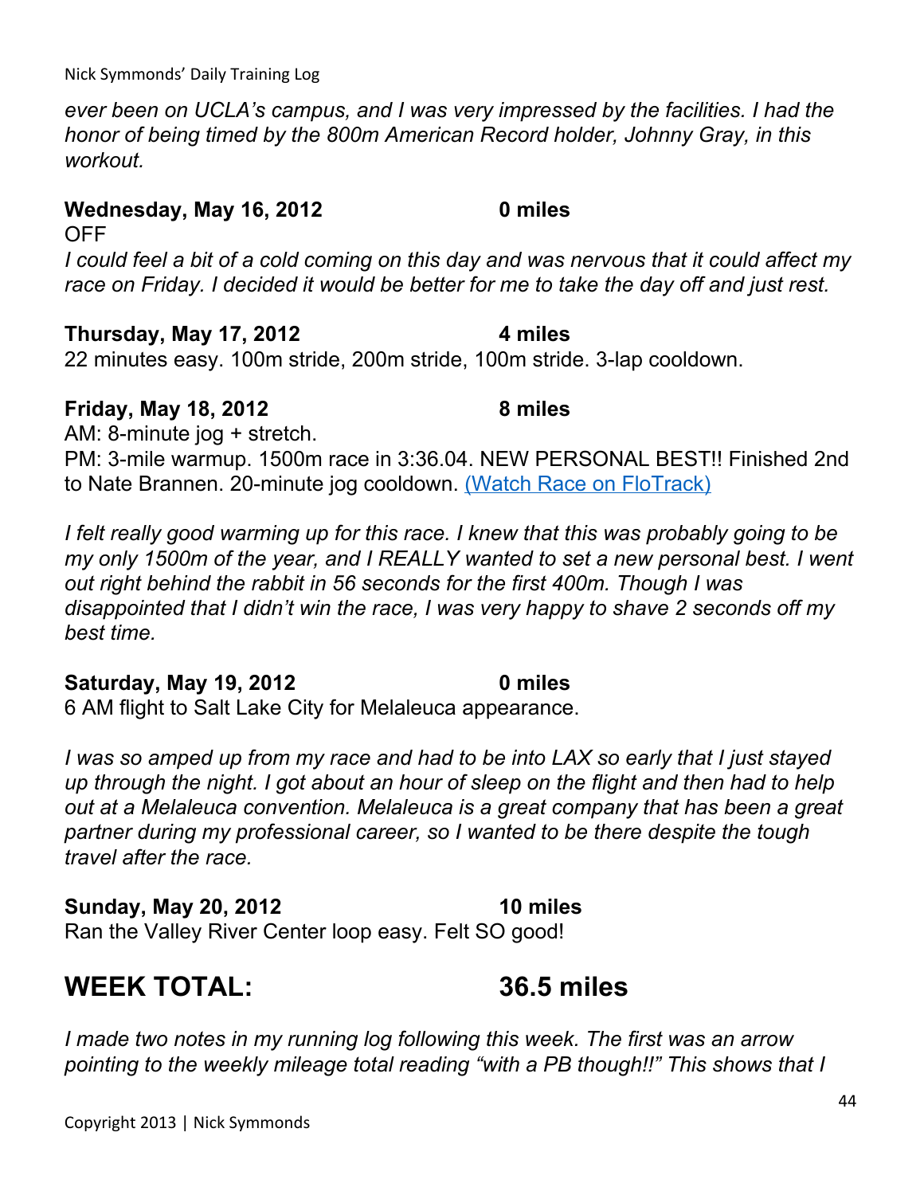*ever been on UCLA's campus, and I was very impressed by the facilities. I had the honor of being timed by the 800m American Record holder, Johnny Gray, in this workout.*

**Wednesday, May 16, 2012 — 0 miles**
OFF
*I could feel a bit of a cold coming on this day and was nervous that it could affect my race on Friday. I decided it would be better for me to take the day off and just rest.*

**Thursday, May 17, 2012 — 4 miles**
22 minutes easy. 100m stride, 200m stride, 100m stride. 3-lap cooldown.

**Friday, May 18, 2012 — 8 miles**
AM: 8-minute jog + stretch.
PM: 3-mile warmup. 1500m race in 3:36.04. NEW PERSONAL BEST!! Finished 2nd to Nate Brannen. 20-minute jog cooldown. (Watch Race on FloTrack)

*I felt really good warming up for this race. I knew that this was probably going to be my only 1500m of the year, and I REALLY wanted to set a new personal best. I went out right behind the rabbit in 56 seconds for the first 400m. Though I was disappointed that I didn't win the race, I was very happy to shave 2 seconds off my best time.*

**Saturday, May 19, 2012 — 0 miles**
6 AM flight to Salt Lake City for Melaleuca appearance.

*I was so amped up from my race and had to be into LAX so early that I just stayed up through the night. I got about an hour of sleep on the flight and then had to help out at a Melaleuca convention. Melaleuca is a great company that has been a great partner during my professional career, so I wanted to be there despite the tough travel after the race.*

**Sunday, May 20, 2012 — 10 miles**
Ran the Valley River Center loop easy. Felt SO good!

## WEEK TOTAL: 36.5 miles

*I made two notes in my running log following this week. The first was an arrow pointing to the weekly mileage total reading "with a PB though!!" This shows that I*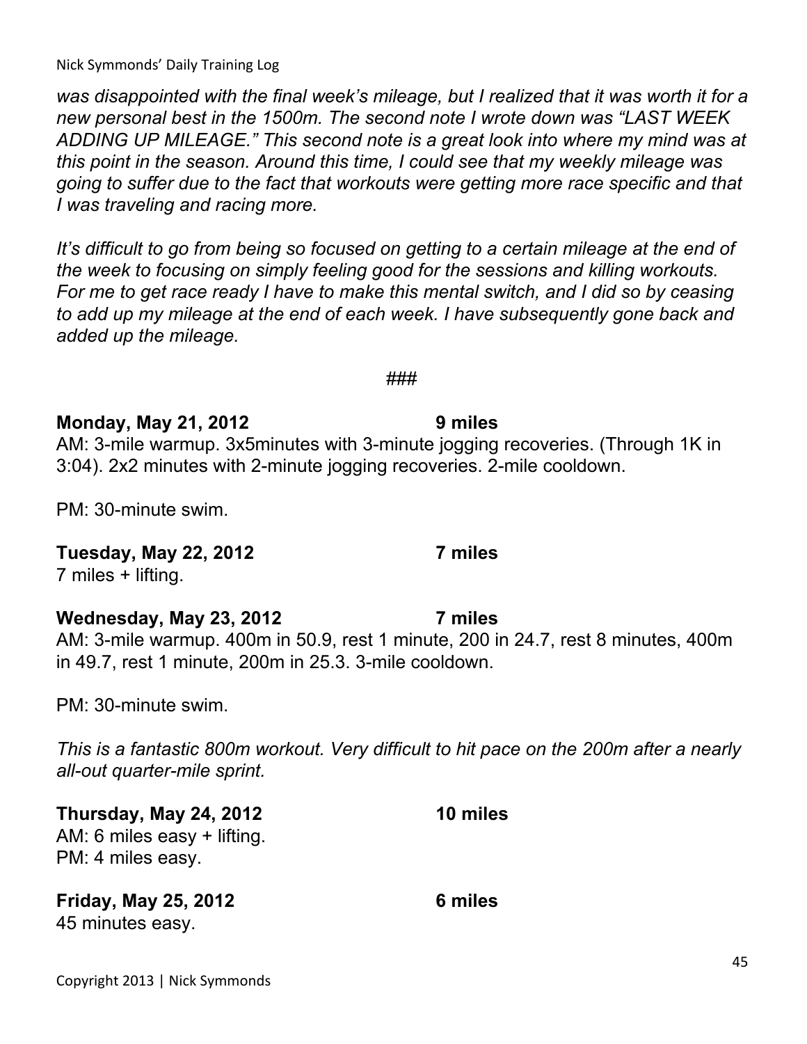*was disappointed with the final week's mileage, but I realized that it was worth it for a new personal best in the 1500m. The second note I wrote down was "LAST WEEK ADDING UP MILEAGE." This second note is a great look into where my mind was at this point in the season. Around this time, I could see that my weekly mileage was going to suffer due to the fact that workouts were getting more race specific and that I was traveling and racing more.*

*It's difficult to go from being so focused on getting to a certain mileage at the end of the week to focusing on simply feeling good for the sessions and killing workouts. For me to get race ready I have to make this mental switch, and I did so by ceasing to add up my mileage at the end of each week. I have subsequently gone back and added up the mileage.*

###

**Monday, May 21, 2012 — 9 miles**

AM: 3-mile warmup. 3x5minutes with 3-minute jogging recoveries. (Through 1K in 3:04). 2x2 minutes with 2-minute jogging recoveries. 2-mile cooldown.

PM: 30-minute swim.

**Tuesday, May 22, 2012 — 7 miles**

7 miles + lifting.

**Wednesday, May 23, 2012 — 7 miles**

AM: 3-mile warmup. 400m in 50.9, rest 1 minute, 200 in 24.7, rest 8 minutes, 400m in 49.7, rest 1 minute, 200m in 25.3. 3-mile cooldown.

PM: 30-minute swim.

*This is a fantastic 800m workout. Very difficult to hit pace on the 200m after a nearly all-out quarter-mile sprint.*

**Thursday, May 24, 2012 — 10 miles**

AM: 6 miles easy + lifting.
PM: 4 miles easy.

**Friday, May 25, 2012 — 6 miles**

45 minutes easy.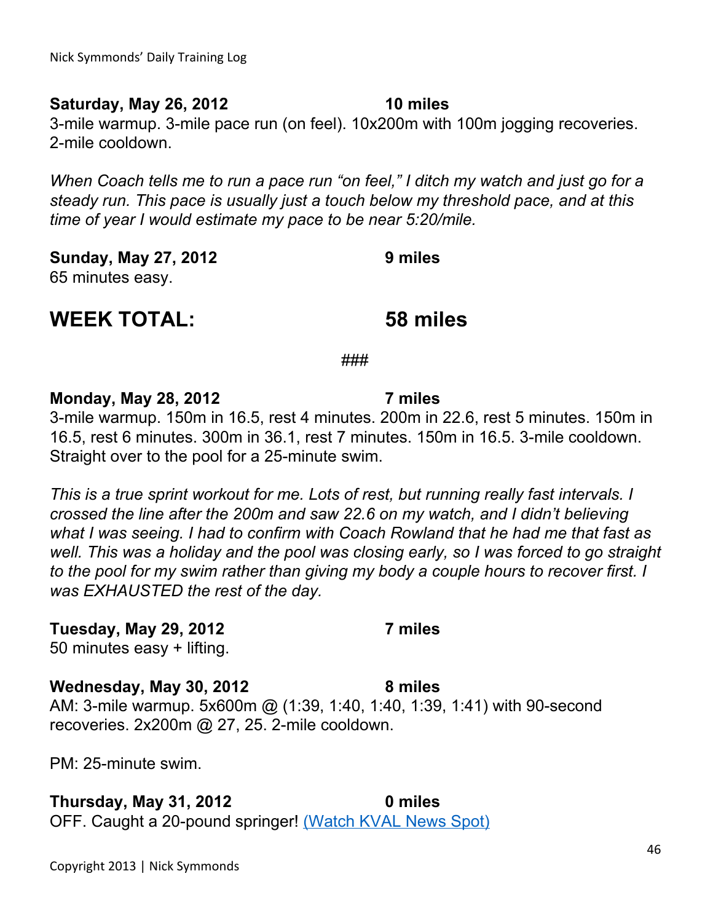**Saturday, May 26, 2012 — 10 miles**

3-mile warmup. 3-mile pace run (on feel). 10x200m with 100m jogging recoveries. 2-mile cooldown.

*When Coach tells me to run a pace run "on feel," I ditch my watch and just go for a steady run. This pace is usually just a touch below my threshold pace, and at this time of year I would estimate my pace to be near 5:20/mile.*

**Sunday, May 27, 2012 — 9 miles**

65 minutes easy.

## WEEK TOTAL: 58 miles

###

**Monday, May 28, 2012 — 7 miles**

3-mile warmup. 150m in 16.5, rest 4 minutes. 200m in 22.6, rest 5 minutes. 150m in 16.5, rest 6 minutes. 300m in 36.1, rest 7 minutes. 150m in 16.5. 3-mile cooldown. Straight over to the pool for a 25-minute swim.

*This is a true sprint workout for me. Lots of rest, but running really fast intervals. I crossed the line after the 200m and saw 22.6 on my watch, and I didn't believing what I was seeing. I had to confirm with Coach Rowland that he had me that fast as well. This was a holiday and the pool was closing early, so I was forced to go straight to the pool for my swim rather than giving my body a couple hours to recover first. I was EXHAUSTED the rest of the day.*

**Tuesday, May 29, 2012 — 7 miles**

50 minutes easy + lifting.

**Wednesday, May 30, 2012 — 8 miles**

AM: 3-mile warmup. 5x600m @ (1:39, 1:40, 1:40, 1:39, 1:41) with 90-second recoveries. 2x200m @ 27, 25. 2-mile cooldown.

PM: 25-minute swim.

**Thursday, May 31, 2012 — 0 miles**

OFF. Caught a 20-pound springer! (Watch KVAL News Spot)

Copyright 2013 | Nick Symmonds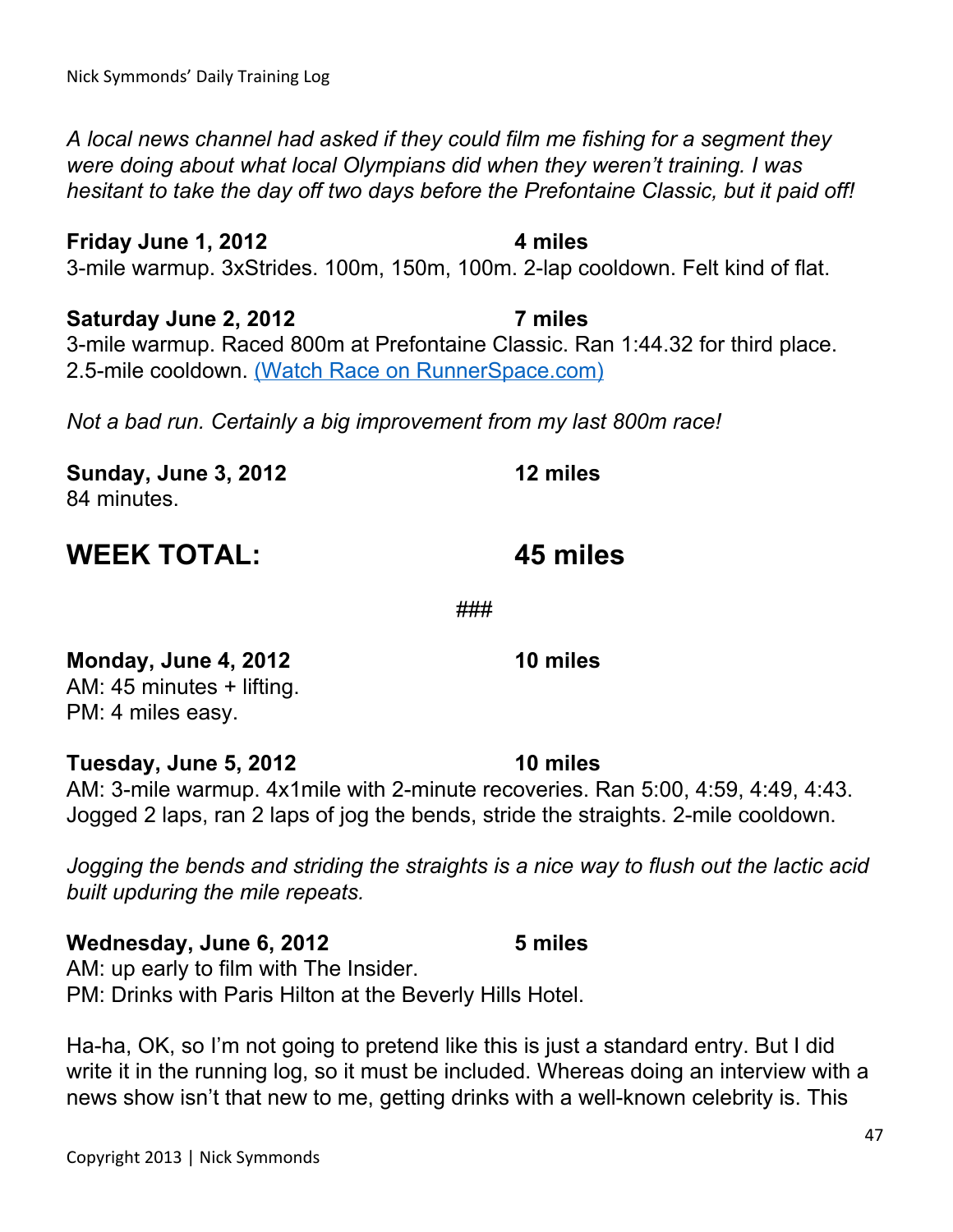*A local news channel had asked if they could film me fishing for a segment they were doing about what local Olympians did when they weren't training. I was hesitant to take the day off two days before the Prefontaine Classic, but it paid off!*

**Friday June 1, 2012** **4 miles**
3-mile warmup. 3xStrides. 100m, 150m, 100m. 2-lap cooldown. Felt kind of flat.

**Saturday June 2, 2012** **7 miles**
3-mile warmup. Raced 800m at Prefontaine Classic. Ran 1:44.32 for third place. 2.5-mile cooldown. (Watch Race on RunnerSpace.com)

*Not a bad run. Certainly a big improvement from my last 800m race!*

**Sunday, June 3, 2012** **12 miles**
84 minutes.

## WEEK TOTAL: 45 miles

###

**Monday, June 4, 2012** **10 miles**
AM: 45 minutes + lifting.
PM: 4 miles easy.

**Tuesday, June 5, 2012** **10 miles**
AM: 3-mile warmup. 4x1mile with 2-minute recoveries. Ran 5:00, 4:59, 4:49, 4:43. Jogged 2 laps, ran 2 laps of jog the bends, stride the straights. 2-mile cooldown.

*Jogging the bends and striding the straights is a nice way to flush out the lactic acid built upduring the mile repeats.*

**Wednesday, June 6, 2012** **5 miles**
AM: up early to film with The Insider.
PM: Drinks with Paris Hilton at the Beverly Hills Hotel.

Ha-ha, OK, so I'm not going to pretend like this is just a standard entry. But I did write it in the running log, so it must be included. Whereas doing an interview with a news show isn't that new to me, getting drinks with a well-known celebrity is. This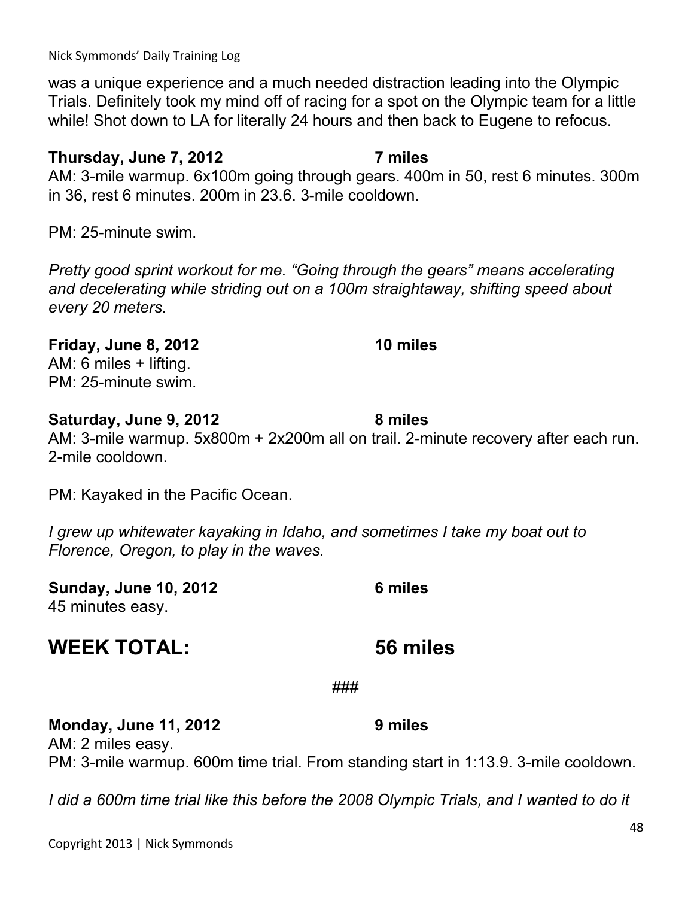was a unique experience and a much needed distraction leading into the Olympic Trials. Definitely took my mind off of racing for a spot on the Olympic team for a little while! Shot down to LA for literally 24 hours and then back to Eugene to refocus.

**Thursday, June 7, 2012 — 7 miles**

AM: 3-mile warmup. 6x100m going through gears. 400m in 50, rest 6 minutes. 300m in 36, rest 6 minutes. 200m in 23.6. 3-mile cooldown.

PM: 25-minute swim.

*Pretty good sprint workout for me. "Going through the gears" means accelerating and decelerating while striding out on a 100m straightaway, shifting speed about every 20 meters.*

**Friday, June 8, 2012 — 10 miles**

AM: 6 miles + lifting.
PM: 25-minute swim.

**Saturday, June 9, 2012 — 8 miles**

AM: 3-mile warmup. 5x800m + 2x200m all on trail. 2-minute recovery after each run. 2-mile cooldown.

PM: Kayaked in the Pacific Ocean.

*I grew up whitewater kayaking in Idaho, and sometimes I take my boat out to Florence, Oregon, to play in the waves.*

**Sunday, June 10, 2012 — 6 miles**

45 minutes easy.

## WEEK TOTAL: 56 miles

###

**Monday, June 11, 2012 — 9 miles**

AM: 2 miles easy.
PM: 3-mile warmup. 600m time trial. From standing start in 1:13.9. 3-mile cooldown.

*I did a 600m time trial like this before the 2008 Olympic Trials, and I wanted to do it*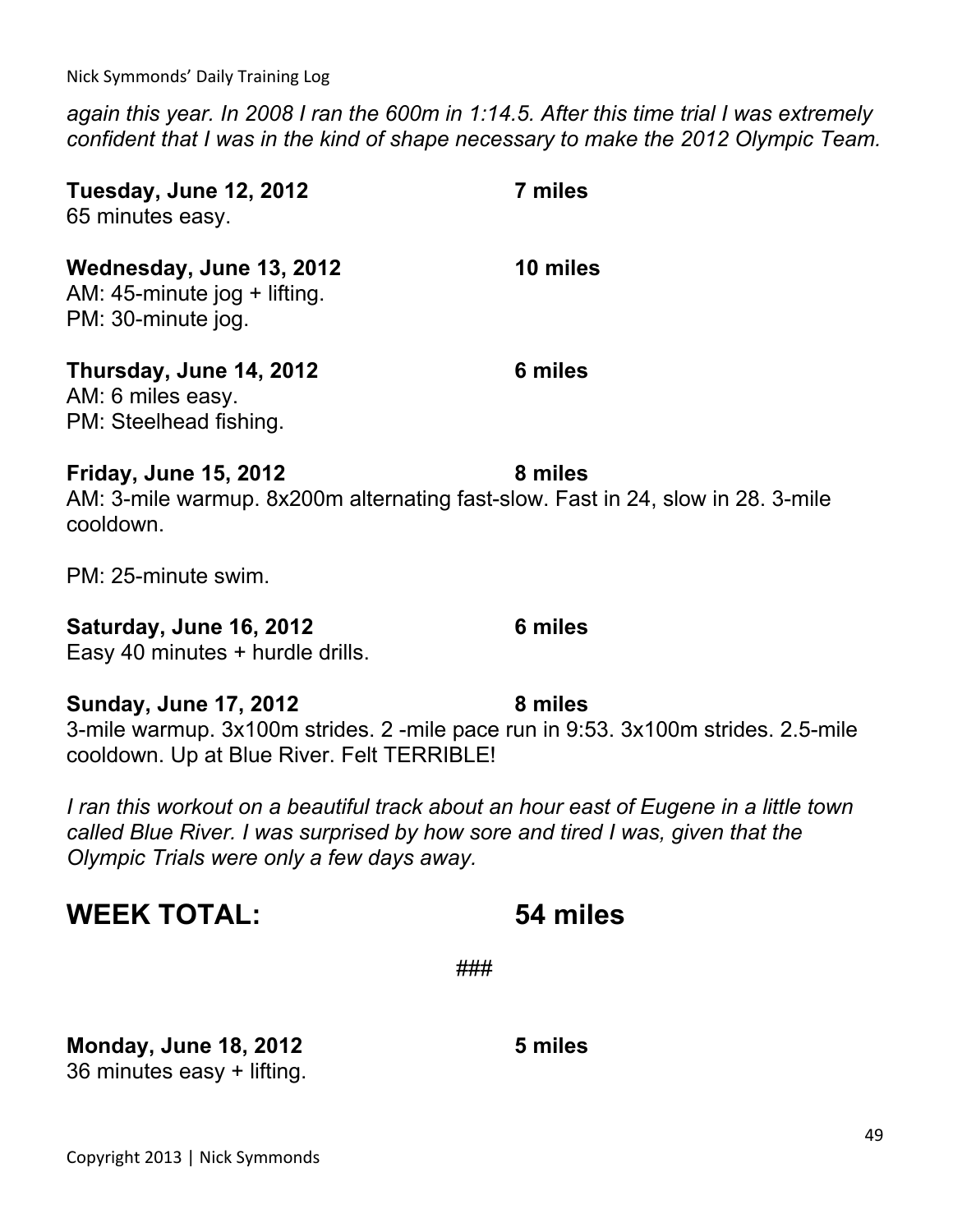*again this year. In 2008 I ran the 600m in 1:14.5. After this time trial I was extremely confident that I was in the kind of shape necessary to make the 2012 Olympic Team.*

**Tuesday, June 12, 2012** **7 miles**
65 minutes easy.

**Wednesday, June 13, 2012** **10 miles**
AM: 45-minute jog + lifting.
PM: 30-minute jog.

**Thursday, June 14, 2012** **6 miles**
AM: 6 miles easy.
PM: Steelhead fishing.

**Friday, June 15, 2012** **8 miles**
AM: 3-mile warmup. 8x200m alternating fast-slow. Fast in 24, slow in 28. 3-mile cooldown.

PM: 25-minute swim.

**Saturday, June 16, 2012** **6 miles**
Easy 40 minutes + hurdle drills.

**Sunday, June 17, 2012** **8 miles**
3-mile warmup. 3x100m strides. 2 -mile pace run in 9:53. 3x100m strides. 2.5-mile cooldown. Up at Blue River. Felt TERRIBLE!

*I ran this workout on a beautiful track about an hour east of Eugene in a little town called Blue River. I was surprised by how sore and tired I was, given that the Olympic Trials were only a few days away.*

## WEEK TOTAL: 54 miles

###

**Monday, June 18, 2012** **5 miles**
36 minutes easy + lifting.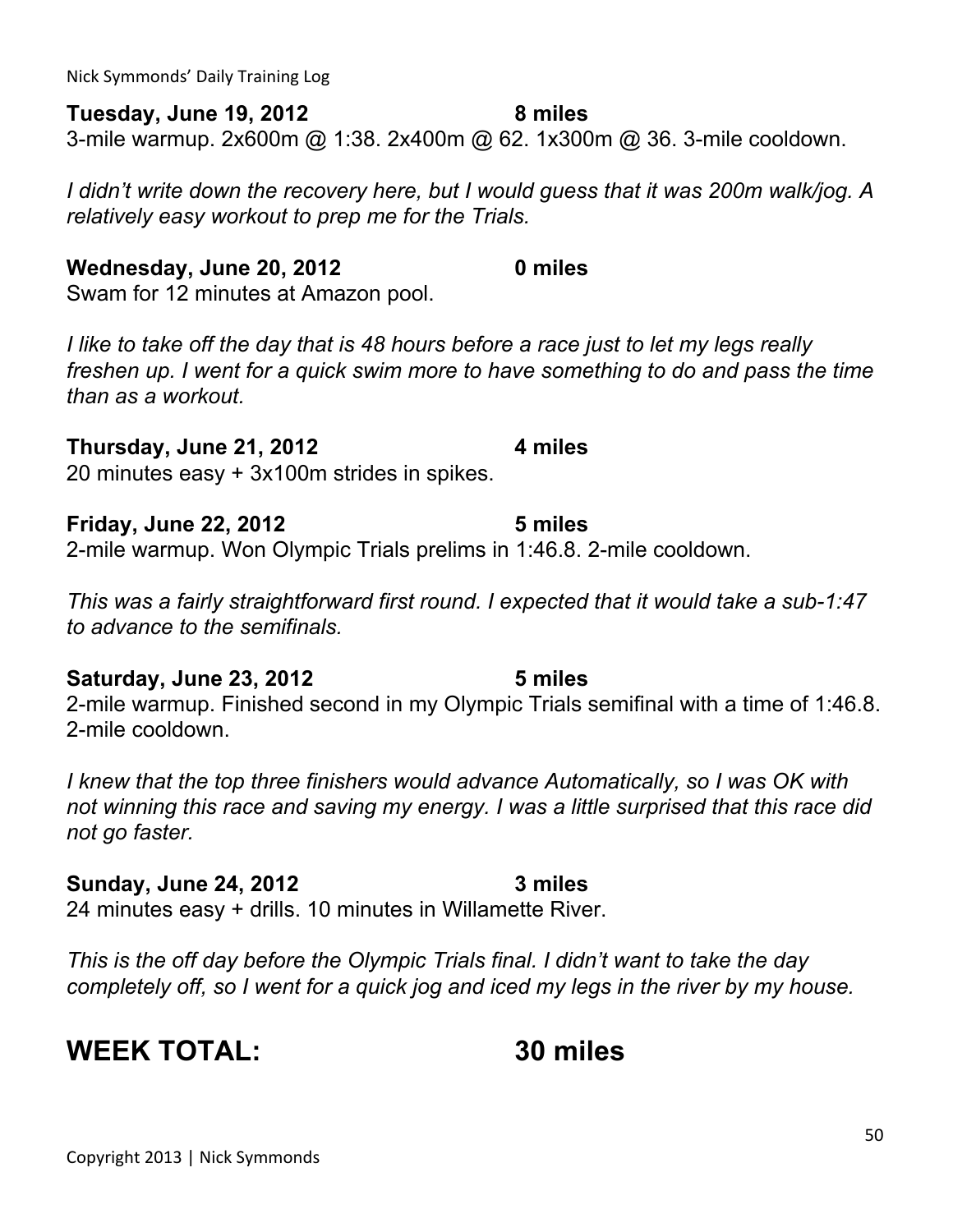**Tuesday, June 19, 2012** **8 miles**

3-mile warmup. 2x600m @ 1:38. 2x400m @ 62. 1x300m @ 36. 3-mile cooldown.

*I didn't write down the recovery here, but I would guess that it was 200m walk/jog. A relatively easy workout to prep me for the Trials.*

**Wednesday, June 20, 2012** **0 miles**

Swam for 12 minutes at Amazon pool.

*I like to take off the day that is 48 hours before a race just to let my legs really freshen up. I went for a quick swim more to have something to do and pass the time than as a workout.*

**Thursday, June 21, 2012** **4 miles**

20 minutes easy + 3x100m strides in spikes.

**Friday, June 22, 2012** **5 miles**

2-mile warmup. Won Olympic Trials prelims in 1:46.8. 2-mile cooldown.

*This was a fairly straightforward first round. I expected that it would take a sub-1:47 to advance to the semifinals.*

**Saturday, June 23, 2012** **5 miles**

2-mile warmup. Finished second in my Olympic Trials semifinal with a time of 1:46.8. 2-mile cooldown.

*I knew that the top three finishers would advance Automatically, so I was OK with not winning this race and saving my energy. I was a little surprised that this race did not go faster.*

**Sunday, June 24, 2012** **3 miles**

24 minutes easy + drills. 10 minutes in Willamette River.

*This is the off day before the Olympic Trials final. I didn't want to take the day completely off, so I went for a quick jog and iced my legs in the river by my house.*

# WEEK TOTAL: 30 miles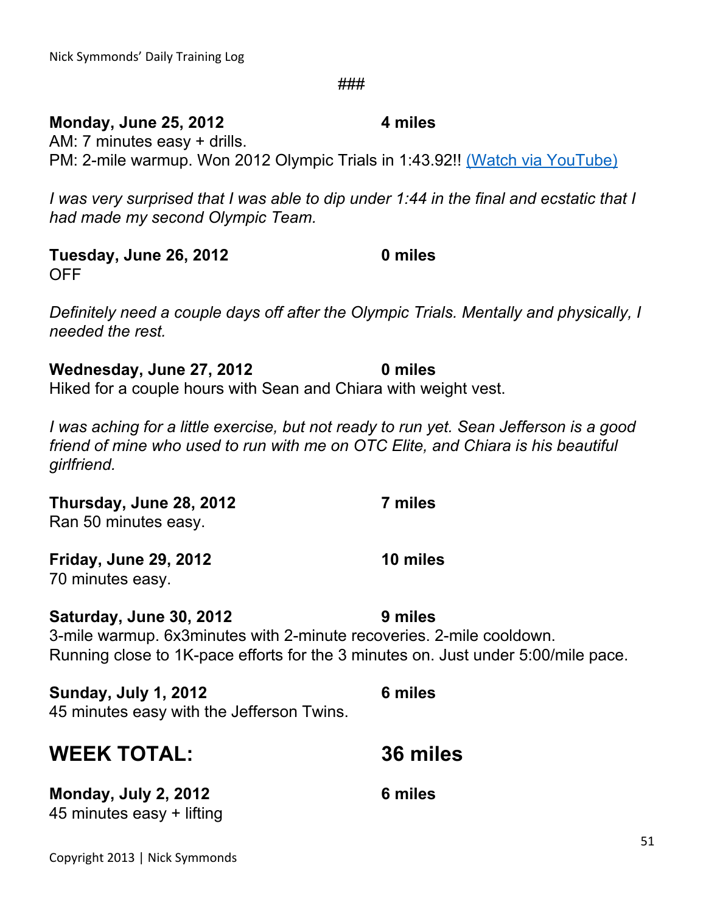###

**Monday, June 25, 2012** **4 miles**
AM: 7 minutes easy + drills.
PM: 2-mile warmup. Won 2012 Olympic Trials in 1:43.92!! [(Watch via YouTube)]()

*I was very surprised that I was able to dip under 1:44 in the final and ecstatic that I had made my second Olympic Team.*

**Tuesday, June 26, 2012** **0 miles**
OFF

*Definitely need a couple days off after the Olympic Trials. Mentally and physically, I needed the rest.*

**Wednesday, June 27, 2012** **0 miles**
Hiked for a couple hours with Sean and Chiara with weight vest.

*I was aching for a little exercise, but not ready to run yet. Sean Jefferson is a good friend of mine who used to run with me on OTC Elite, and Chiara is his beautiful girlfriend.*

**Thursday, June 28, 2012** **7 miles**
Ran 50 minutes easy.

**Friday, June 29, 2012** **10 miles**
70 minutes easy.

**Saturday, June 30, 2012** **9 miles**
3-mile warmup. 6x3minutes with 2-minute recoveries. 2-mile cooldown.
Running close to 1K-pace efforts for the 3 minutes on. Just under 5:00/mile pace.

**Sunday, July 1, 2012** **6 miles**
45 minutes easy with the Jefferson Twins.

## WEEK TOTAL: 36 miles

**Monday, July 2, 2012** **6 miles**
45 minutes easy + lifting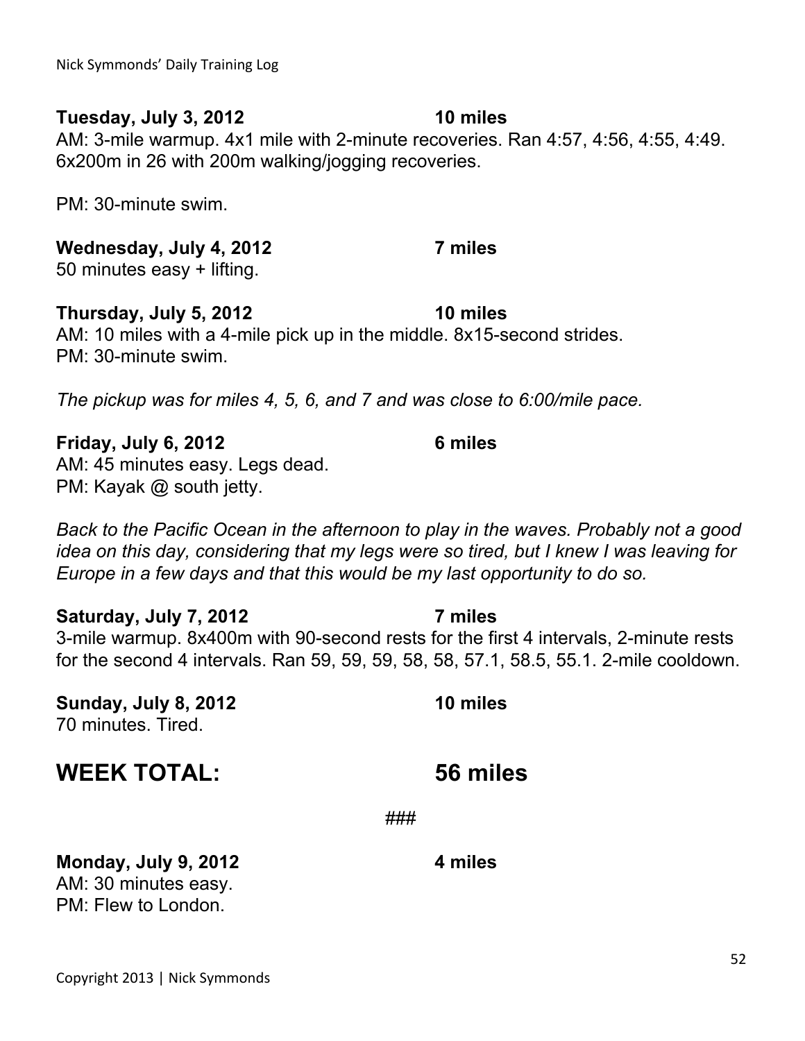**Tuesday, July 3, 2012 10 miles**
AM: 3-mile warmup. 4x1 mile with 2-minute recoveries. Ran 4:57, 4:56, 4:55, 4:49. 6x200m in 26 with 200m walking/jogging recoveries.

PM: 30-minute swim.

**Wednesday, July 4, 2012 7 miles**
50 minutes easy + lifting.

**Thursday, July 5, 2012 10 miles**
AM: 10 miles with a 4-mile pick up in the middle. 8x15-second strides.
PM: 30-minute swim.

*The pickup was for miles 4, 5, 6, and 7 and was close to 6:00/mile pace.*

**Friday, July 6, 2012 6 miles**
AM: 45 minutes easy. Legs dead.
PM: Kayak @ south jetty.

*Back to the Pacific Ocean in the afternoon to play in the waves. Probably not a good idea on this day, considering that my legs were so tired, but I knew I was leaving for Europe in a few days and that this would be my last opportunity to do so.*

**Saturday, July 7, 2012 7 miles**
3-mile warmup. 8x400m with 90-second rests for the first 4 intervals, 2-minute rests for the second 4 intervals. Ran 59, 59, 59, 58, 58, 57.1, 58.5, 55.1. 2-mile cooldown.

**Sunday, July 8, 2012 10 miles**
70 minutes. Tired.

## WEEK TOTAL: 56 miles

###

**Monday, July 9, 2012 4 miles**
AM: 30 minutes easy.
PM: Flew to London.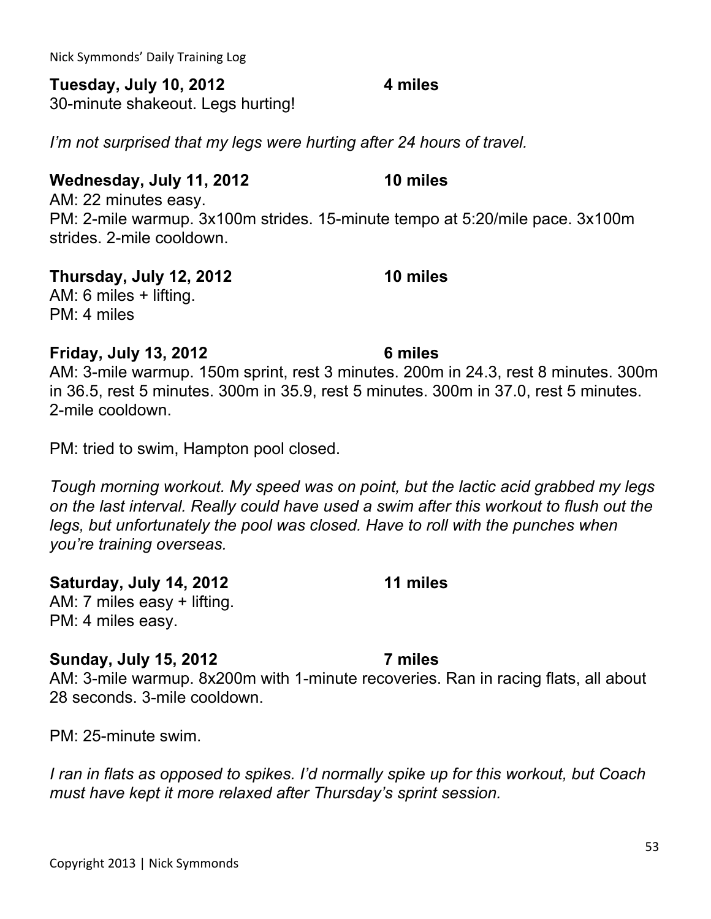**Tuesday, July 10, 2012** **4 miles**
30-minute shakeout. Legs hurting!

*I'm not surprised that my legs were hurting after 24 hours of travel.*

**Wednesday, July 11, 2012** **10 miles**
AM: 22 minutes easy.
PM: 2-mile warmup. 3x100m strides. 15-minute tempo at 5:20/mile pace. 3x100m strides. 2-mile cooldown.

**Thursday, July 12, 2012** **10 miles**
AM: 6 miles + lifting.
PM: 4 miles

**Friday, July 13, 2012** **6 miles**
AM: 3-mile warmup. 150m sprint, rest 3 minutes. 200m in 24.3, rest 8 minutes. 300m in 36.5, rest 5 minutes. 300m in 35.9, rest 5 minutes. 300m in 37.0, rest 5 minutes. 2-mile cooldown.

PM: tried to swim, Hampton pool closed.

*Tough morning workout. My speed was on point, but the lactic acid grabbed my legs on the last interval. Really could have used a swim after this workout to flush out the legs, but unfortunately the pool was closed. Have to roll with the punches when you're training overseas.*

**Saturday, July 14, 2012** **11 miles**
AM: 7 miles easy + lifting.
PM: 4 miles easy.

**Sunday, July 15, 2012** **7 miles**
AM: 3-mile warmup. 8x200m with 1-minute recoveries. Ran in racing flats, all about 28 seconds. 3-mile cooldown.

PM: 25-minute swim.

*I ran in flats as opposed to spikes. I'd normally spike up for this workout, but Coach must have kept it more relaxed after Thursday's sprint session.*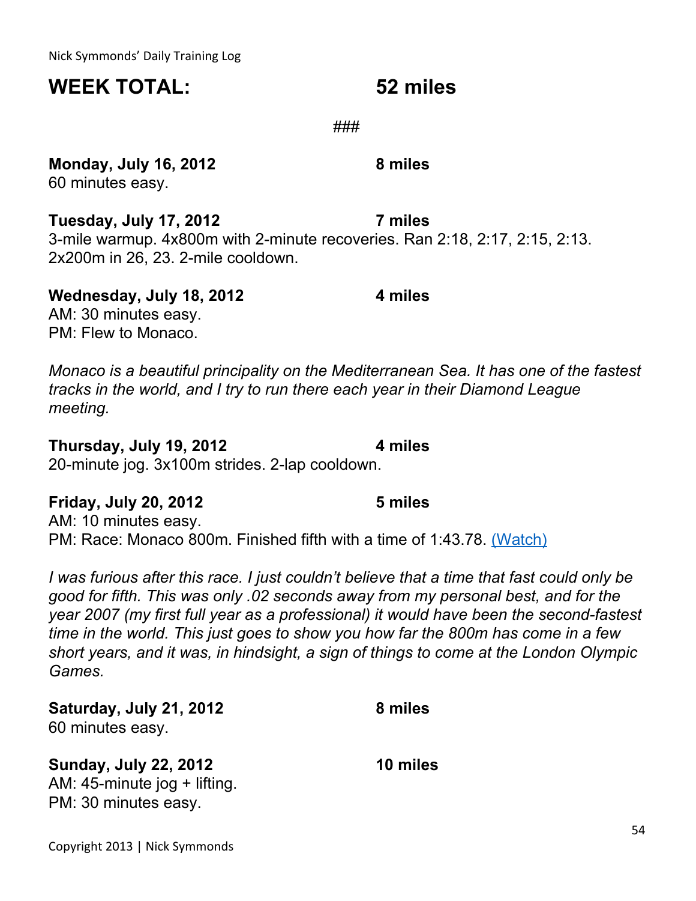**WEEK TOTAL: 52 miles**

###

**Monday, July 16, 2012 8 miles**
60 minutes easy.

**Tuesday, July 17, 2012 7 miles**
3-mile warmup. 4x800m with 2-minute recoveries. Ran 2:18, 2:17, 2:15, 2:13. 2x200m in 26, 23. 2-mile cooldown.

**Wednesday, July 18, 2012 4 miles**
AM: 30 minutes easy.
PM: Flew to Monaco.

*Monaco is a beautiful principality on the Mediterranean Sea. It has one of the fastest tracks in the world, and I try to run there each year in their Diamond League meeting.*

**Thursday, July 19, 2012 4 miles**
20-minute jog. 3x100m strides. 2-lap cooldown.

**Friday, July 20, 2012 5 miles**
AM: 10 minutes easy.
PM: Race: Monaco 800m. Finished fifth with a time of 1:43.78. (Watch)

*I was furious after this race. I just couldn't believe that a time that fast could only be good for fifth. This was only .02 seconds away from my personal best, and for the year 2007 (my first full year as a professional) it would have been the second-fastest time in the world. This just goes to show you how far the 800m has come in a few short years, and it was, in hindsight, a sign of things to come at the London Olympic Games.*

**Saturday, July 21, 2012 8 miles**
60 minutes easy.

**Sunday, July 22, 2012 10 miles**
AM: 45-minute jog + lifting.
PM: 30 minutes easy.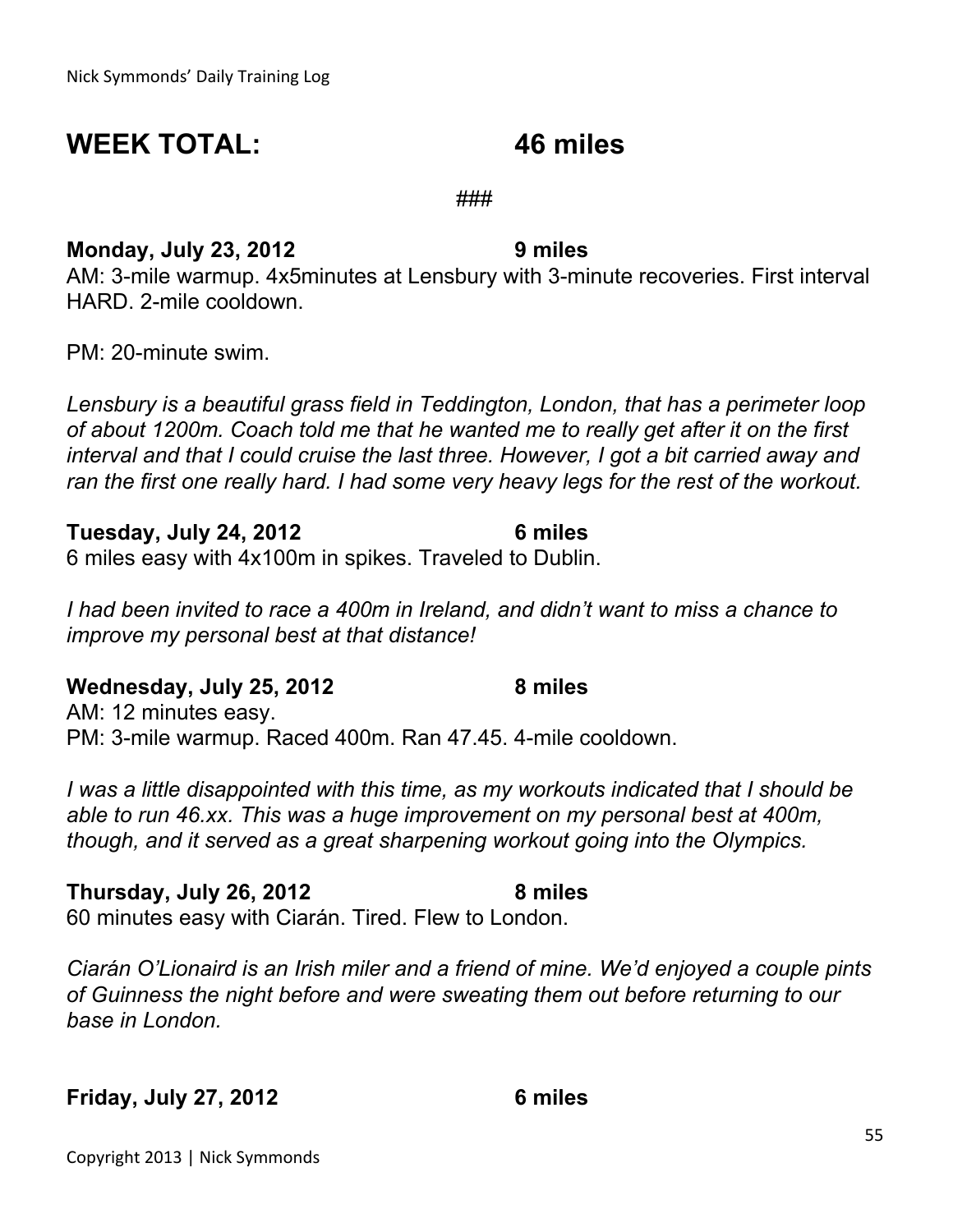## WEEK TOTAL: 46 miles

###

**Monday, July 23, 2012 9 miles**

AM: 3-mile warmup. 4x5minutes at Lensbury with 3-minute recoveries. First interval HARD. 2-mile cooldown.

PM: 20-minute swim.

*Lensbury is a beautiful grass field in Teddington, London, that has a perimeter loop of about 1200m. Coach told me that he wanted me to really get after it on the first interval and that I could cruise the last three. However, I got a bit carried away and ran the first one really hard. I had some very heavy legs for the rest of the workout.*

**Tuesday, July 24, 2012 6 miles**

6 miles easy with 4x100m in spikes. Traveled to Dublin.

*I had been invited to race a 400m in Ireland, and didn't want to miss a chance to improve my personal best at that distance!*

**Wednesday, July 25, 2012 8 miles**

AM: 12 minutes easy.
PM: 3-mile warmup. Raced 400m. Ran 47.45. 4-mile cooldown.

*I was a little disappointed with this time, as my workouts indicated that I should be able to run 46.xx. This was a huge improvement on my personal best at 400m, though, and it served as a great sharpening workout going into the Olympics.*

**Thursday, July 26, 2012 8 miles**

60 minutes easy with Ciarán. Tired. Flew to London.

*Ciarán O'Lionaird is an Irish miler and a friend of mine. We'd enjoyed a couple pints of Guinness the night before and were sweating them out before returning to our base in London.*

**Friday, July 27, 2012 6 miles**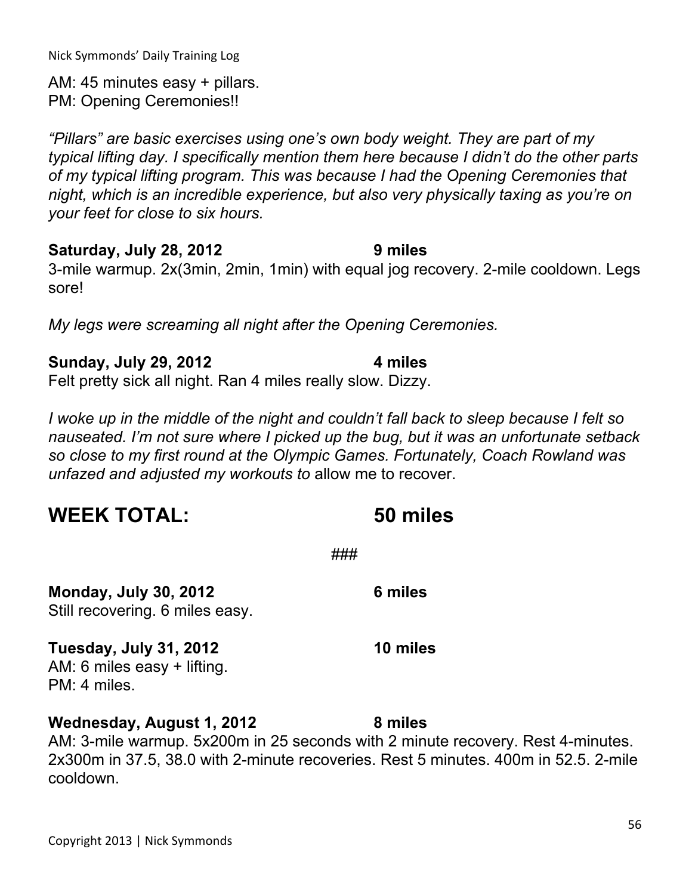AM: 45 minutes easy + pillars.
PM: Opening Ceremonies!!

*"Pillars" are basic exercises using one's own body weight. They are part of my typical lifting day. I specifically mention them here because I didn't do the other parts of my typical lifting program. This was because I had the Opening Ceremonies that night, which is an incredible experience, but also very physically taxing as you're on your feet for close to six hours.*

**Saturday, July 28, 2012 9 miles**
3-mile warmup. 2x(3min, 2min, 1min) with equal jog recovery. 2-mile cooldown. Legs sore!

*My legs were screaming all night after the Opening Ceremonies.*

**Sunday, July 29, 2012 4 miles**
Felt pretty sick all night. Ran 4 miles really slow. Dizzy.

*I woke up in the middle of the night and couldn't fall back to sleep because I felt so nauseated. I'm not sure where I picked up the bug, but it was an unfortunate setback so close to my first round at the Olympic Games. Fortunately, Coach Rowland was unfazed and adjusted my workouts to* allow me to recover.

## WEEK TOTAL: 50 miles

###

**Monday, July 30, 2012 6 miles**
Still recovering. 6 miles easy.

**Tuesday, July 31, 2012 10 miles**
AM: 6 miles easy + lifting.
PM: 4 miles.

**Wednesday, August 1, 2012 8 miles**
AM: 3-mile warmup. 5x200m in 25 seconds with 2 minute recovery. Rest 4-minutes. 2x300m in 37.5, 38.0 with 2-minute recoveries. Rest 5 minutes. 400m in 52.5. 2-mile cooldown.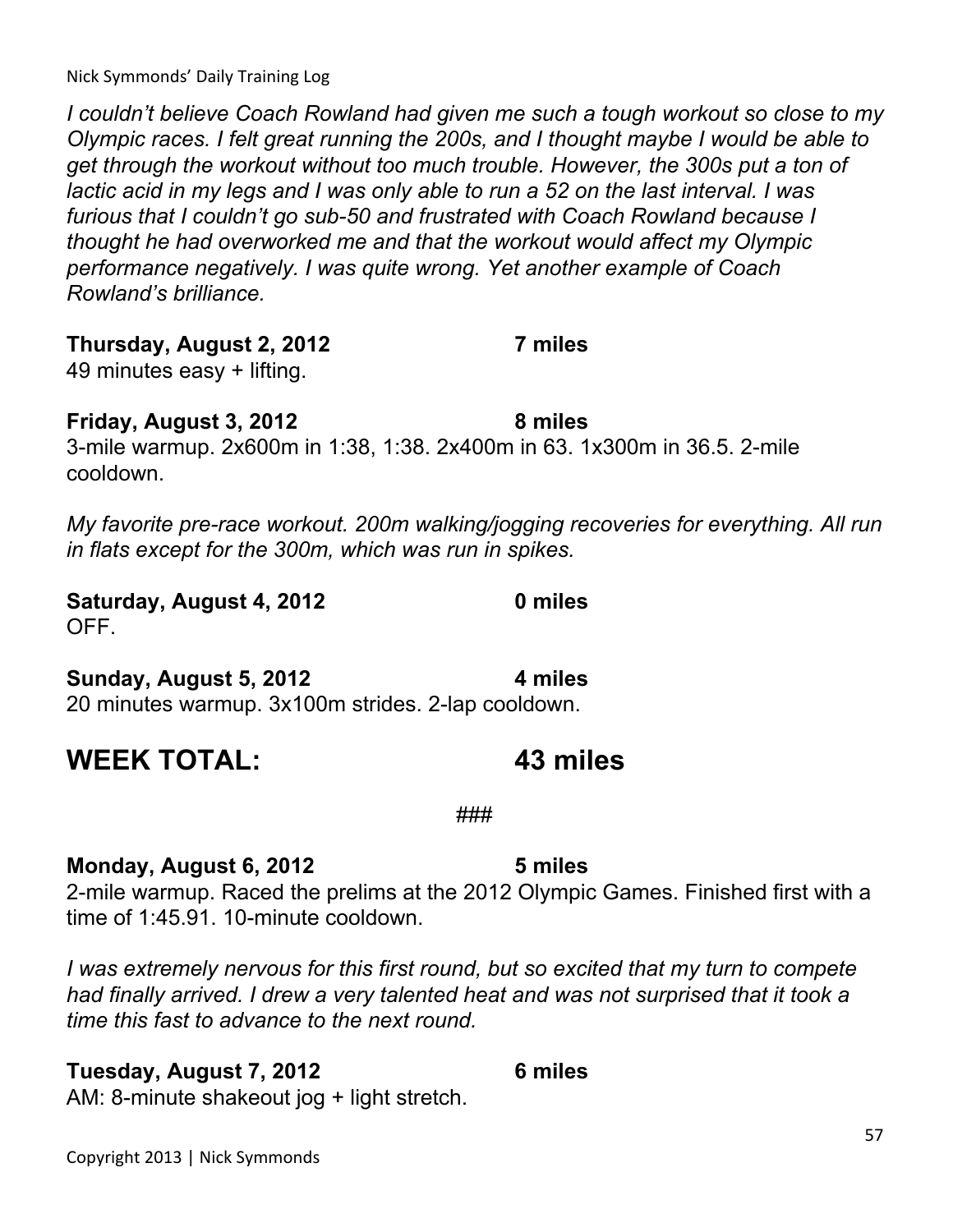*I couldn't believe Coach Rowland had given me such a tough workout so close to my Olympic races. I felt great running the 200s, and I thought maybe I would be able to get through the workout without too much trouble. However, the 300s put a ton of lactic acid in my legs and I was only able to run a 52 on the last interval. I was furious that I couldn't go sub-50 and frustrated with Coach Rowland because I thought he had overworked me and that the workout would affect my Olympic performance negatively. I was quite wrong. Yet another example of Coach Rowland's brilliance.*

**Thursday, August 2, 2012 — 7 miles**
49 minutes easy + lifting.

**Friday, August 3, 2012 — 8 miles**
3-mile warmup. 2x600m in 1:38, 1:38. 2x400m in 63. 1x300m in 36.5. 2-mile cooldown.

*My favorite pre-race workout. 200m walking/jogging recoveries for everything. All run in flats except for the 300m, which was run in spikes.*

**Saturday, August 4, 2012 — 0 miles**
OFF.

**Sunday, August 5, 2012 — 4 miles**
20 minutes warmup. 3x100m strides. 2-lap cooldown.

## WEEK TOTAL: 43 miles

###

**Monday, August 6, 2012 — 5 miles**
2-mile warmup. Raced the prelims at the 2012 Olympic Games. Finished first with a time of 1:45.91. 10-minute cooldown.

*I was extremely nervous for this first round, but so excited that my turn to compete had finally arrived. I drew a very talented heat and was not surprised that it took a time this fast to advance to the next round.*

**Tuesday, August 7, 2012 — 6 miles**
AM: 8-minute shakeout jog + light stretch.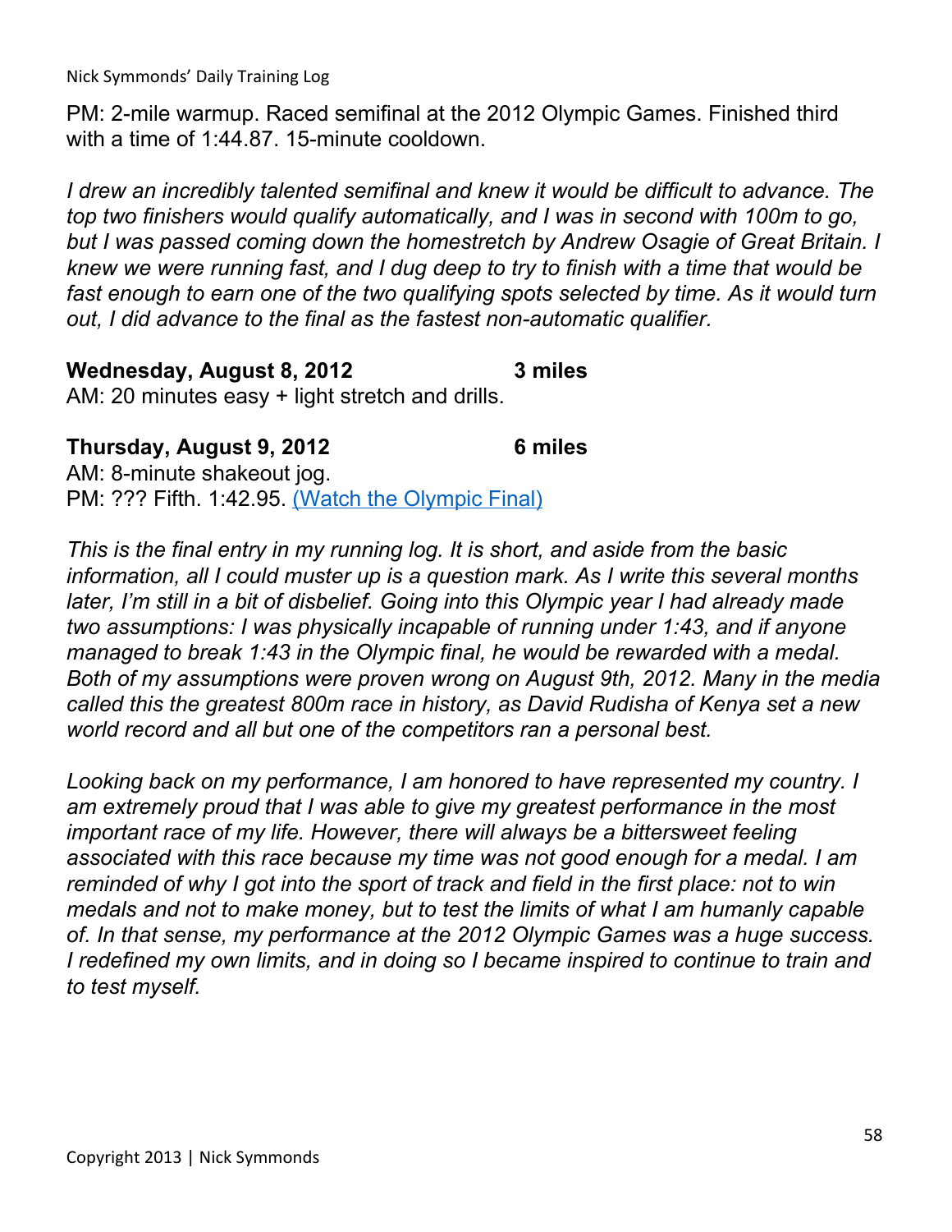PM: 2-mile warmup. Raced semifinal at the 2012 Olympic Games. Finished third with a time of 1:44.87. 15-minute cooldown.

*I drew an incredibly talented semifinal and knew it would be difficult to advance. The top two finishers would qualify automatically, and I was in second with 100m to go, but I was passed coming down the homestretch by Andrew Osagie of Great Britain. I knew we were running fast, and I dug deep to try to finish with a time that would be fast enough to earn one of the two qualifying spots selected by time. As it would turn out, I did advance to the final as the fastest non-automatic qualifier.*

**Wednesday, August 8, 2012** **3 miles**
AM: 20 minutes easy + light stretch and drills.

**Thursday, August 9, 2012** **6 miles**
AM: 8-minute shakeout jog.
PM: ??? Fifth. 1:42.95. (Watch the Olympic Final)

*This is the final entry in my running log. It is short, and aside from the basic information, all I could muster up is a question mark. As I write this several months later, I'm still in a bit of disbelief. Going into this Olympic year I had already made two assumptions: I was physically incapable of running under 1:43, and if anyone managed to break 1:43 in the Olympic final, he would be rewarded with a medal. Both of my assumptions were proven wrong on August 9th, 2012. Many in the media called this the greatest 800m race in history, as David Rudisha of Kenya set a new world record and all but one of the competitors ran a personal best.*

*Looking back on my performance, I am honored to have represented my country. I am extremely proud that I was able to give my greatest performance in the most important race of my life. However, there will always be a bittersweet feeling associated with this race because my time was not good enough for a medal. I am reminded of why I got into the sport of track and field in the first place: not to win medals and not to make money, but to test the limits of what I am humanly capable of. In that sense, my performance at the 2012 Olympic Games was a huge success. I redefined my own limits, and in doing so I became inspired to continue to train and to test myself.*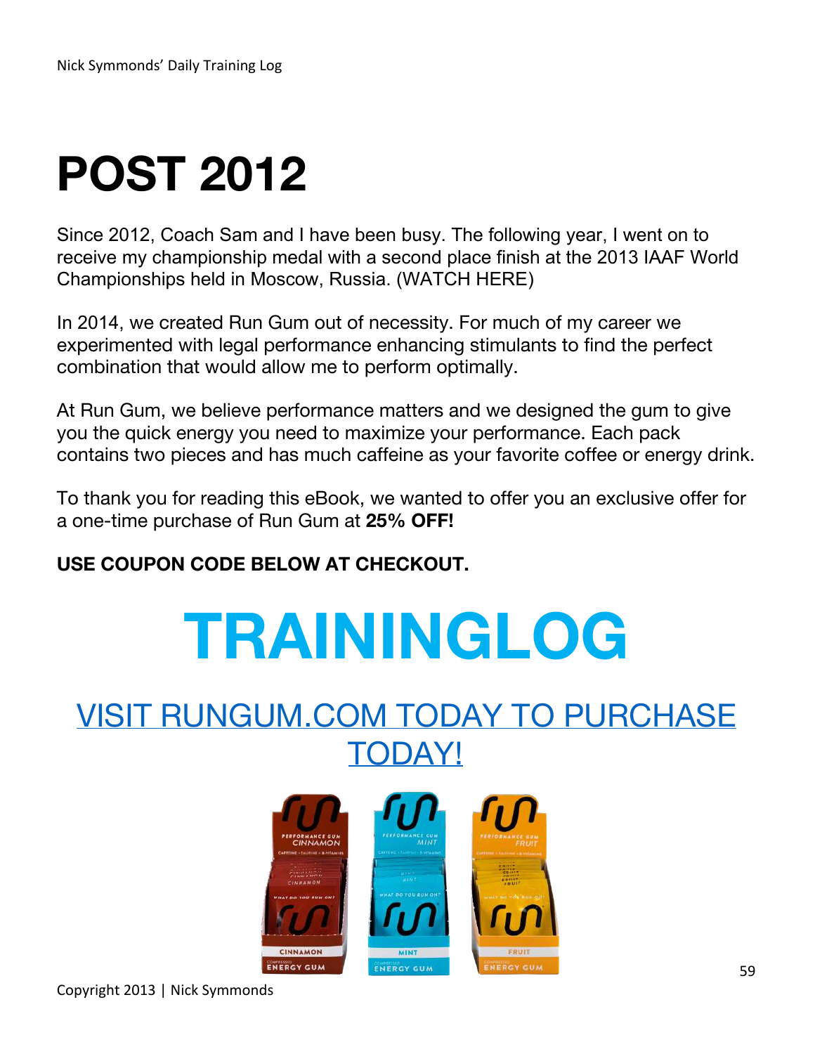# POST 2012

Since 2012, Coach Sam and I have been busy. The following year, I went on to receive my championship medal with a second place finish at the 2013 IAAF World Championships held in Moscow, Russia. (WATCH HERE)

In 2014, we created Run Gum out of necessity. For much of my career we experimented with legal performance enhancing stimulants to find the perfect combination that would allow me to perform optimally.

At Run Gum, we believe performance matters and we designed the gum to give you the quick energy you need to maximize your performance. Each pack contains two pieces and has much caffeine as your favorite coffee or energy drink.

To thank you for reading this eBook, we wanted to offer you an exclusive offer for a one-time purchase of Run Gum at **25% OFF!**

**USE COUPON CODE BELOW AT CHECKOUT.**

**TRAININGLOG**

VISIT RUNGUM.COM TODAY TO PURCHASE TODAY!